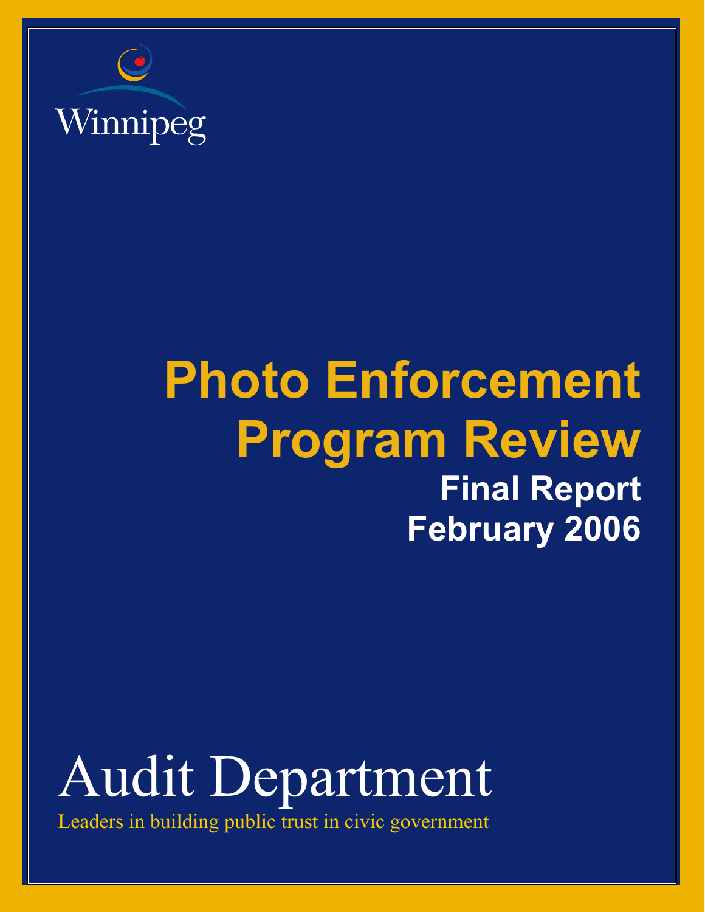Winnipeg

# Photo Enforcement Program Review

## Final Report

## February 2006

# Audit Department

Leaders in building public trust in civic government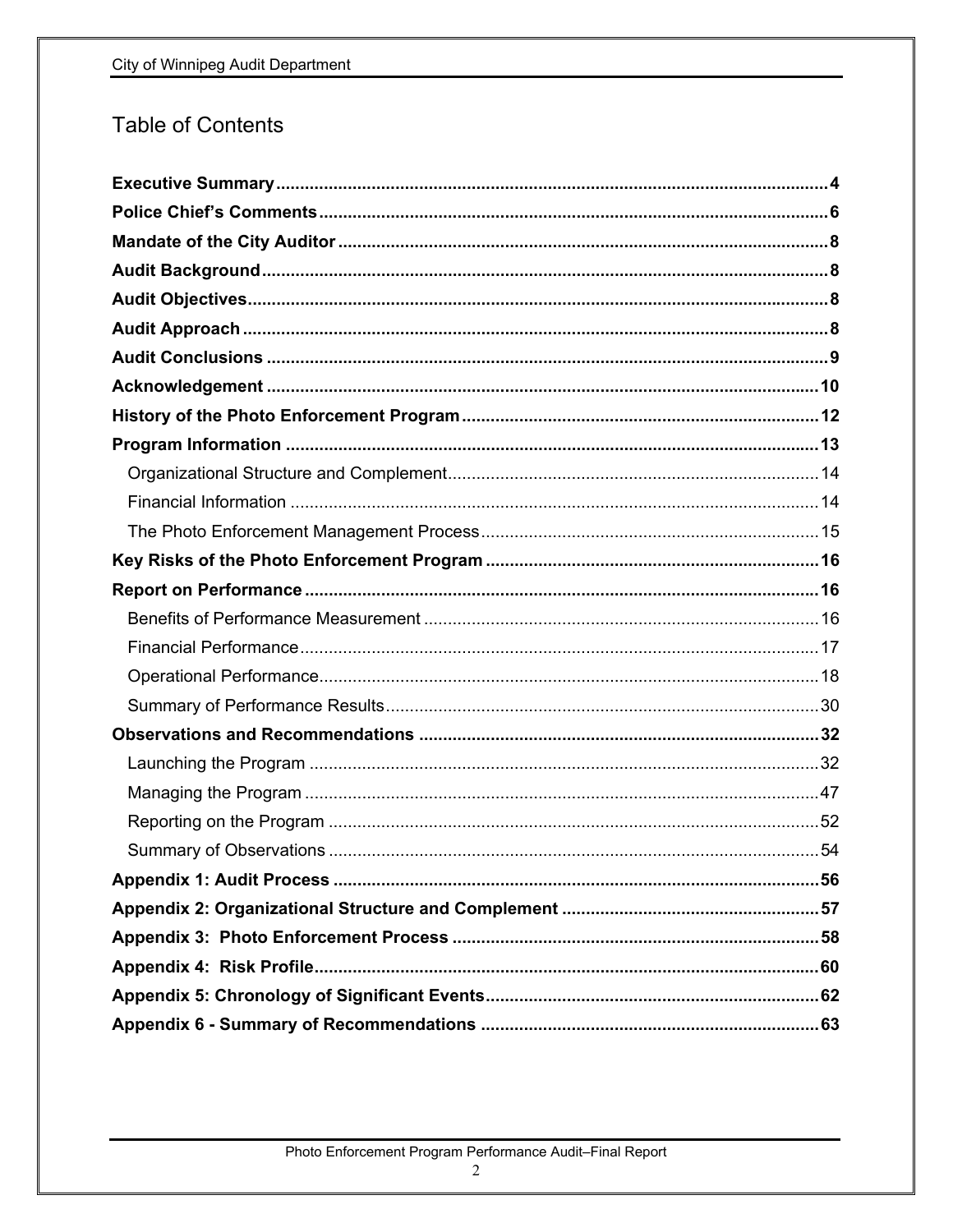# Table of Contents

**Executive Summary** ..... 4
**Police Chief's Comments** ..... 6
**Mandate of the City Auditor** ..... 8
**Audit Background** ..... 8
**Audit Objectives** ..... 8
**Audit Approach** ..... 8
**Audit Conclusions** ..... 9
**Acknowledgement** ..... 10
**History of the Photo Enforcement Program** ..... 12
**Program Information** ..... 13
- Organizational Structure and Complement ..... 14
- Financial Information ..... 14
- The Photo Enforcement Management Process ..... 15

**Key Risks of the Photo Enforcement Program** ..... 16
**Report on Performance** ..... 16
- Benefits of Performance Measurement ..... 16
- Financial Performance ..... 17
- Operational Performance ..... 18
- Summary of Performance Results ..... 30

**Observations and Recommendations** ..... 32
- Launching the Program ..... 32
- Managing the Program ..... 47
- Reporting on the Program ..... 52
- Summary of Observations ..... 54

**Appendix 1: Audit Process** ..... 56
**Appendix 2: Organizational Structure and Complement** ..... 57
**Appendix 3: Photo Enforcement Process** ..... 58
**Appendix 4: Risk Profile** ..... 60
**Appendix 5: Chronology of Significant Events** ..... 62
**Appendix 6 - Summary of Recommendations** ..... 63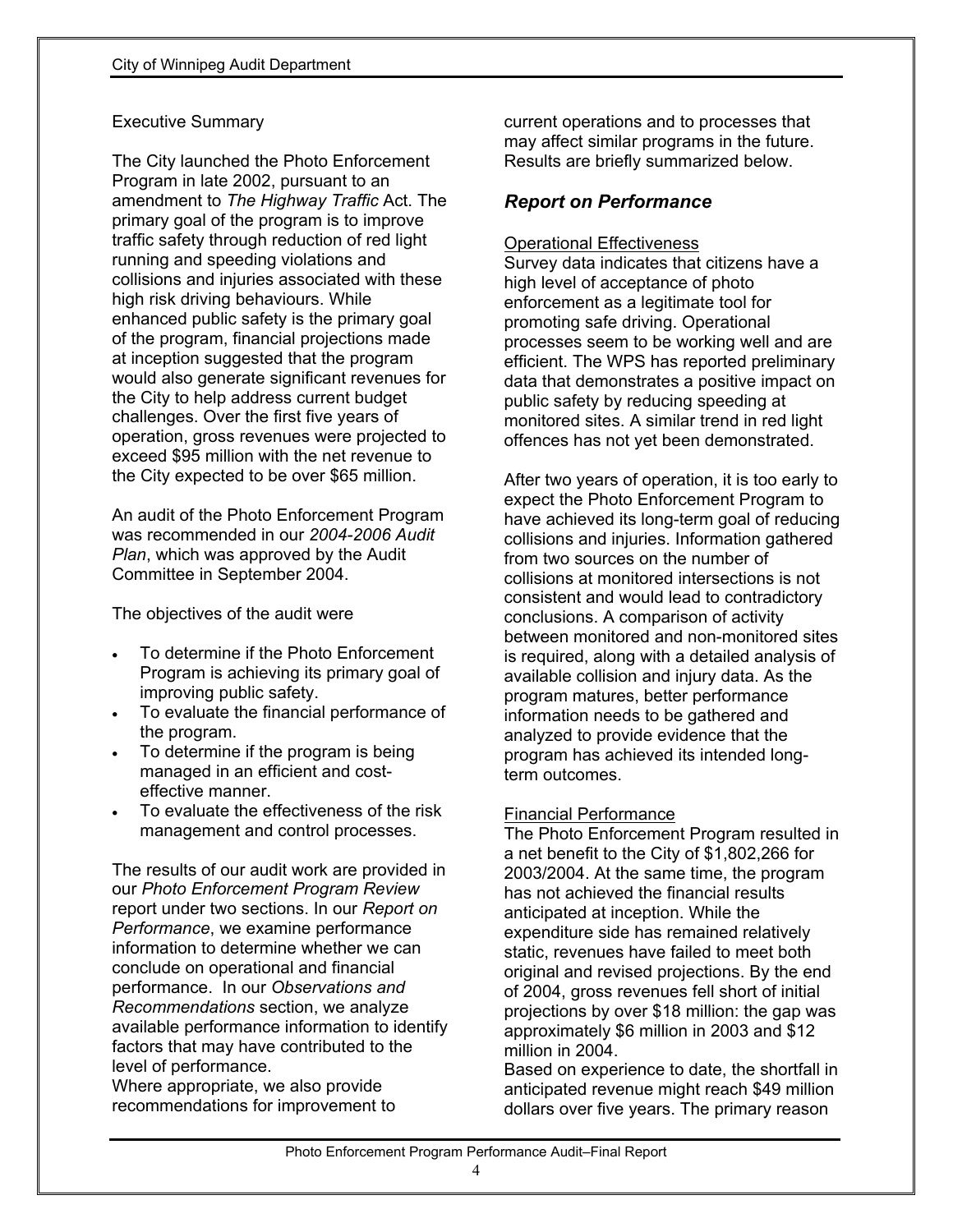Executive Summary

The City launched the Photo Enforcement Program in late 2002, pursuant to an amendment to *The Highway Traffic* Act. The primary goal of the program is to improve traffic safety through reduction of red light running and speeding violations and collisions and injuries associated with these high risk driving behaviours. While enhanced public safety is the primary goal of the program, financial projections made at inception suggested that the program would also generate significant revenues for the City to help address current budget challenges. Over the first five years of operation, gross revenues were projected to exceed $95 million with the net revenue to the City expected to be over $65 million.

An audit of the Photo Enforcement Program was recommended in our *2004-2006 Audit Plan*, which was approved by the Audit Committee in September 2004.

The objectives of the audit were

- To determine if the Photo Enforcement Program is achieving its primary goal of improving public safety.
- To evaluate the financial performance of the program.
- To determine if the program is being managed in an efficient and cost-effective manner.
- To evaluate the effectiveness of the risk management and control processes.

The results of our audit work are provided in our *Photo Enforcement Program Review* report under two sections. In our *Report on Performance*, we examine performance information to determine whether we can conclude on operational and financial performance. In our *Observations and Recommendations* section, we analyze available performance information to identify factors that may have contributed to the level of performance.
Where appropriate, we also provide recommendations for improvement to current operations and to processes that may affect similar programs in the future. Results are briefly summarized below.

## *Report on Performance*

Operational Effectiveness
Survey data indicates that citizens have a high level of acceptance of photo enforcement as a legitimate tool for promoting safe driving. Operational processes seem to be working well and are efficient. The WPS has reported preliminary data that demonstrates a positive impact on public safety by reducing speeding at monitored sites. A similar trend in red light offences has not yet been demonstrated.

After two years of operation, it is too early to expect the Photo Enforcement Program to have achieved its long-term goal of reducing collisions and injuries. Information gathered from two sources on the number of collisions at monitored intersections is not consistent and would lead to contradictory conclusions. A comparison of activity between monitored and non-monitored sites is required, along with a detailed analysis of available collision and injury data. As the program matures, better performance information needs to be gathered and analyzed to provide evidence that the program has achieved its intended long-term outcomes.

Financial Performance
The Photo Enforcement Program resulted in a net benefit to the City of $1,802,266 for 2003/2004. At the same time, the program has not achieved the financial results anticipated at inception. While the expenditure side has remained relatively static, revenues have failed to meet both original and revised projections. By the end of 2004, gross revenues fell short of initial projections by over $18 million: the gap was approximately $6 million in 2003 and $12 million in 2004.
Based on experience to date, the shortfall in anticipated revenue might reach $49 million dollars over five years. The primary reason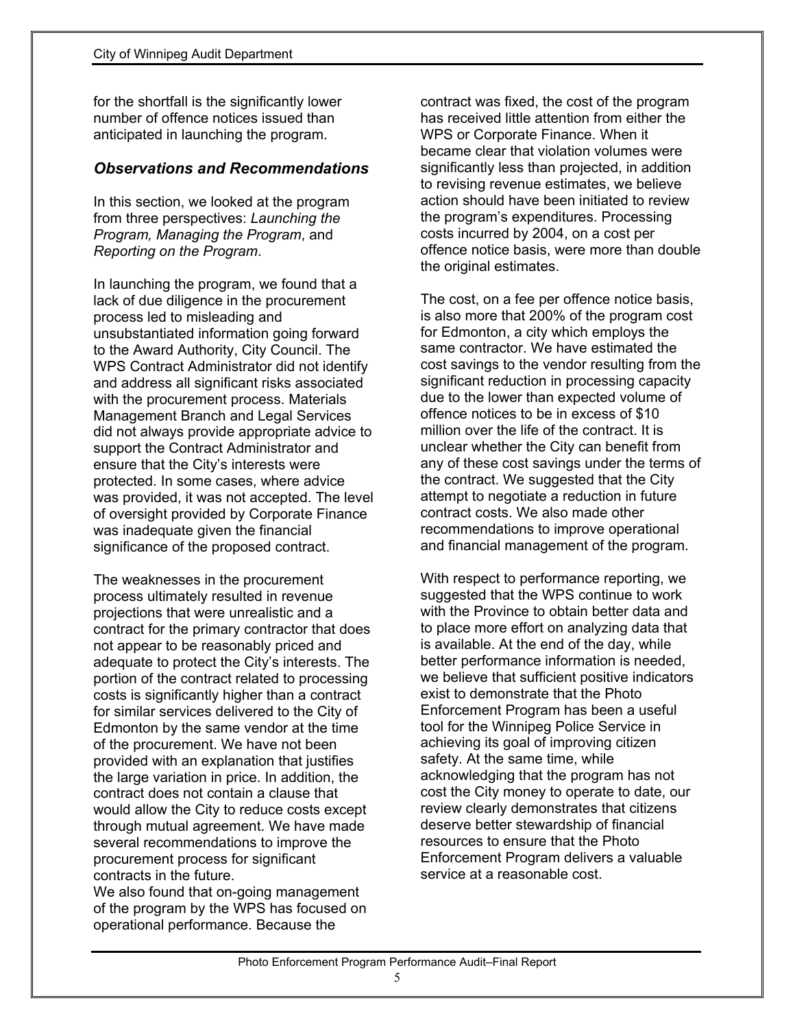for the shortfall is the significantly lower number of offence notices issued than anticipated in launching the program.

### *Observations and Recommendations*

In this section, we looked at the program from three perspectives: *Launching the Program, Managing the Program*, and *Reporting on the Program*.

In launching the program, we found that a lack of due diligence in the procurement process led to misleading and unsubstantiated information going forward to the Award Authority, City Council. The WPS Contract Administrator did not identify and address all significant risks associated with the procurement process. Materials Management Branch and Legal Services did not always provide appropriate advice to support the Contract Administrator and ensure that the City's interests were protected. In some cases, where advice was provided, it was not accepted. The level of oversight provided by Corporate Finance was inadequate given the financial significance of the proposed contract.

The weaknesses in the procurement process ultimately resulted in revenue projections that were unrealistic and a contract for the primary contractor that does not appear to be reasonably priced and adequate to protect the City's interests. The portion of the contract related to processing costs is significantly higher than a contract for similar services delivered to the City of Edmonton by the same vendor at the time of the procurement. We have not been provided with an explanation that justifies the large variation in price. In addition, the contract does not contain a clause that would allow the City to reduce costs except through mutual agreement. We have made several recommendations to improve the procurement process for significant contracts in the future.

We also found that on-going management of the program by the WPS has focused on operational performance. Because the contract was fixed, the cost of the program has received little attention from either the WPS or Corporate Finance. When it became clear that violation volumes were significantly less than projected, in addition to revising revenue estimates, we believe action should have been initiated to review the program's expenditures. Processing costs incurred by 2004, on a cost per offence notice basis, were more than double the original estimates.

The cost, on a fee per offence notice basis, is also more that 200% of the program cost for Edmonton, a city which employs the same contractor. We have estimated the cost savings to the vendor resulting from the significant reduction in processing capacity due to the lower than expected volume of offence notices to be in excess of $10 million over the life of the contract. It is unclear whether the City can benefit from any of these cost savings under the terms of the contract. We suggested that the City attempt to negotiate a reduction in future contract costs. We also made other recommendations to improve operational and financial management of the program.

With respect to performance reporting, we suggested that the WPS continue to work with the Province to obtain better data and to place more effort on analyzing data that is available. At the end of the day, while better performance information is needed, we believe that sufficient positive indicators exist to demonstrate that the Photo Enforcement Program has been a useful tool for the Winnipeg Police Service in achieving its goal of improving citizen safety. At the same time, while acknowledging that the program has not cost the City money to operate to date, our review clearly demonstrates that citizens deserve better stewardship of financial resources to ensure that the Photo Enforcement Program delivers a valuable service at a reasonable cost.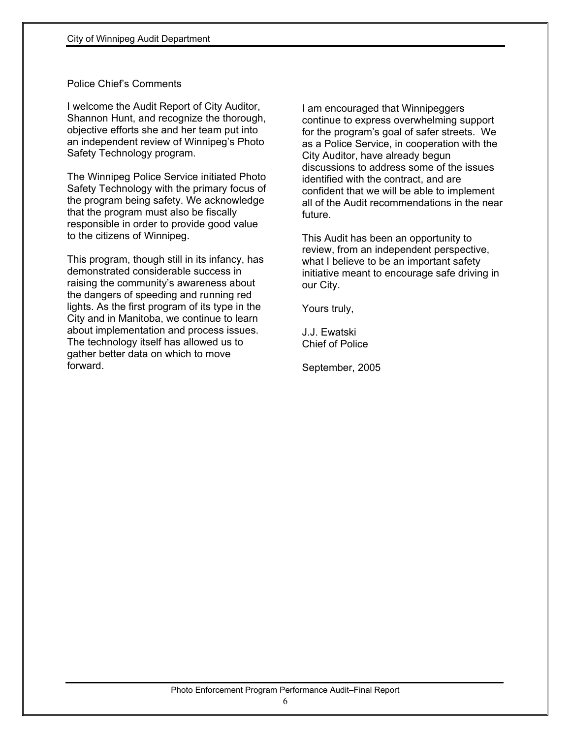## Police Chief's Comments

I welcome the Audit Report of City Auditor, Shannon Hunt, and recognize the thorough, objective efforts she and her team put into an independent review of Winnipeg's Photo Safety Technology program.

The Winnipeg Police Service initiated Photo Safety Technology with the primary focus of the program being safety. We acknowledge that the program must also be fiscally responsible in order to provide good value to the citizens of Winnipeg.

This program, though still in its infancy, has demonstrated considerable success in raising the community's awareness about the dangers of speeding and running red lights. As the first program of its type in the City and in Manitoba, we continue to learn about implementation and process issues. The technology itself has allowed us to gather better data on which to move forward.

I am encouraged that Winnipeggers continue to express overwhelming support for the program's goal of safer streets. We as a Police Service, in cooperation with the City Auditor, have already begun discussions to address some of the issues identified with the contract, and are confident that we will be able to implement all of the Audit recommendations in the near future.

This Audit has been an opportunity to review, from an independent perspective, what I believe to be an important safety initiative meant to encourage safe driving in our City.

Yours truly,

J.J. Ewatski
Chief of Police

September, 2005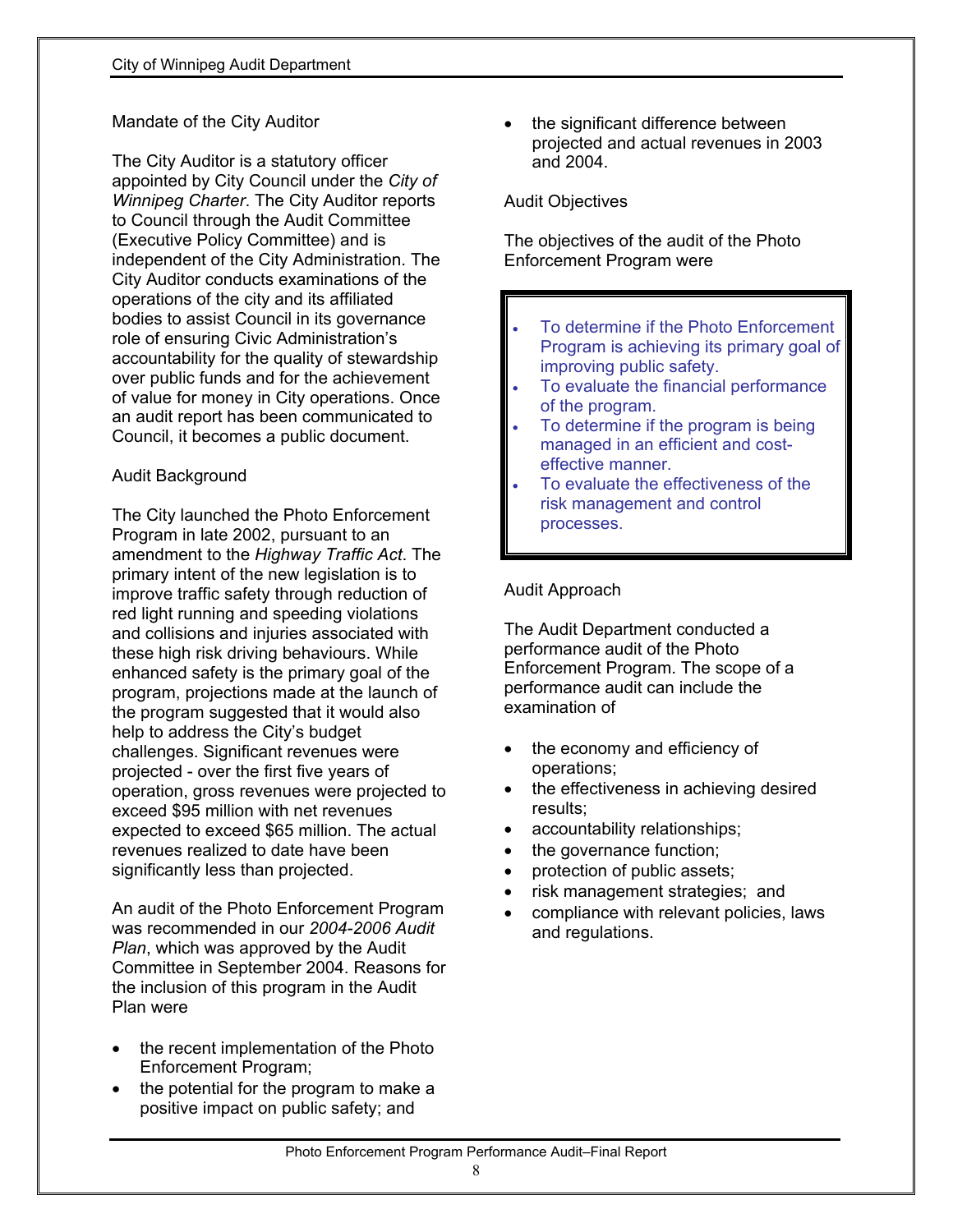## Mandate of the City Auditor

The City Auditor is a statutory officer appointed by City Council under the *City of Winnipeg Charter*. The City Auditor reports to Council through the Audit Committee (Executive Policy Committee) and is independent of the City Administration. The City Auditor conducts examinations of the operations of the city and its affiliated bodies to assist Council in its governance role of ensuring Civic Administration's accountability for the quality of stewardship over public funds and for the achievement of value for money in City operations. Once an audit report has been communicated to Council, it becomes a public document.

## Audit Background

The City launched the Photo Enforcement Program in late 2002, pursuant to an amendment to the *Highway Traffic Act*. The primary intent of the new legislation is to improve traffic safety through reduction of red light running and speeding violations and collisions and injuries associated with these high risk driving behaviours. While enhanced safety is the primary goal of the program, projections made at the launch of the program suggested that it would also help to address the City's budget challenges. Significant revenues were projected - over the first five years of operation, gross revenues were projected to exceed $95 million with net revenues expected to exceed $65 million. The actual revenues realized to date have been significantly less than projected.

An audit of the Photo Enforcement Program was recommended in our *2004-2006 Audit Plan*, which was approved by the Audit Committee in September 2004. Reasons for the inclusion of this program in the Audit Plan were

- the recent implementation of the Photo Enforcement Program;
- the potential for the program to make a positive impact on public safety; and
- the significant difference between projected and actual revenues in 2003 and 2004.

## Audit Objectives

The objectives of the audit of the Photo Enforcement Program were

- To determine if the Photo Enforcement Program is achieving its primary goal of improving public safety.
- To evaluate the financial performance of the program.
- To determine if the program is being managed in an efficient and cost-effective manner.
- To evaluate the effectiveness of the risk management and control processes.

## Audit Approach

The Audit Department conducted a performance audit of the Photo Enforcement Program. The scope of a performance audit can include the examination of

- the economy and efficiency of operations;
- the effectiveness in achieving desired results;
- accountability relationships;
- the governance function;
- protection of public assets;
- risk management strategies; and
- compliance with relevant policies, laws and regulations.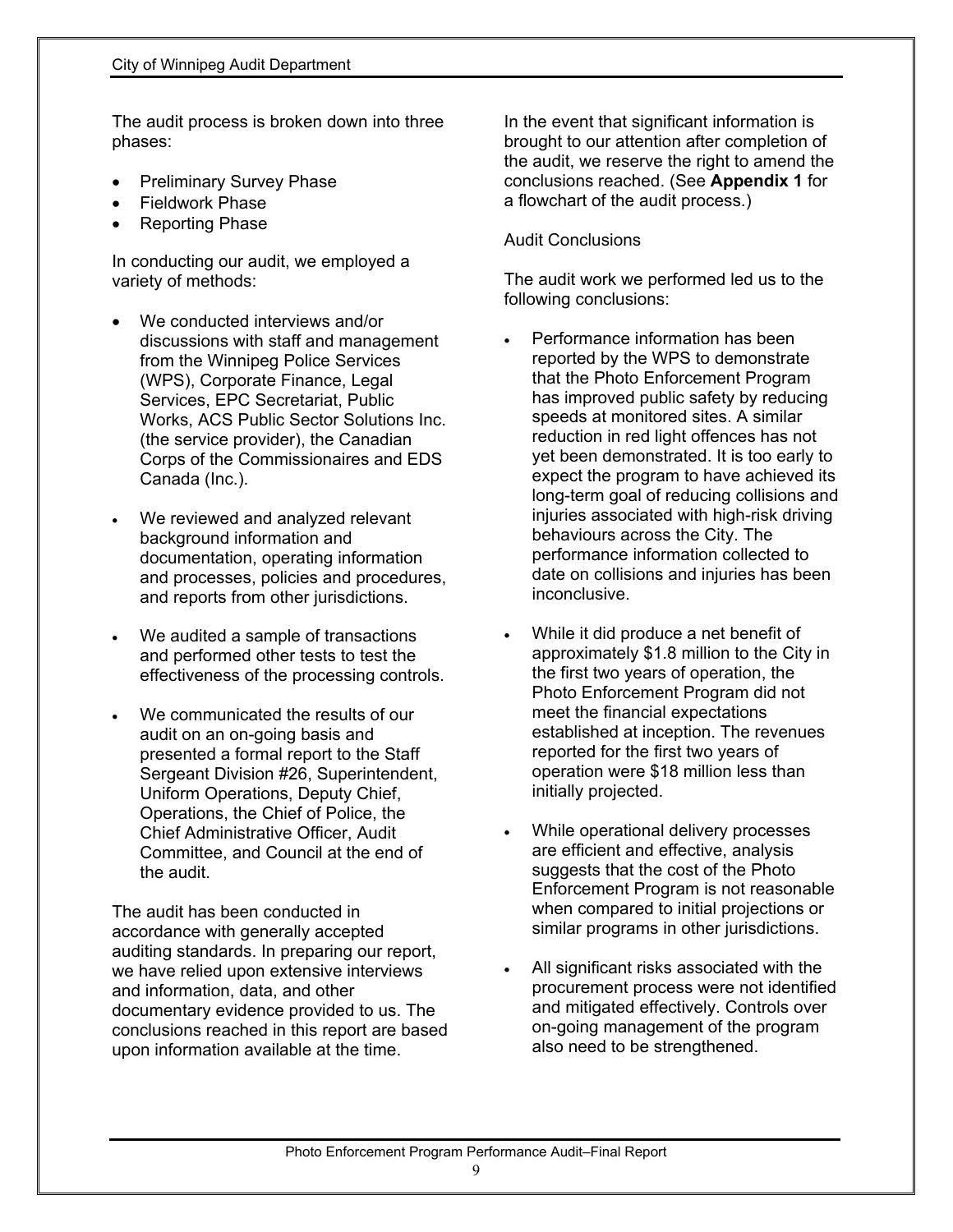The audit process is broken down into three phases:

- Preliminary Survey Phase
- Fieldwork Phase
- Reporting Phase

In conducting our audit, we employed a variety of methods:

- We conducted interviews and/or discussions with staff and management from the Winnipeg Police Services (WPS), Corporate Finance, Legal Services, EPC Secretariat, Public Works, ACS Public Sector Solutions Inc. (the service provider), the Canadian Corps of the Commissionaires and EDS Canada (Inc.).
- We reviewed and analyzed relevant background information and documentation, operating information and processes, policies and procedures, and reports from other jurisdictions.
- We audited a sample of transactions and performed other tests to test the effectiveness of the processing controls.
- We communicated the results of our audit on an on-going basis and presented a formal report to the Staff Sergeant Division #26, Superintendent, Uniform Operations, Deputy Chief, Operations, the Chief of Police, the Chief Administrative Officer, Audit Committee, and Council at the end of the audit.

The audit has been conducted in accordance with generally accepted auditing standards. In preparing our report, we have relied upon extensive interviews and information, data, and other documentary evidence provided to us. The conclusions reached in this report are based upon information available at the time.

In the event that significant information is brought to our attention after completion of the audit, we reserve the right to amend the conclusions reached. (See **Appendix 1** for a flowchart of the audit process.)

Audit Conclusions

The audit work we performed led us to the following conclusions:

- Performance information has been reported by the WPS to demonstrate that the Photo Enforcement Program has improved public safety by reducing speeds at monitored sites. A similar reduction in red light offences has not yet been demonstrated. It is too early to expect the program to have achieved its long-term goal of reducing collisions and injuries associated with high-risk driving behaviours across the City. The performance information collected to date on collisions and injuries has been inconclusive.
- While it did produce a net benefit of approximately $1.8 million to the City in the first two years of operation, the Photo Enforcement Program did not meet the financial expectations established at inception. The revenues reported for the first two years of operation were $18 million less than initially projected.
- While operational delivery processes are efficient and effective, analysis suggests that the cost of the Photo Enforcement Program is not reasonable when compared to initial projections or similar programs in other jurisdictions.
- All significant risks associated with the procurement process were not identified and mitigated effectively. Controls over on-going management of the program also need to be strengthened.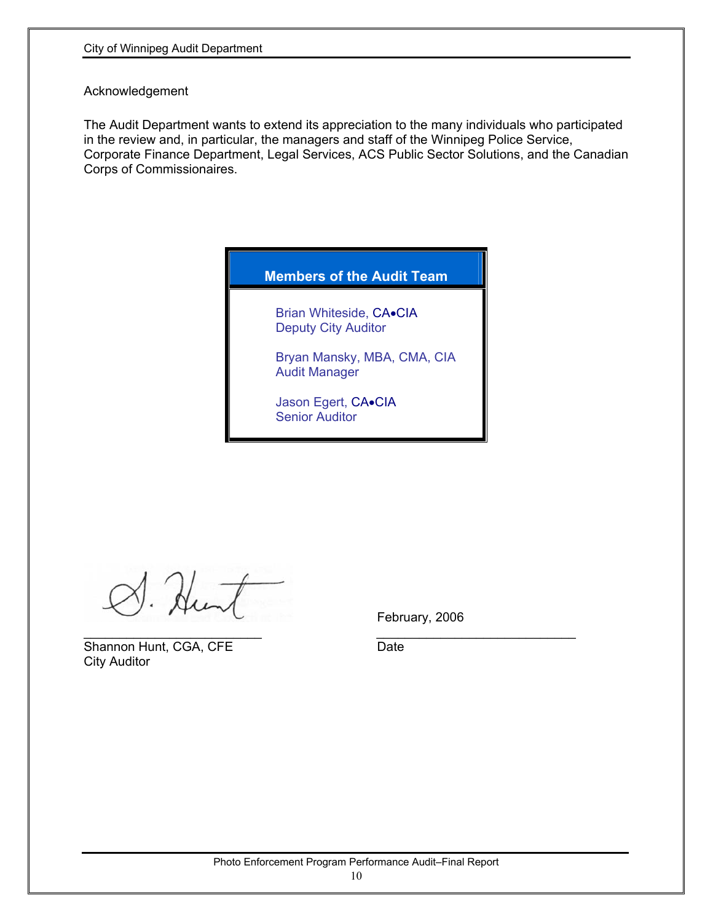Acknowledgement

The Audit Department wants to extend its appreciation to the many individuals who participated in the review and, in particular, the managers and staff of the Winnipeg Police Service, Corporate Finance Department, Legal Services, ACS Public Sector Solutions, and the Canadian Corps of Commissionaires.

| Members of the Audit Team |
|---|
| Brian Whiteside, CA•CIA<br>Deputy City Auditor<br><br>Bryan Mansky, MBA, CMA, CIA<br>Audit Manager<br><br>Jason Egert, CA•CIA<br>Senior Auditor |

S. Hunt

\_\_\_\_\_\_\_\_\_\_\_\_\_\_\_\_\_\_\_\_\_\_\_\_\_\_
Shannon Hunt, CGA, CFE
City Auditor

February, 2006
\_\_\_\_\_\_\_\_\_\_\_\_\_\_\_\_\_\_\_\_\_\_\_\_\_\_
Date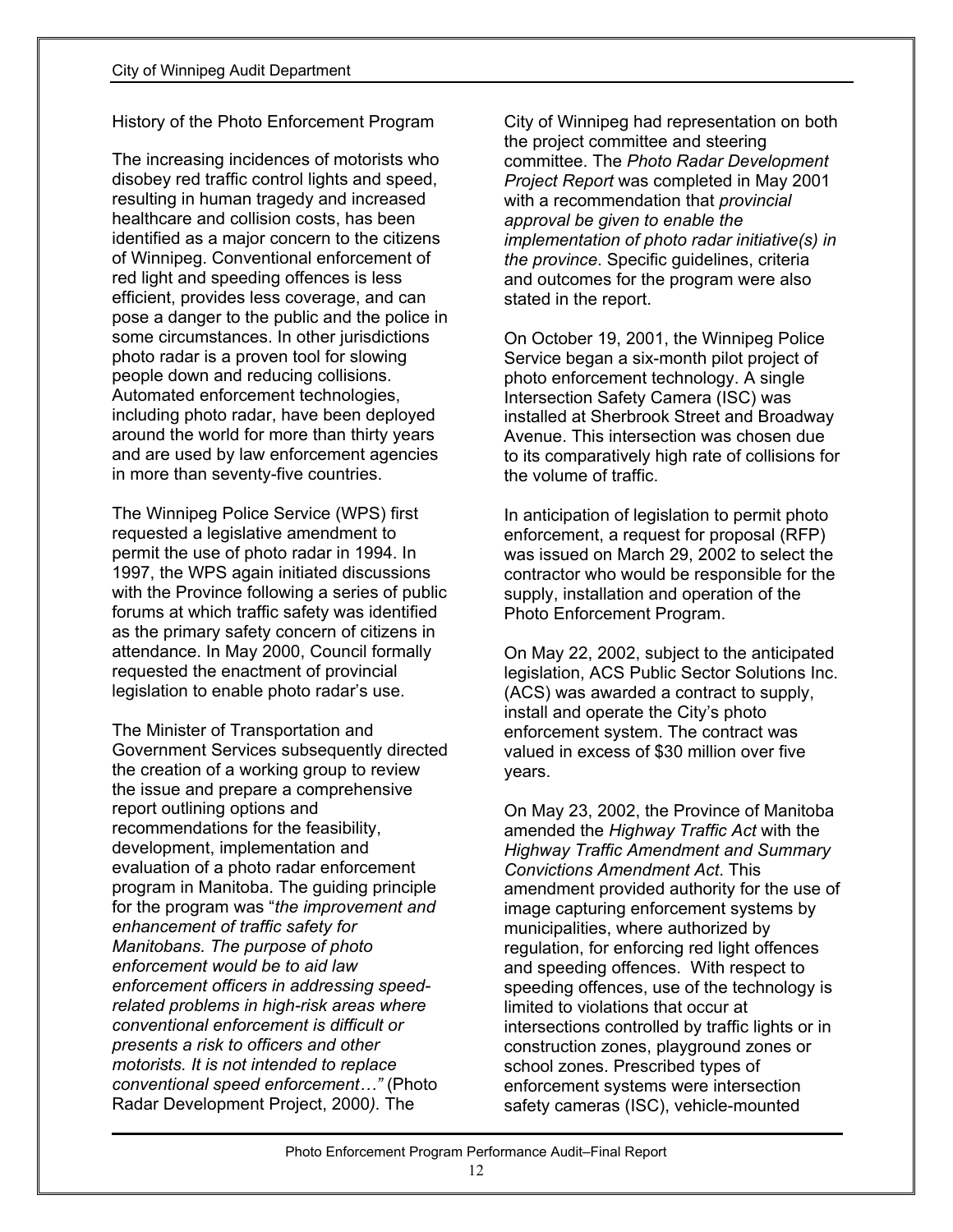## History of the Photo Enforcement Program

The increasing incidences of motorists who disobey red traffic control lights and speed, resulting in human tragedy and increased healthcare and collision costs, has been identified as a major concern to the citizens of Winnipeg. Conventional enforcement of red light and speeding offences is less efficient, provides less coverage, and can pose a danger to the public and the police in some circumstances. In other jurisdictions photo radar is a proven tool for slowing people down and reducing collisions. Automated enforcement technologies, including photo radar, have been deployed around the world for more than thirty years and are used by law enforcement agencies in more than seventy-five countries.

The Winnipeg Police Service (WPS) first requested a legislative amendment to permit the use of photo radar in 1994. In 1997, the WPS again initiated discussions with the Province following a series of public forums at which traffic safety was identified as the primary safety concern of citizens in attendance. In May 2000, Council formally requested the enactment of provincial legislation to enable photo radar's use.

The Minister of Transportation and Government Services subsequently directed the creation of a working group to review the issue and prepare a comprehensive report outlining options and recommendations for the feasibility, development, implementation and evaluation of a photo radar enforcement program in Manitoba. The guiding principle for the program was "*the improvement and enhancement of traffic safety for Manitobans. The purpose of photo enforcement would be to aid law enforcement officers in addressing speed-related problems in high-risk areas where conventional enforcement is difficult or presents a risk to officers and other motorists. It is not intended to replace conventional speed enforcement…"* (Photo Radar Development Project, 2000). The City of Winnipeg had representation on both the project committee and steering committee. The *Photo Radar Development Project Report* was completed in May 2001 with a recommendation that *provincial approval be given to enable the implementation of photo radar initiative(s) in the province*. Specific guidelines, criteria and outcomes for the program were also stated in the report.

On October 19, 2001, the Winnipeg Police Service began a six-month pilot project of photo enforcement technology. A single Intersection Safety Camera (ISC) was installed at Sherbrook Street and Broadway Avenue. This intersection was chosen due to its comparatively high rate of collisions for the volume of traffic.

In anticipation of legislation to permit photo enforcement, a request for proposal (RFP) was issued on March 29, 2002 to select the contractor who would be responsible for the supply, installation and operation of the Photo Enforcement Program.

On May 22, 2002, subject to the anticipated legislation, ACS Public Sector Solutions Inc. (ACS) was awarded a contract to supply, install and operate the City's photo enforcement system. The contract was valued in excess of $30 million over five years.

On May 23, 2002, the Province of Manitoba amended the *Highway Traffic Act* with the *Highway Traffic Amendment and Summary Convictions Amendment Act*. This amendment provided authority for the use of image capturing enforcement systems by municipalities, where authorized by regulation, for enforcing red light offences and speeding offences. With respect to speeding offences, use of the technology is limited to violations that occur at intersections controlled by traffic lights or in construction zones, playground zones or school zones. Prescribed types of enforcement systems were intersection safety cameras (ISC), vehicle-mounted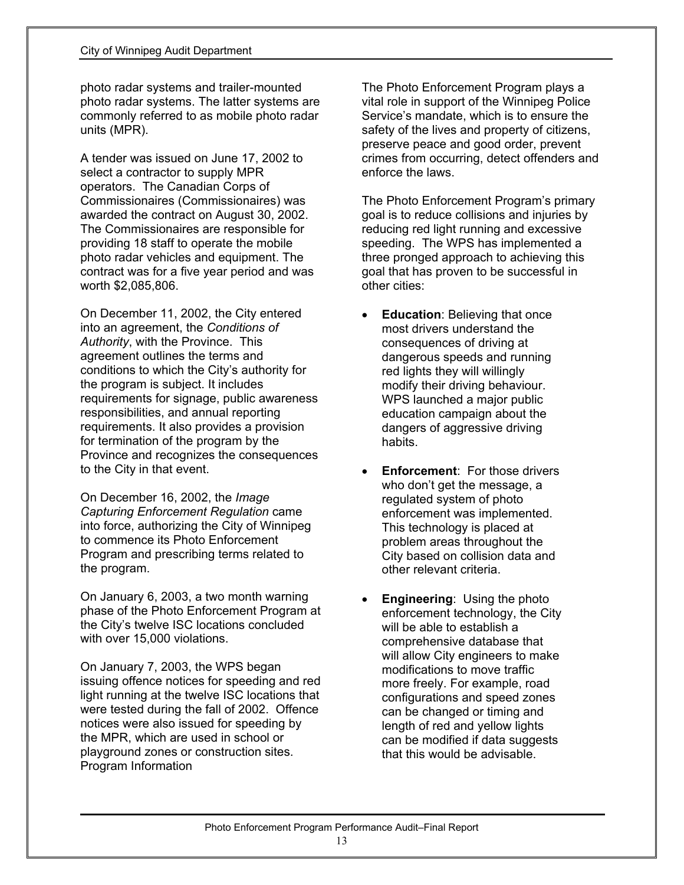photo radar systems and trailer-mounted photo radar systems. The latter systems are commonly referred to as mobile photo radar units (MPR).

A tender was issued on June 17, 2002 to select a contractor to supply MPR operators. The Canadian Corps of Commissionaires (Commissionaires) was awarded the contract on August 30, 2002. The Commissionaires are responsible for providing 18 staff to operate the mobile photo radar vehicles and equipment. The contract was for a five year period and was worth $2,085,806.

On December 11, 2002, the City entered into an agreement, the *Conditions of Authority*, with the Province. This agreement outlines the terms and conditions to which the City's authority for the program is subject. It includes requirements for signage, public awareness responsibilities, and annual reporting requirements. It also provides a provision for termination of the program by the Province and recognizes the consequences to the City in that event.

On December 16, 2002, the *Image Capturing Enforcement Regulation* came into force, authorizing the City of Winnipeg to commence its Photo Enforcement Program and prescribing terms related to the program.

On January 6, 2003, a two month warning phase of the Photo Enforcement Program at the City's twelve ISC locations concluded with over 15,000 violations.

On January 7, 2003, the WPS began issuing offence notices for speeding and red light running at the twelve ISC locations that were tested during the fall of 2002. Offence notices were also issued for speeding by the MPR, which are used in school or playground zones or construction sites.
Program Information

The Photo Enforcement Program plays a vital role in support of the Winnipeg Police Service's mandate, which is to ensure the safety of the lives and property of citizens, preserve peace and good order, prevent crimes from occurring, detect offenders and enforce the laws.

The Photo Enforcement Program's primary goal is to reduce collisions and injuries by reducing red light running and excessive speeding. The WPS has implemented a three pronged approach to achieving this goal that has proven to be successful in other cities:

- **Education**: Believing that once most drivers understand the consequences of driving at dangerous speeds and running red lights they will willingly modify their driving behaviour. WPS launched a major public education campaign about the dangers of aggressive driving habits.
- **Enforcement**: For those drivers who don't get the message, a regulated system of photo enforcement was implemented. This technology is placed at problem areas throughout the City based on collision data and other relevant criteria.
- **Engineering**: Using the photo enforcement technology, the City will be able to establish a comprehensive database that will allow City engineers to make modifications to move traffic more freely. For example, road configurations and speed zones can be changed or timing and length of red and yellow lights can be modified if data suggests that this would be advisable.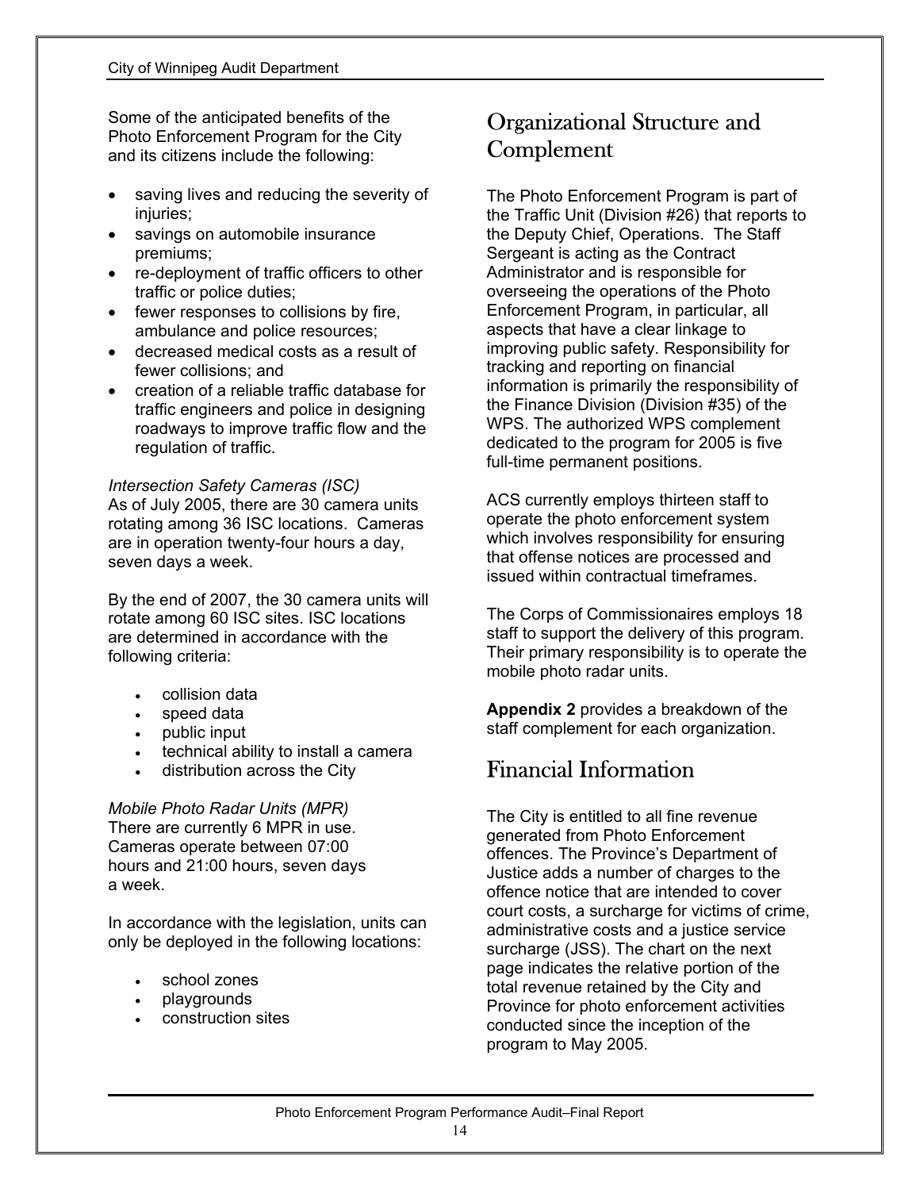Some of the anticipated benefits of the Photo Enforcement Program for the City and its citizens include the following:

- saving lives and reducing the severity of injuries;
- savings on automobile insurance premiums;
- re-deployment of traffic officers to other traffic or police duties;
- fewer responses to collisions by fire, ambulance and police resources;
- decreased medical costs as a result of fewer collisions; and
- creation of a reliable traffic database for traffic engineers and police in designing roadways to improve traffic flow and the regulation of traffic.

*Intersection Safety Cameras (ISC)*
As of July 2005, there are 30 camera units rotating among 36 ISC locations. Cameras are in operation twenty-four hours a day, seven days a week.

By the end of 2007, the 30 camera units will rotate among 60 ISC sites. ISC locations are determined in accordance with the following criteria:

- collision data
- speed data
- public input
- technical ability to install a camera
- distribution across the City

*Mobile Photo Radar Units (MPR)*
There are currently 6 MPR in use. Cameras operate between 07:00 hours and 21:00 hours, seven days a week.

In accordance with the legislation, units can only be deployed in the following locations:

- school zones
- playgrounds
- construction sites

## Organizational Structure and Complement

The Photo Enforcement Program is part of the Traffic Unit (Division #26) that reports to the Deputy Chief, Operations. The Staff Sergeant is acting as the Contract Administrator and is responsible for overseeing the operations of the Photo Enforcement Program, in particular, all aspects that have a clear linkage to improving public safety. Responsibility for tracking and reporting on financial information is primarily the responsibility of the Finance Division (Division #35) of the WPS. The authorized WPS complement dedicated to the program for 2005 is five full-time permanent positions.

ACS currently employs thirteen staff to operate the photo enforcement system which involves responsibility for ensuring that offense notices are processed and issued within contractual timeframes.

The Corps of Commissionaires employs 18 staff to support the delivery of this program. Their primary responsibility is to operate the mobile photo radar units.

**Appendix 2** provides a breakdown of the staff complement for each organization.

## Financial Information

The City is entitled to all fine revenue generated from Photo Enforcement offences. The Province's Department of Justice adds a number of charges to the offence notice that are intended to cover court costs, a surcharge for victims of crime, administrative costs and a justice service surcharge (JSS). The chart on the next page indicates the relative portion of the total revenue retained by the City and Province for photo enforcement activities conducted since the inception of the program to May 2005.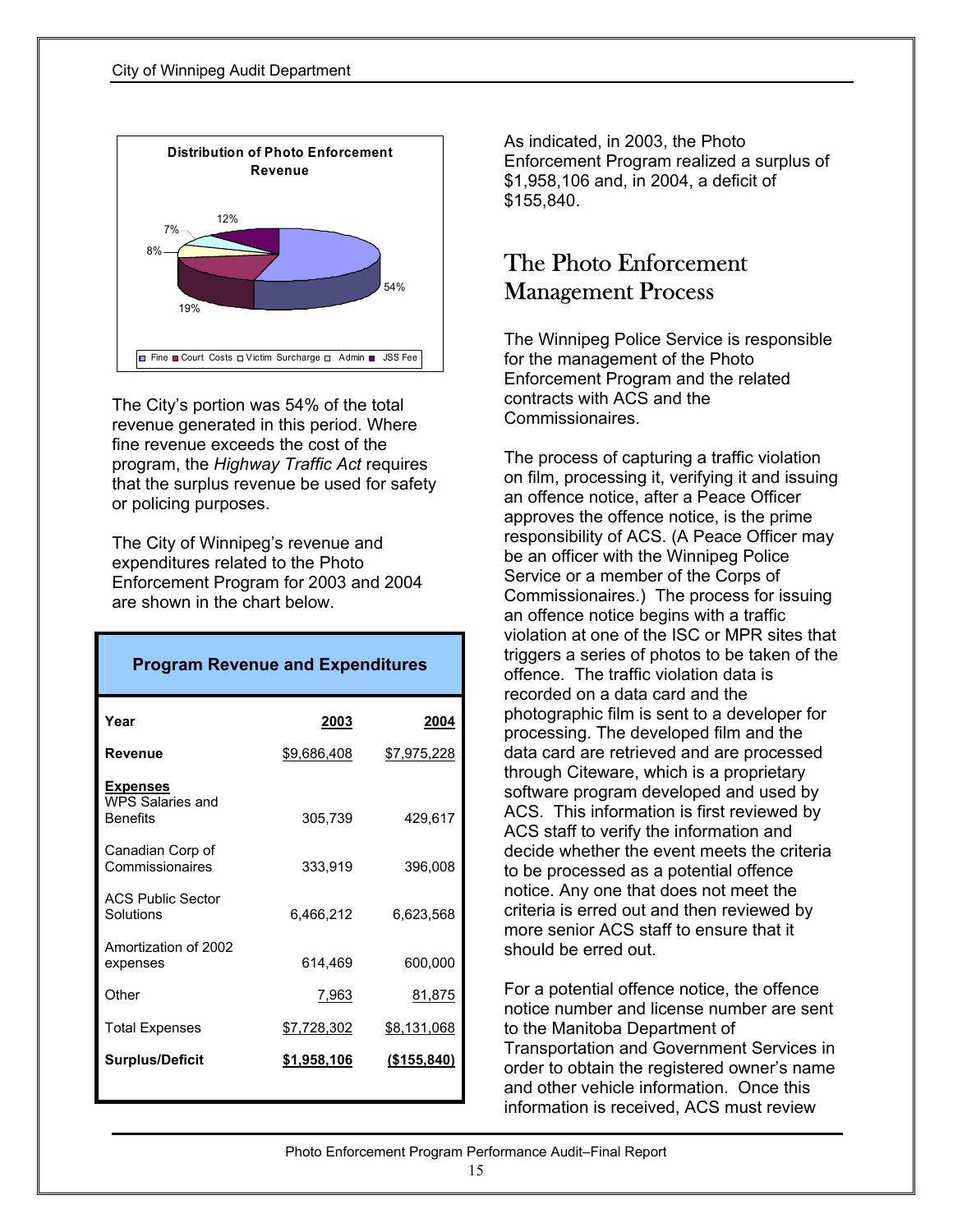**Distribution of Photo Enforcement Revenue**

Fine 54%, Court Costs 19%, Victim Surcharge 8%, Admin 7%, JSS Fee 12%

The City's portion was 54% of the total revenue generated in this period. Where fine revenue exceeds the cost of the program, the *Highway Traffic Act* requires that the surplus revenue be used for safety or policing purposes.

The City of Winnipeg's revenue and expenditures related to the Photo Enforcement Program for 2003 and 2004 are shown in the chart below.

**Program Revenue and Expenditures**

| Year | 2003 | 2004 |
|---|---|---|
| **Revenue** | $9,686,408 | $7,975,228 |
| **Expenses** | | |
| WPS Salaries and Benefits | 305,739 | 429,617 |
| Canadian Corp of Commissionaires | 333,919 | 396,008 |
| ACS Public Sector Solutions | 6,466,212 | 6,623,568 |
| Amortization of 2002 expenses | 614,469 | 600,000 |
| Other | 7,963 | 81,875 |
| Total Expenses | $7,728,302 | $8,131,068 |
| **Surplus/Deficit** | **$1,958,106** | **($155,840)** |

As indicated, in 2003, the Photo Enforcement Program realized a surplus of $1,958,106 and, in 2004, a deficit of $155,840.

## The Photo Enforcement Management Process

The Winnipeg Police Service is responsible for the management of the Photo Enforcement Program and the related contracts with ACS and the Commissionaires.

The process of capturing a traffic violation on film, processing it, verifying it and issuing an offence notice, after a Peace Officer approves the offence notice, is the prime responsibility of ACS. (A Peace Officer may be an officer with the Winnipeg Police Service or a member of the Corps of Commissionaires.) The process for issuing an offence notice begins with a traffic violation at one of the ISC or MPR sites that triggers a series of photos to be taken of the offence. The traffic violation data is recorded on a data card and the photographic film is sent to a developer for processing. The developed film and the data card are retrieved and are processed through Citeware, which is a proprietary software program developed and used by ACS. This information is first reviewed by ACS staff to verify the information and decide whether the event meets the criteria to be processed as a potential offence notice. Any one that does not meet the criteria is erred out and then reviewed by more senior ACS staff to ensure that it should be erred out.

For a potential offence notice, the offence notice number and license number are sent to the Manitoba Department of Transportation and Government Services in order to obtain the registered owner's name and other vehicle information. Once this information is received, ACS must review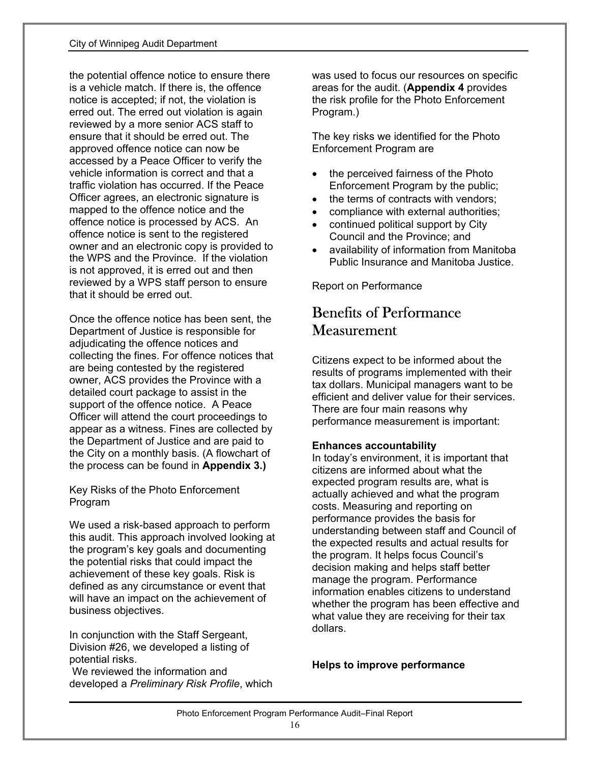the potential offence notice to ensure there is a vehicle match. If there is, the offence notice is accepted; if not, the violation is erred out. The erred out violation is again reviewed by a more senior ACS staff to ensure that it should be erred out. The approved offence notice can now be accessed by a Peace Officer to verify the vehicle information is correct and that a traffic violation has occurred. If the Peace Officer agrees, an electronic signature is mapped to the offence notice and the offence notice is processed by ACS. An offence notice is sent to the registered owner and an electronic copy is provided to the WPS and the Province. If the violation is not approved, it is erred out and then reviewed by a WPS staff person to ensure that it should be erred out.

Once the offence notice has been sent, the Department of Justice is responsible for adjudicating the offence notices and collecting the fines. For offence notices that are being contested by the registered owner, ACS provides the Province with a detailed court package to assist in the support of the offence notice. A Peace Officer will attend the court proceedings to appear as a witness. Fines are collected by the Department of Justice and are paid to the City on a monthly basis. (A flowchart of the process can be found in **Appendix 3.)**

Key Risks of the Photo Enforcement Program

We used a risk-based approach to perform this audit. This approach involved looking at the program's key goals and documenting the potential risks that could impact the achievement of these key goals. Risk is defined as any circumstance or event that will have an impact on the achievement of business objectives.

In conjunction with the Staff Sergeant, Division #26, we developed a listing of potential risks.
We reviewed the information and developed a *Preliminary Risk Profile*, which was used to focus our resources on specific areas for the audit. (**Appendix 4** provides the risk profile for the Photo Enforcement Program.)

The key risks we identified for the Photo Enforcement Program are

- the perceived fairness of the Photo Enforcement Program by the public;
- the terms of contracts with vendors;
- compliance with external authorities;
- continued political support by City Council and the Province; and
- availability of information from Manitoba Public Insurance and Manitoba Justice.

Report on Performance

## Benefits of Performance Measurement

Citizens expect to be informed about the results of programs implemented with their tax dollars. Municipal managers want to be efficient and deliver value for their services. There are four main reasons why performance measurement is important:

**Enhances accountability**
In today's environment, it is important that citizens are informed about what the expected program results are, what is actually achieved and what the program costs. Measuring and reporting on performance provides the basis for understanding between staff and Council of the expected results and actual results for the program. It helps focus Council's decision making and helps staff better manage the program. Performance information enables citizens to understand whether the program has been effective and what value they are receiving for their tax dollars.

**Helps to improve performance**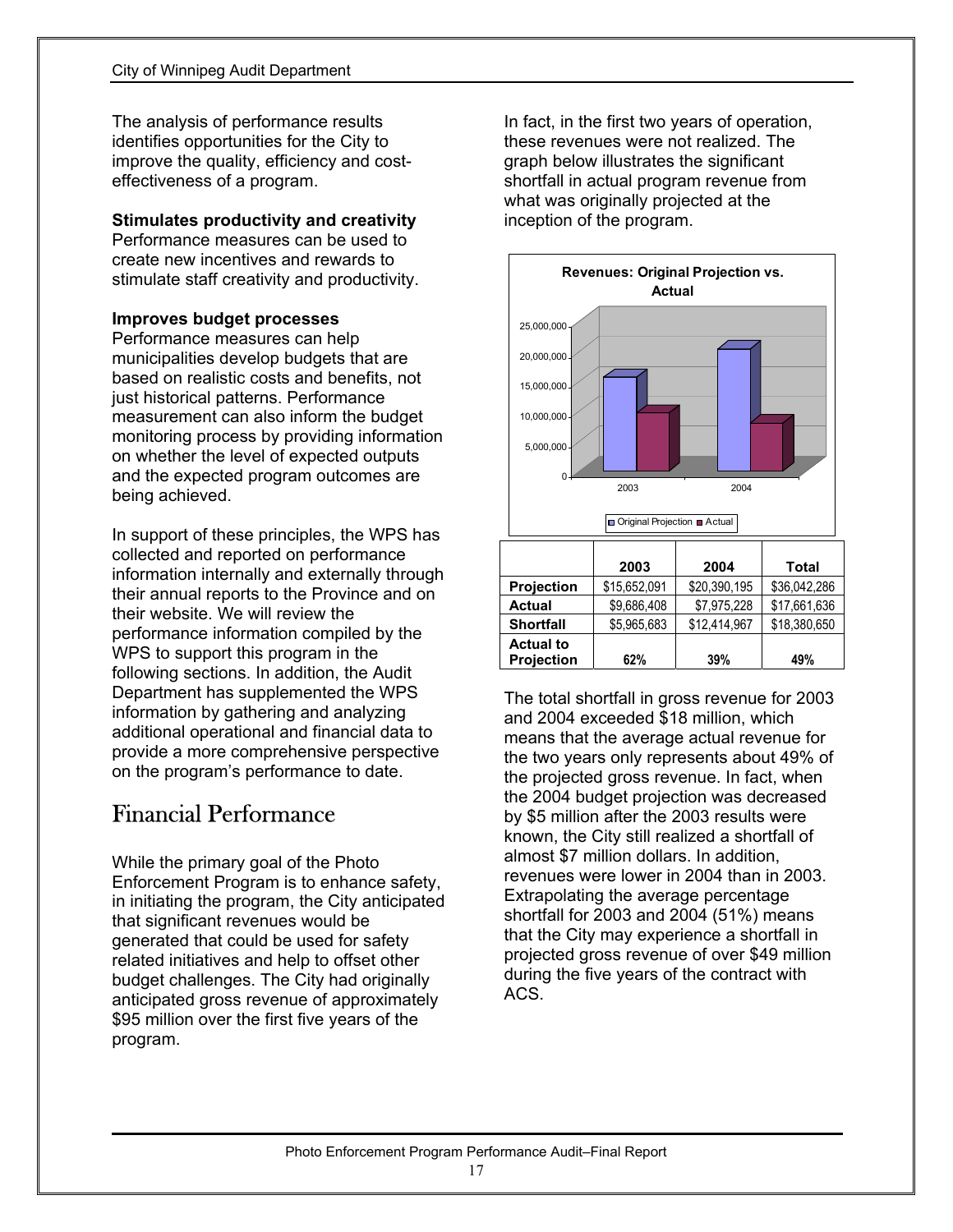The analysis of performance results identifies opportunities for the City to improve the quality, efficiency and cost-effectiveness of a program.

**Stimulates productivity and creativity**
Performance measures can be used to create new incentives and rewards to stimulate staff creativity and productivity.

**Improves budget processes**
Performance measures can help municipalities develop budgets that are based on realistic costs and benefits, not just historical patterns. Performance measurement can also inform the budget monitoring process by providing information on whether the level of expected outputs and the expected program outcomes are being achieved.

In support of these principles, the WPS has collected and reported on performance information internally and externally through their annual reports to the Province and on their website. We will review the performance information compiled by the WPS to support this program in the following sections. In addition, the Audit Department has supplemented the WPS information by gathering and analyzing additional operational and financial data to provide a more comprehensive perspective on the program's performance to date.

## Financial Performance

While the primary goal of the Photo Enforcement Program is to enhance safety, in initiating the program, the City anticipated that significant revenues would be generated that could be used for safety related initiatives and help to offset other budget challenges. The City had originally anticipated gross revenue of approximately $95 million over the first five years of the program.

In fact, in the first two years of operation, these revenues were not realized. The graph below illustrates the significant shortfall in actual program revenue from what was originally projected at the inception of the program.

**Revenues: Original Projection vs. Actual**

| | 2003 | 2004 | Total |
|---|---|---|---|
| **Projection** | $15,652,091 | $20,390,195 | $36,042,286 |
| **Actual** | $9,686,408 | $7,975,228 | $17,661,636 |
| **Shortfall** | $5,965,683 | $12,414,967 | $18,380,650 |
| **Actual to Projection** | 62% | 39% | 49% |

The total shortfall in gross revenue for 2003 and 2004 exceeded $18 million, which means that the average actual revenue for the two years only represents about 49% of the projected gross revenue. In fact, when the 2004 budget projection was decreased by $5 million after the 2003 results were known, the City still realized a shortfall of almost $7 million dollars. In addition, revenues were lower in 2004 than in 2003. Extrapolating the average percentage shortfall for 2003 and 2004 (51%) means that the City may experience a shortfall in projected gross revenue of over $49 million during the five years of the contract with ACS.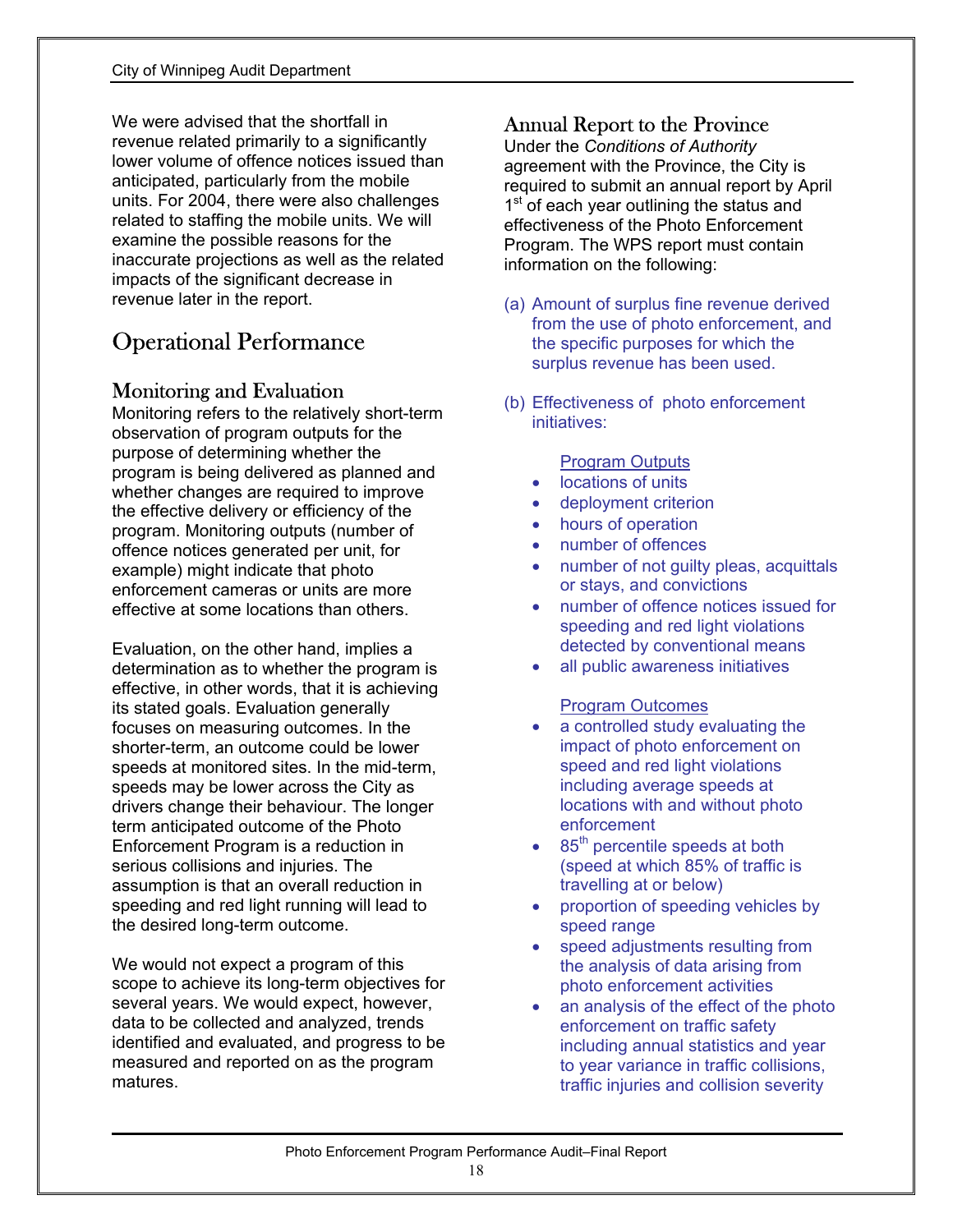We were advised that the shortfall in revenue related primarily to a significantly lower volume of offence notices issued than anticipated, particularly from the mobile units. For 2004, there were also challenges related to staffing the mobile units. We will examine the possible reasons for the inaccurate projections as well as the related impacts of the significant decrease in revenue later in the report.

# Operational Performance

## Monitoring and Evaluation

Monitoring refers to the relatively short-term observation of program outputs for the purpose of determining whether the program is being delivered as planned and whether changes are required to improve the effective delivery or efficiency of the program. Monitoring outputs (number of offence notices generated per unit, for example) might indicate that photo enforcement cameras or units are more effective at some locations than others.

Evaluation, on the other hand, implies a determination as to whether the program is effective, in other words, that it is achieving its stated goals. Evaluation generally focuses on measuring outcomes. In the shorter-term, an outcome could be lower speeds at monitored sites. In the mid-term, speeds may be lower across the City as drivers change their behaviour. The longer term anticipated outcome of the Photo Enforcement Program is a reduction in serious collisions and injuries. The assumption is that an overall reduction in speeding and red light running will lead to the desired long-term outcome.

We would not expect a program of this scope to achieve its long-term objectives for several years. We would expect, however, data to be collected and analyzed, trends identified and evaluated, and progress to be measured and reported on as the program matures.

## Annual Report to the Province

Under the *Conditions of Authority* agreement with the Province, the City is required to submit an annual report by April 1st of each year outlining the status and effectiveness of the Photo Enforcement Program. The WPS report must contain information on the following:

(a) Amount of surplus fine revenue derived from the use of photo enforcement, and the specific purposes for which the surplus revenue has been used.

(b) Effectiveness of photo enforcement initiatives:

Program Outputs

- locations of units
- deployment criterion
- hours of operation
- number of offences
- number of not guilty pleas, acquittals or stays, and convictions
- number of offence notices issued for speeding and red light violations detected by conventional means
- all public awareness initiatives

Program Outcomes

- a controlled study evaluating the impact of photo enforcement on speed and red light violations including average speeds at locations with and without photo enforcement
- 85th percentile speeds at both (speed at which 85% of traffic is travelling at or below)
- proportion of speeding vehicles by speed range
- speed adjustments resulting from the analysis of data arising from photo enforcement activities
- an analysis of the effect of the photo enforcement on traffic safety including annual statistics and year to year variance in traffic collisions, traffic injuries and collision severity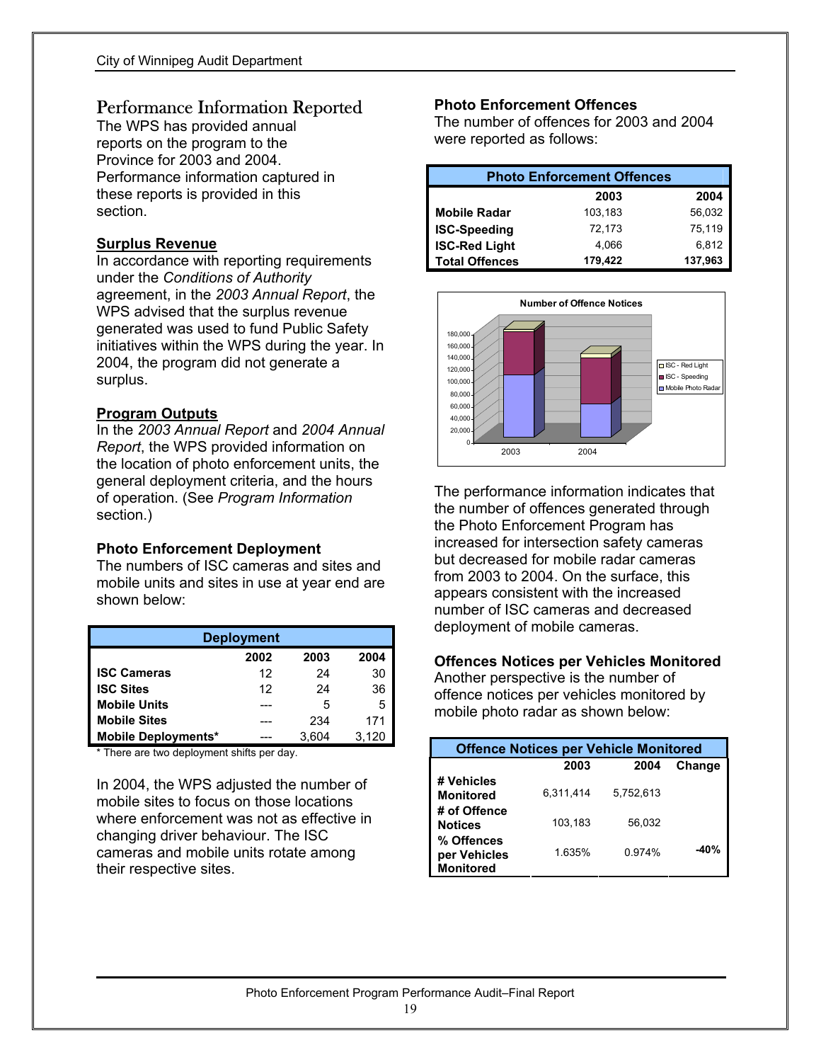# Performance Information Reported

The WPS has provided annual reports on the program to the Province for 2003 and 2004. Performance information captured in these reports is provided in this section.

**Surplus Revenue**

In accordance with reporting requirements under the *Conditions of Authority* agreement, in the *2003 Annual Report*, the WPS advised that the surplus revenue generated was used to fund Public Safety initiatives within the WPS during the year. In 2004, the program did not generate a surplus.

**Program Outputs**

In the *2003 Annual Report* and *2004 Annual Report*, the WPS provided information on the location of photo enforcement units, the general deployment criteria, and the hours of operation. (See *Program Information* section.)

**Photo Enforcement Deployment**

The numbers of ISC cameras and sites and mobile units and sites in use at year end are shown below:

| Deployment | | | |
|---|---|---|---|
| | 2002 | 2003 | 2004 |
| **ISC Cameras** | 12 | 24 | 30 |
| **ISC Sites** | 12 | 24 | 36 |
| **Mobile Units** | --- | 5 | 5 |
| **Mobile Sites** | --- | 234 | 171 |
| **Mobile Deployments*** | --- | 3,604 | 3,120 |

\* There are two deployment shifts per day.

In 2004, the WPS adjusted the number of mobile sites to focus on those locations where enforcement was not as effective in changing driver behaviour. The ISC cameras and mobile units rotate among their respective sites.

**Photo Enforcement Offences**

The number of offences for 2003 and 2004 were reported as follows:

| Photo Enforcement Offences | | |
|---|---|---|
| | 2003 | 2004 |
| **Mobile Radar** | 103,183 | 56,032 |
| **ISC-Speeding** | 72,173 | 75,119 |
| **ISC-Red Light** | 4,066 | 6,812 |
| **Total Offences** | **179,422** | **137,963** |

The performance information indicates that the number of offences generated through the Photo Enforcement Program has increased for intersection safety cameras but decreased for mobile radar cameras from 2003 to 2004. On the surface, this appears consistent with the increased number of ISC cameras and decreased deployment of mobile cameras.

**Offences Notices per Vehicles Monitored**

Another perspective is the number of offence notices per vehicles monitored by mobile photo radar as shown below:

| Offence Notices per Vehicle Monitored | | | |
|---|---|---|---|
| | 2003 | 2004 | Change |
| **# Vehicles Monitored** | 6,311,414 | 5,752,613 | |
| **# of Offence Notices** | 103,183 | 56,032 | |
| **% Offences per Vehicles Monitored** | 1.635% | 0.974% | **-40%** |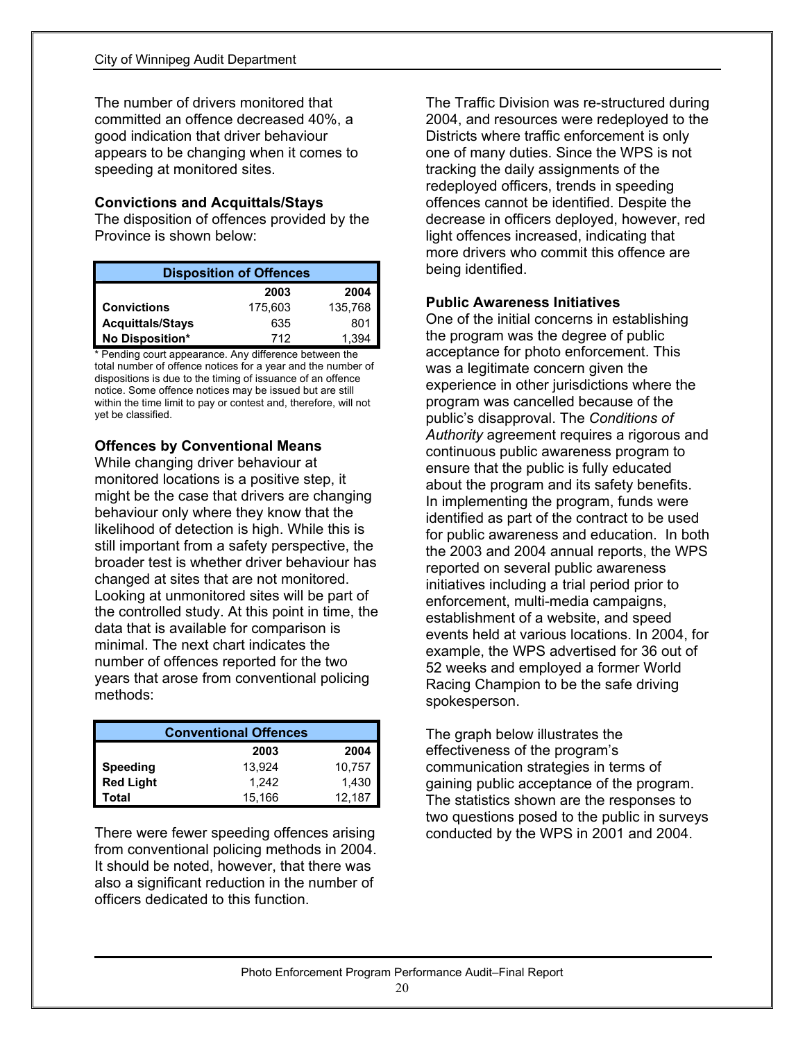The number of drivers monitored that committed an offence decreased 40%, a good indication that driver behaviour appears to be changing when it comes to speeding at monitored sites.

### Convictions and Acquittals/Stays

The disposition of offences provided by the Province is shown below:

| Disposition of Offences | | |
|---|---|---|
| | **2003** | **2004** |
| **Convictions** | 175,603 | 135,768 |
| **Acquittals/Stays** | 635 | 801 |
| **No Disposition*** | 712 | 1,394 |

\* Pending court appearance. Any difference between the total number of offence notices for a year and the number of dispositions is due to the timing of issuance of an offence notice. Some offence notices may be issued but are still within the time limit to pay or contest and, therefore, will not yet be classified.

### Offences by Conventional Means

While changing driver behaviour at monitored locations is a positive step, it might be the case that drivers are changing behaviour only where they know that the likelihood of detection is high. While this is still important from a safety perspective, the broader test is whether driver behaviour has changed at sites that are not monitored. Looking at unmonitored sites will be part of the controlled study. At this point in time, the data that is available for comparison is minimal. The next chart indicates the number of offences reported for the two years that arose from conventional policing methods:

| Conventional Offences | | |
|---|---|---|
| | **2003** | **2004** |
| **Speeding** | 13,924 | 10,757 |
| **Red Light** | 1,242 | 1,430 |
| **Total** | 15,166 | 12,187 |

There were fewer speeding offences arising from conventional policing methods in 2004. It should be noted, however, that there was also a significant reduction in the number of officers dedicated to this function.

The Traffic Division was re-structured during 2004, and resources were redeployed to the Districts where traffic enforcement is only one of many duties. Since the WPS is not tracking the daily assignments of the redeployed officers, trends in speeding offences cannot be identified. Despite the decrease in officers deployed, however, red light offences increased, indicating that more drivers who commit this offence are being identified.

### Public Awareness Initiatives

One of the initial concerns in establishing the program was the degree of public acceptance for photo enforcement. This was a legitimate concern given the experience in other jurisdictions where the program was cancelled because of the public's disapproval. The *Conditions of Authority* agreement requires a rigorous and continuous public awareness program to ensure that the public is fully educated about the program and its safety benefits. In implementing the program, funds were identified as part of the contract to be used for public awareness and education. In both the 2003 and 2004 annual reports, the WPS reported on several public awareness initiatives including a trial period prior to enforcement, multi-media campaigns, establishment of a website, and speed events held at various locations. In 2004, for example, the WPS advertised for 36 out of 52 weeks and employed a former World Racing Champion to be the safe driving spokesperson.

The graph below illustrates the effectiveness of the program's communication strategies in terms of gaining public acceptance of the program. The statistics shown are the responses to two questions posed to the public in surveys conducted by the WPS in 2001 and 2004.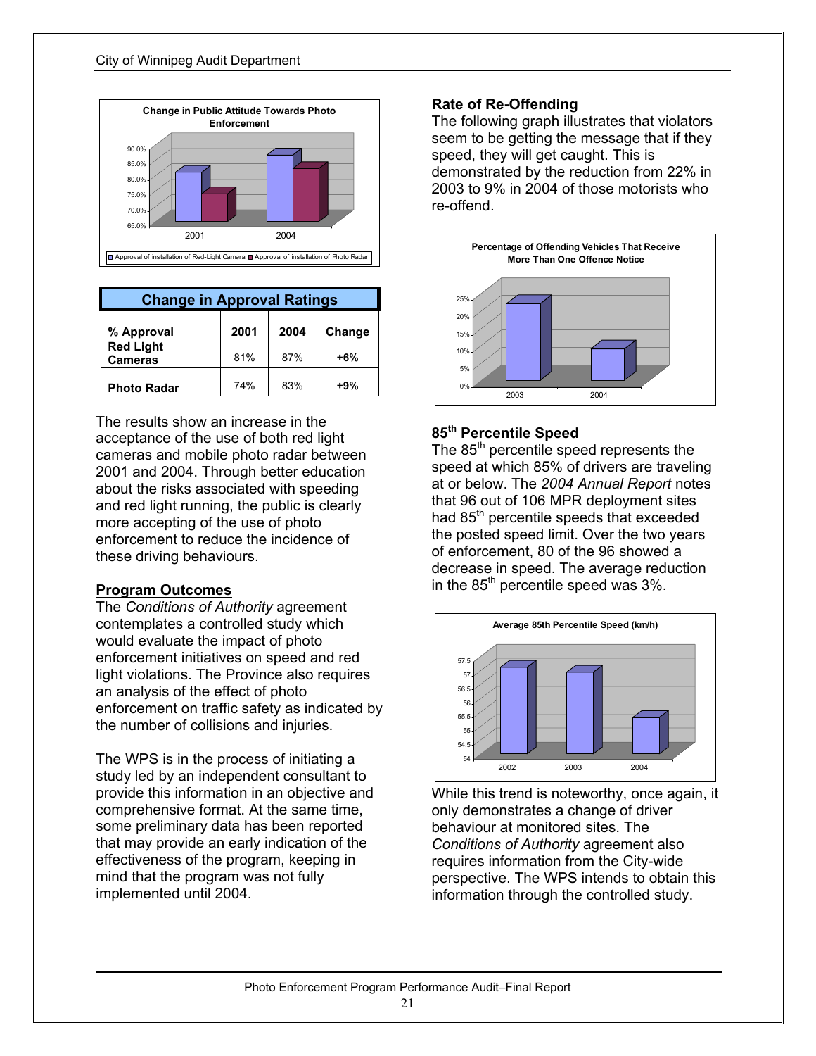| Change in Approval Ratings | | | |
|---|---|---|---|
| % Approval | 2001 | 2004 | Change |
| Red Light Cameras | 81% | 87% | +6% |
| Photo Radar | 74% | 83% | +9% |

The results show an increase in the acceptance of the use of both red light cameras and mobile photo radar between 2001 and 2004. Through better education about the risks associated with speeding and red light running, the public is clearly more accepting of the use of photo enforcement to reduce the incidence of these driving behaviours.

## Program Outcomes

The *Conditions of Authority* agreement contemplates a controlled study which would evaluate the impact of photo enforcement initiatives on speed and red light violations. The Province also requires an analysis of the effect of photo enforcement on traffic safety as indicated by the number of collisions and injuries.

The WPS is in the process of initiating a study led by an independent consultant to provide this information in an objective and comprehensive format. At the same time, some preliminary data has been reported that may provide an early indication of the effectiveness of the program, keeping in mind that the program was not fully implemented until 2004.

### Rate of Re-Offending

The following graph illustrates that violators seem to be getting the message that if they speed, they will get caught. This is demonstrated by the reduction from 22% in 2003 to 9% in 2004 of those motorists who re-offend.

### 85th Percentile Speed

The 85th percentile speed represents the speed at which 85% of drivers are traveling at or below. The *2004 Annual Report* notes that 96 out of 106 MPR deployment sites had 85th percentile speeds that exceeded the posted speed limit. Over the two years of enforcement, 80 of the 96 showed a decrease in speed. The average reduction in the 85th percentile speed was 3%.

While this trend is noteworthy, once again, it only demonstrates a change of driver behaviour at monitored sites. The *Conditions of Authority* agreement also requires information from the City-wide perspective. The WPS intends to obtain this information through the controlled study.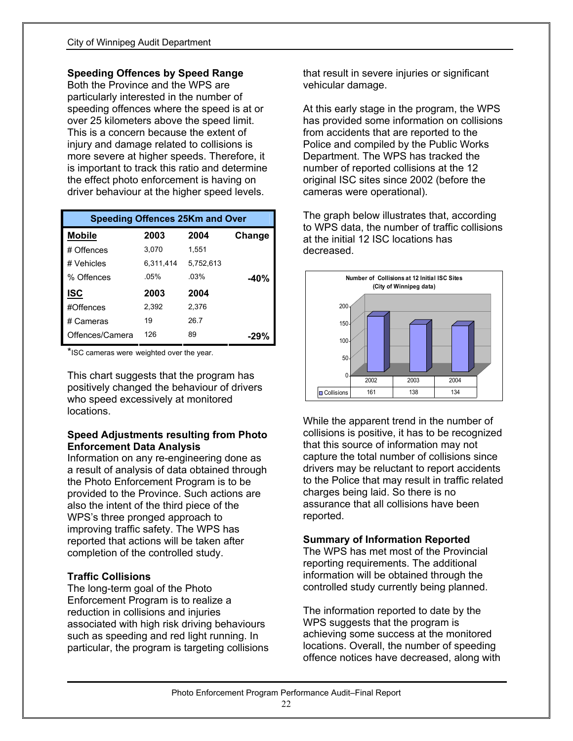**Speeding Offences by Speed Range**

Both the Province and the WPS are particularly interested in the number of speeding offences where the speed is at or over 25 kilometers above the speed limit. This is a concern because the extent of injury and damage related to collisions is more severe at higher speeds. Therefore, it is important to track this ratio and determine the effect photo enforcement is having on driver behaviour at the higher speed levels.

| Speeding Offences 25Km and Over | | | |
|---|---|---|---|
| **Mobile** | **2003** | **2004** | **Change** |
| # Offences | 3,070 | 1,551 | |
| # Vehicles | 6,311,414 | 5,752,613 | |
| % Offences | .05% | .03% | **-40%** |
| **ISC** | **2003** | **2004** | |
| #Offences | 2,392 | 2,376 | |
| # Cameras | 19 | 26.7 | |
| Offences/Camera | 126 | 89 | **-29%** |

*ISC cameras were weighted over the year.

This chart suggests that the program has positively changed the behaviour of drivers who speed excessively at monitored locations.

**Speed Adjustments resulting from Photo Enforcement Data Analysis**

Information on any re-engineering done as a result of analysis of data obtained through the Photo Enforcement Program is to be provided to the Province. Such actions are also the intent of the third piece of the WPS's three pronged approach to improving traffic safety. The WPS has reported that actions will be taken after completion of the controlled study.

**Traffic Collisions**

The long-term goal of the Photo Enforcement Program is to realize a reduction in collisions and injuries associated with high risk driving behaviours such as speeding and red light running. In particular, the program is targeting collisions that result in severe injuries or significant vehicular damage.

At this early stage in the program, the WPS has provided some information on collisions from accidents that are reported to the Police and compiled by the Public Works Department. The WPS has tracked the number of reported collisions at the 12 original ISC sites since 2002 (before the cameras were operational).

The graph below illustrates that, according to WPS data, the number of traffic collisions at the initial 12 ISC locations has decreased.

**Number of Collisions at 12 Initial ISC Sites (City of Winnipeg data)**

| | 2002 | 2003 | 2004 |
|---|---|---|---|
| Collisions | 161 | 138 | 134 |

While the apparent trend in the number of collisions is positive, it has to be recognized that this source of information may not capture the total number of collisions since drivers may be reluctant to report accidents to the Police that may result in traffic related charges being laid. So there is no assurance that all collisions have been reported.

**Summary of Information Reported**

The WPS has met most of the Provincial reporting requirements. The additional information will be obtained through the controlled study currently being planned.

The information reported to date by the WPS suggests that the program is achieving some success at the monitored locations. Overall, the number of speeding offence notices have decreased, along with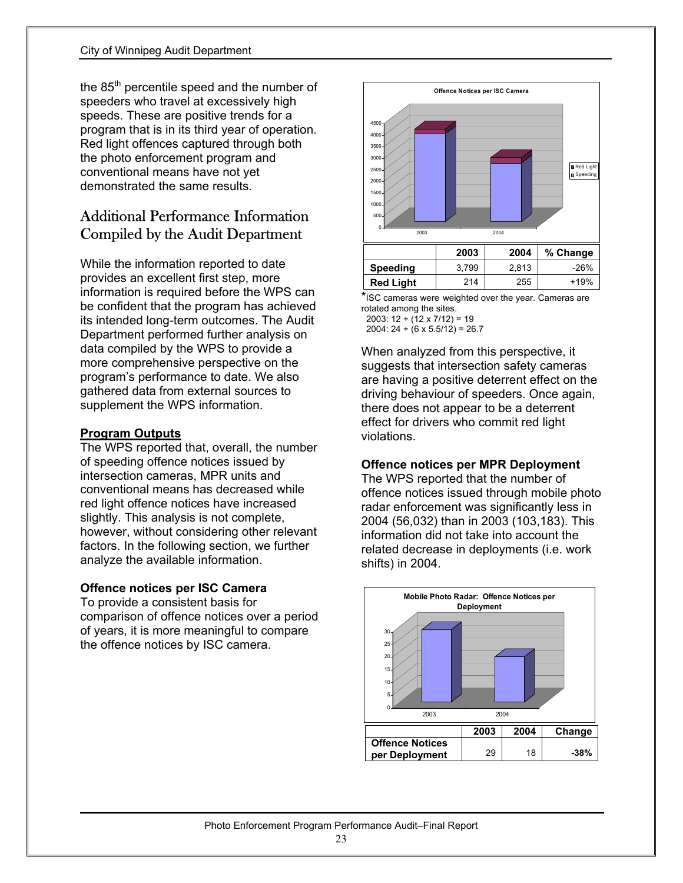the 85th percentile speed and the number of speeders who travel at excessively high speeds. These are positive trends for a program that is in its third year of operation. Red light offences captured through both the photo enforcement program and conventional means have not yet demonstrated the same results.

## Additional Performance Information Compiled by the Audit Department

While the information reported to date provides an excellent first step, more information is required before the WPS can be confident that the program has achieved its intended long-term outcomes. The Audit Department performed further analysis on data compiled by the WPS to provide a more comprehensive perspective on the program's performance to date. We also gathered data from external sources to supplement the WPS information.

**Program Outputs**

The WPS reported that, overall, the number of speeding offence notices issued by intersection cameras, MPR units and conventional means has decreased while red light offence notices have increased slightly. This analysis is not complete, however, without considering other relevant factors. In the following section, we further analyze the available information.

**Offence notices per ISC Camera**

To provide a consistent basis for comparison of offence notices over a period of years, it is more meaningful to compare the offence notices by ISC camera.

**Offence Notices per ISC Camera**

| | 2003 | 2004 | % Change |
|---|---|---|---|
| **Speeding** | 3,799 | 2,813 | -26% |
| **Red Light** | 214 | 255 | +19% |

*ISC cameras were weighted over the year. Cameras are rotated among the sites.
2003: 12 + (12 x 7/12) = 19
2004: 24 + (6 x 5.5/12) = 26.7

When analyzed from this perspective, it suggests that intersection safety cameras are having a positive deterrent effect on the driving behaviour of speeders. Once again, there does not appear to be a deterrent effect for drivers who commit red light violations.

**Offence notices per MPR Deployment**

The WPS reported that the number of offence notices issued through mobile photo radar enforcement was significantly less in 2004 (56,032) than in 2003 (103,183). This information did not take into account the related decrease in deployments (i.e. work shifts) in 2004.

**Mobile Photo Radar: Offence Notices per Deployment**

| | 2003 | 2004 | Change |
|---|---|---|---|
| **Offence Notices per Deployment** | 29 | 18 | **-38%** |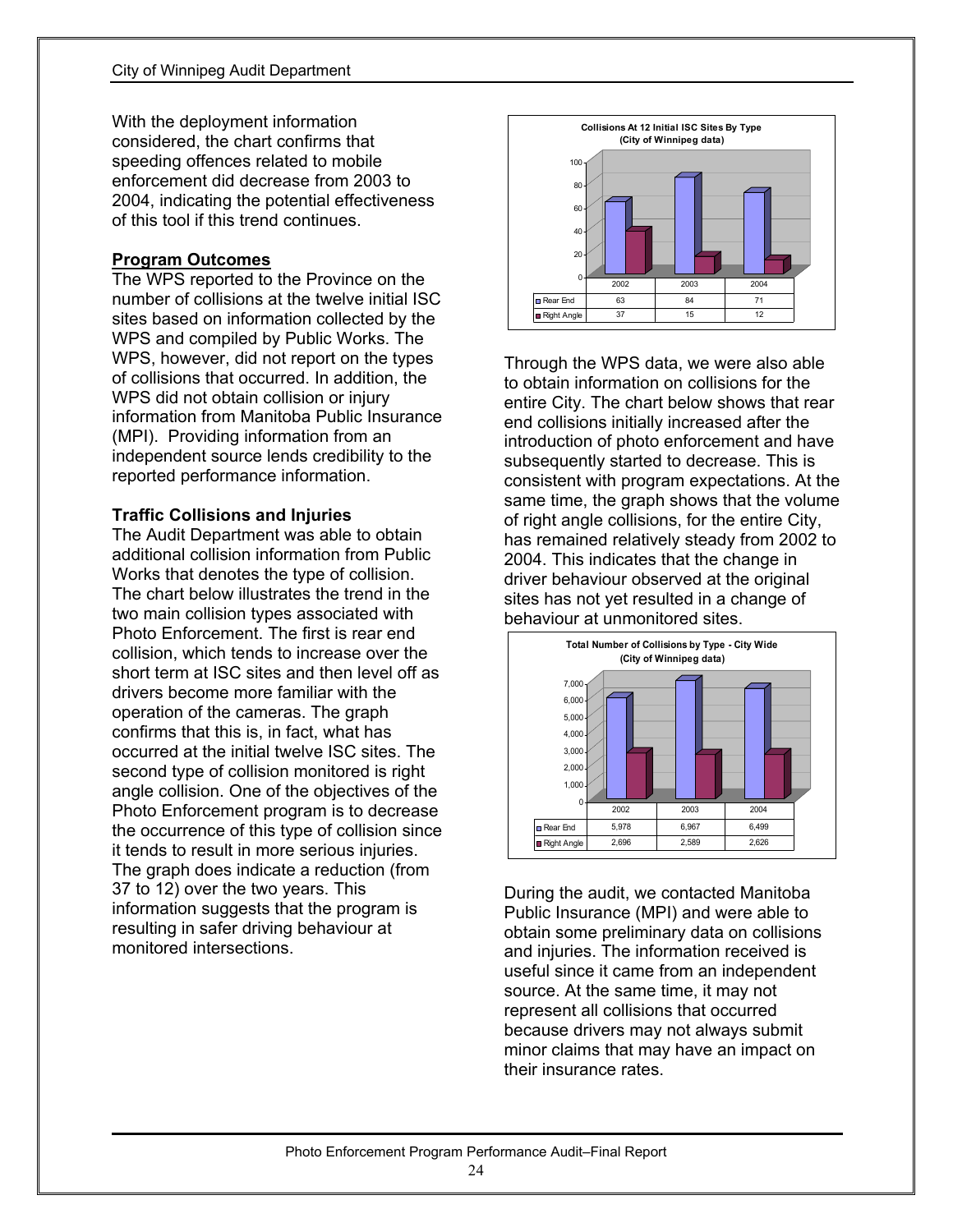With the deployment information considered, the chart confirms that speeding offences related to mobile enforcement did decrease from 2003 to 2004, indicating the potential effectiveness of this tool if this trend continues.

**Program Outcomes**

The WPS reported to the Province on the number of collisions at the twelve initial ISC sites based on information collected by the WPS and compiled by Public Works. The WPS, however, did not report on the types of collisions that occurred. In addition, the WPS did not obtain collision or injury information from Manitoba Public Insurance (MPI). Providing information from an independent source lends credibility to the reported performance information.

**Traffic Collisions and Injuries**

The Audit Department was able to obtain additional collision information from Public Works that denotes the type of collision. The chart below illustrates the trend in the two main collision types associated with Photo Enforcement. The first is rear end collision, which tends to increase over the short term at ISC sites and then level off as drivers become more familiar with the operation of the cameras. The graph confirms that this is, in fact, what has occurred at the initial twelve ISC sites. The second type of collision monitored is right angle collision. One of the objectives of the Photo Enforcement program is to decrease the occurrence of this type of collision since it tends to result in more serious injuries. The graph does indicate a reduction (from 37 to 12) over the two years. This information suggests that the program is resulting in safer driving behaviour at monitored intersections.

**Collisions At 12 Initial ISC Sites By Type (City of Winnipeg data)**

| | 2002 | 2003 | 2004 |
|---|---|---|---|
| Rear End | 63 | 84 | 71 |
| Right Angle | 37 | 15 | 12 |

Through the WPS data, we were also able to obtain information on collisions for the entire City. The chart below shows that rear end collisions initially increased after the introduction of photo enforcement and have subsequently started to decrease. This is consistent with program expectations. At the same time, the graph shows that the volume of right angle collisions, for the entire City, has remained relatively steady from 2002 to 2004. This indicates that the change in driver behaviour observed at the original sites has not yet resulted in a change of behaviour at unmonitored sites.

**Total Number of Collisions by Type - City Wide (City of Winnipeg data)**

| | 2002 | 2003 | 2004 |
|---|---|---|---|
| Rear End | 5,978 | 6,967 | 6,499 |
| Right Angle | 2,696 | 2,589 | 2,626 |

During the audit, we contacted Manitoba Public Insurance (MPI) and were able to obtain some preliminary data on collisions and injuries. The information received is useful since it came from an independent source. At the same time, it may not represent all collisions that occurred because drivers may not always submit minor claims that may have an impact on their insurance rates.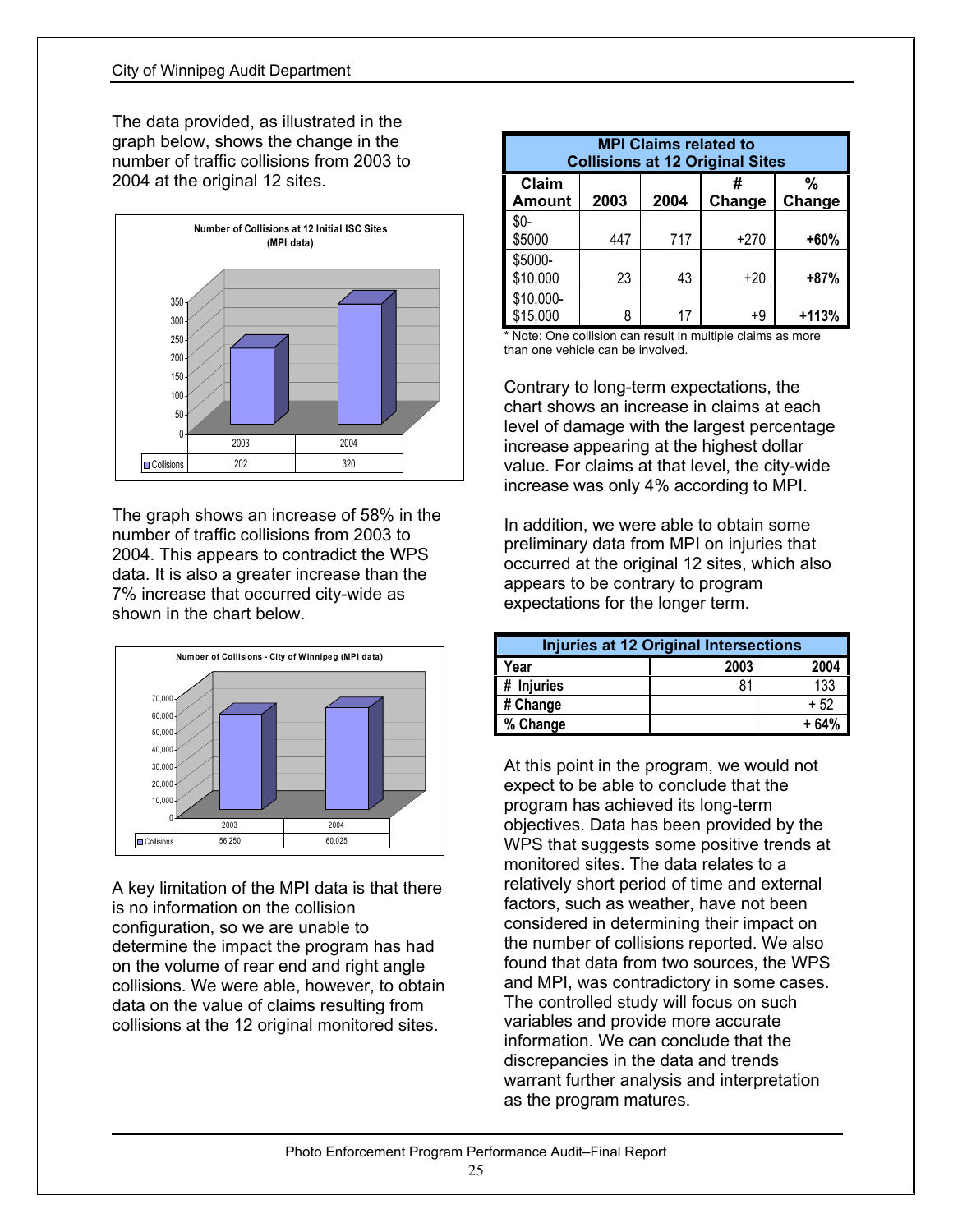The data provided, as illustrated in the graph below, shows the change in the number of traffic collisions from 2003 to 2004 at the original 12 sites.

**Number of Collisions at 12 Initial ISC Sites (MPI data)**

| | 2003 | 2004 |
|---|---|---|
| Collisions | 202 | 320 |

The graph shows an increase of 58% in the number of traffic collisions from 2003 to 2004. This appears to contradict the WPS data. It is also a greater increase than the 7% increase that occurred city-wide as shown in the chart below.

**Number of Collisions - City of Winnipeg (MPI data)**

| | 2003 | 2004 |
|---|---|---|
| Collisions | 56,250 | 60,025 |

A key limitation of the MPI data is that there is no information on the collision configuration, so we are unable to determine the impact the program has had on the volume of rear end and right angle collisions. We were able, however, to obtain data on the value of claims resulting from collisions at the 12 original monitored sites.

**MPI Claims related to Collisions at 12 Original Sites**

| Claim Amount | 2003 | 2004 | # Change | % Change |
|---|---|---|---|---|
| $0-$5000 | 447 | 717 | +270 | **+60%** |
| $5000-$10,000 | 23 | 43 | +20 | **+87%** |
| $10,000-$15,000 | 8 | 17 | +9 | **+113%** |

\* Note: One collision can result in multiple claims as more than one vehicle can be involved.

Contrary to long-term expectations, the chart shows an increase in claims at each level of damage with the largest percentage increase appearing at the highest dollar value. For claims at that level, the city-wide increase was only 4% according to MPI.

In addition, we were able to obtain some preliminary data from MPI on injuries that occurred at the original 12 sites, which also appears to be contrary to program expectations for the longer term.

**Injuries at 12 Original Intersections**

| Year | 2003 | 2004 |
|---|---|---|
| # Injuries | 81 | 133 |
| # Change | | + 52 |
| % Change | | **+ 64%** |

At this point in the program, we would not expect to be able to conclude that the program has achieved its long-term objectives. Data has been provided by the WPS that suggests some positive trends at monitored sites. The data relates to a relatively short period of time and external factors, such as weather, have not been considered in determining their impact on the number of collisions reported. We also found that data from two sources, the WPS and MPI, was contradictory in some cases. The controlled study will focus on such variables and provide more accurate information. We can conclude that the discrepancies in the data and trends warrant further analysis and interpretation as the program matures.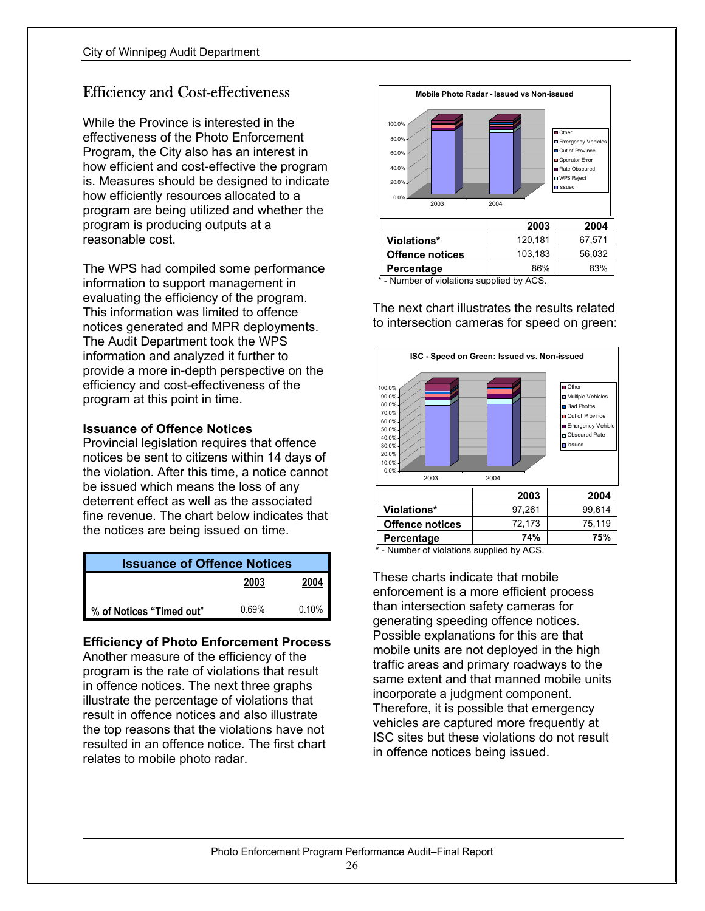## Efficiency and Cost-effectiveness

While the Province is interested in the effectiveness of the Photo Enforcement Program, the City also has an interest in how efficient and cost-effective the program is. Measures should be designed to indicate how efficiently resources allocated to a program are being utilized and whether the program is producing outputs at a reasonable cost.

The WPS had compiled some performance information to support management in evaluating the efficiency of the program. This information was limited to offence notices generated and MPR deployments. The Audit Department took the WPS information and analyzed it further to provide a more in-depth perspective on the efficiency and cost-effectiveness of the program at this point in time.

### Issuance of Offence Notices

Provincial legislation requires that offence notices be sent to citizens within 14 days of the violation. After this time, a notice cannot be issued which means the loss of any deterrent effect as well as the associated fine revenue. The chart below indicates that the notices are being issued on time.

| Issuance of Offence Notices | 2003 | 2004 |
|---|---|---|
| % of Notices "Timed out" | 0.69% | 0.10% |

### Efficiency of Photo Enforcement Process

Another measure of the efficiency of the program is the rate of violations that result in offence notices. The next three graphs illustrate the percentage of violations that result in offence notices and also illustrate the top reasons that the violations have not resulted in an offence notice. The first chart relates to mobile photo radar.

**Mobile Photo Radar - Issued vs Non-issued**

| | 2003 | 2004 |
|---|---|---|
| **Violations*** | 120,181 | 67,571 |
| **Offence notices** | 103,183 | 56,032 |
| **Percentage** | 86% | 83% |

* - Number of violations supplied by ACS.

The next chart illustrates the results related to intersection cameras for speed on green:

**ISC - Speed on Green: Issued vs. Non-issued**

| | 2003 | 2004 |
|---|---|---|
| **Violations*** | 97,261 | 99,614 |
| **Offence notices** | 72,173 | 75,119 |
| **Percentage** | 74% | 75% |

* - Number of violations supplied by ACS.

These charts indicate that mobile enforcement is a more efficient process than intersection safety cameras for generating speeding offence notices. Possible explanations for this are that mobile units are not deployed in the high traffic areas and primary roadways to the same extent and that manned mobile units incorporate a judgment component. Therefore, it is possible that emergency vehicles are captured more frequently at ISC sites but these violations do not result in offence notices being issued.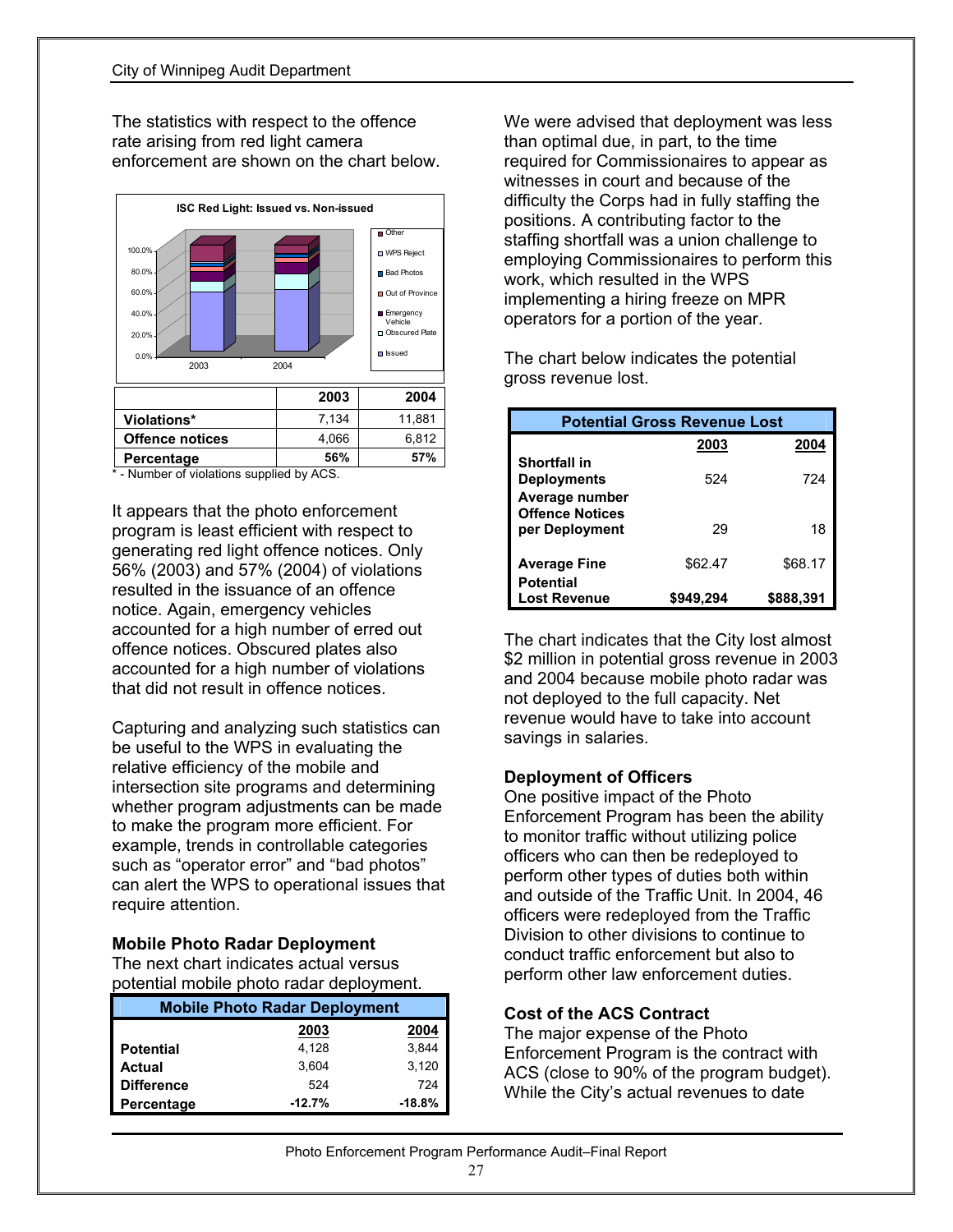The statistics with respect to the offence rate arising from red light camera enforcement are shown on the chart below.

|  | 2003 | 2004 |
|---|---|---|
| **Violations*** | 7,134 | 11,881 |
| **Offence notices** | 4,066 | 6,812 |
| **Percentage** | **56%** | **57%** |

\* - Number of violations supplied by ACS.

It appears that the photo enforcement program is least efficient with respect to generating red light offence notices. Only 56% (2003) and 57% (2004) of violations resulted in the issuance of an offence notice. Again, emergency vehicles accounted for a high number of erred out offence notices. Obscured plates also accounted for a high number of violations that did not result in offence notices.

Capturing and analyzing such statistics can be useful to the WPS in evaluating the relative efficiency of the mobile and intersection site programs and determining whether program adjustments can be made to make the program more efficient. For example, trends in controllable categories such as "operator error" and "bad photos" can alert the WPS to operational issues that require attention.

### Mobile Photo Radar Deployment

The next chart indicates actual versus potential mobile photo radar deployment.

| Mobile Photo Radar Deployment | 2003 | 2004 |
|---|---|---|
| **Potential** | 4,128 | 3,844 |
| **Actual** | 3,604 | 3,120 |
| **Difference** | 524 | 724 |
| **Percentage** | **-12.7%** | **-18.8%** |

We were advised that deployment was less than optimal due, in part, to the time required for Commissionaires to appear as witnesses in court and because of the difficulty the Corps had in fully staffing the positions. A contributing factor to the staffing shortfall was a union challenge to employing Commissionaires to perform this work, which resulted in the WPS implementing a hiring freeze on MPR operators for a portion of the year.

The chart below indicates the potential gross revenue lost.

| Potential Gross Revenue Lost | 2003 | 2004 |
|---|---|---|
| **Shortfall in Deployments** | 524 | 724 |
| **Average number Offence Notices per Deployment** | 29 | 18 |
| **Average Fine** | $62.47 | $68.17 |
| **Potential Lost Revenue** | **$949,294** | **$888,391** |

The chart indicates that the City lost almost $2 million in potential gross revenue in 2003 and 2004 because mobile photo radar was not deployed to the full capacity. Net revenue would have to take into account savings in salaries.

### Deployment of Officers

One positive impact of the Photo Enforcement Program has been the ability to monitor traffic without utilizing police officers who can then be redeployed to perform other types of duties both within and outside of the Traffic Unit. In 2004, 46 officers were redeployed from the Traffic Division to other divisions to continue to conduct traffic enforcement but also to perform other law enforcement duties.

### Cost of the ACS Contract

The major expense of the Photo Enforcement Program is the contract with ACS (close to 90% of the program budget). While the City's actual revenues to date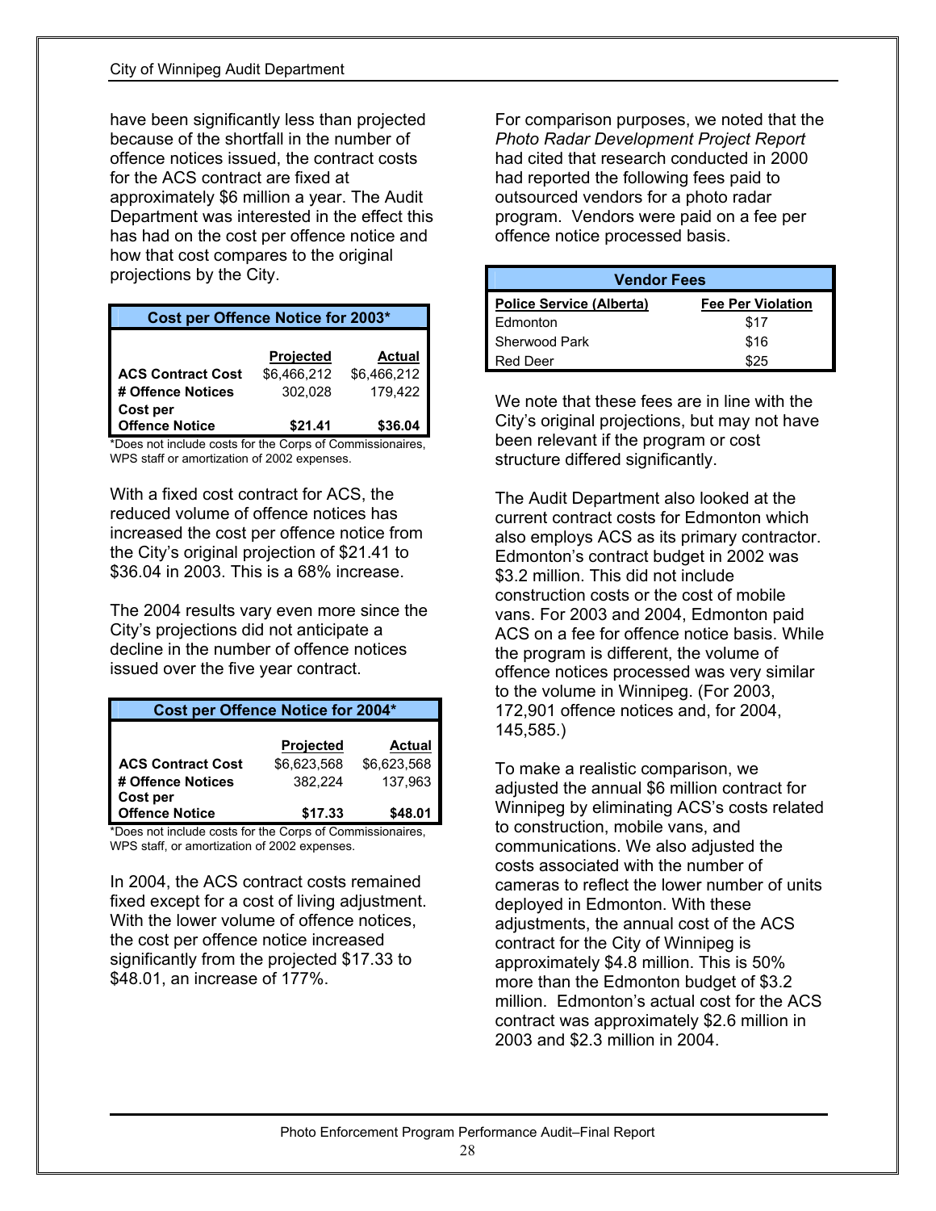have been significantly less than projected because of the shortfall in the number of offence notices issued, the contract costs for the ACS contract are fixed at approximately $6 million a year. The Audit Department was interested in the effect this has had on the cost per offence notice and how that cost compares to the original projections by the City.

| Cost per Offence Notice for 2003* | | |
|---|---|---|
| | **Projected** | **Actual** |
| **ACS Contract Cost** | $6,466,212 | $6,466,212 |
| **# Offence Notices** | 302,028 | 179,422 |
| **Cost per Offence Notice** | **$21.41** | **$36.04** |

*Does not include costs for the Corps of Commissionaires, WPS staff or amortization of 2002 expenses.

With a fixed cost contract for ACS, the reduced volume of offence notices has increased the cost per offence notice from the City's original projection of $21.41 to $36.04 in 2003. This is a 68% increase.

The 2004 results vary even more since the City's projections did not anticipate a decline in the number of offence notices issued over the five year contract.

| Cost per Offence Notice for 2004* | | |
|---|---|---|
| | **Projected** | **Actual** |
| **ACS Contract Cost** | $6,623,568 | $6,623,568 |
| **# Offence Notices** | 382,224 | 137,963 |
| **Cost per Offence Notice** | **$17.33** | **$48.01** |

*Does not include costs for the Corps of Commissionaires, WPS staff, or amortization of 2002 expenses.

In 2004, the ACS contract costs remained fixed except for a cost of living adjustment. With the lower volume of offence notices, the cost per offence notice increased significantly from the projected $17.33 to $48.01, an increase of 177%.

For comparison purposes, we noted that the *Photo Radar Development Project Report* had cited that research conducted in 2000 had reported the following fees paid to outsourced vendors for a photo radar program. Vendors were paid on a fee per offence notice processed basis.

| Vendor Fees | |
|---|---|
| **Police Service (Alberta)** | **Fee Per Violation** |
| Edmonton | $17 |
| Sherwood Park | $16 |
| Red Deer | $25 |

We note that these fees are in line with the City's original projections, but may not have been relevant if the program or cost structure differed significantly.

The Audit Department also looked at the current contract costs for Edmonton which also employs ACS as its primary contractor. Edmonton's contract budget in 2002 was $3.2 million. This did not include construction costs or the cost of mobile vans. For 2003 and 2004, Edmonton paid ACS on a fee for offence notice basis. While the program is different, the volume of offence notices processed was very similar to the volume in Winnipeg. (For 2003, 172,901 offence notices and, for 2004, 145,585.)

To make a realistic comparison, we adjusted the annual $6 million contract for Winnipeg by eliminating ACS's costs related to construction, mobile vans, and communications. We also adjusted the costs associated with the number of cameras to reflect the lower number of units deployed in Edmonton. With these adjustments, the annual cost of the ACS contract for the City of Winnipeg is approximately $4.8 million. This is 50% more than the Edmonton budget of $3.2 million. Edmonton's actual cost for the ACS contract was approximately $2.6 million in 2003 and $2.3 million in 2004.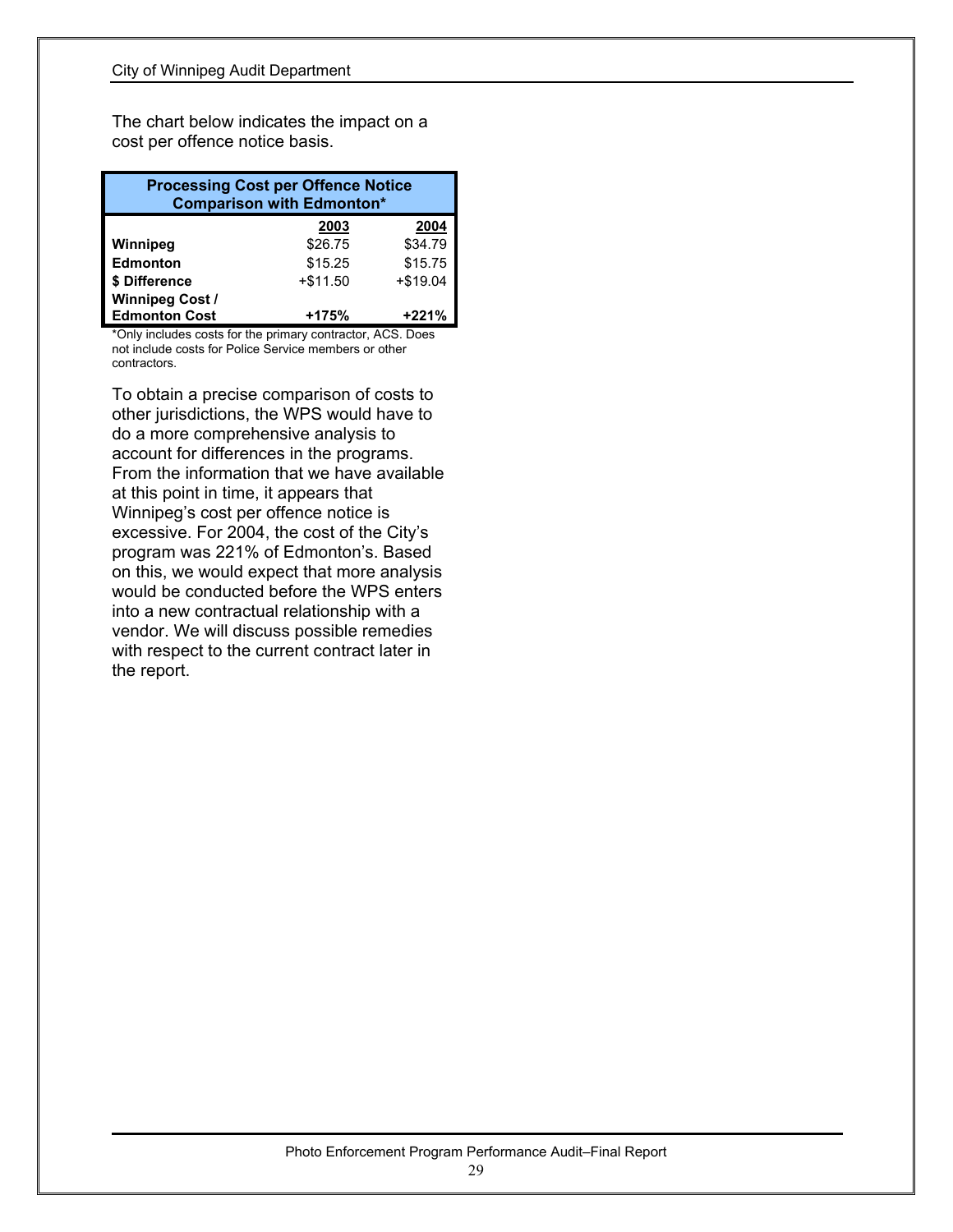The chart below indicates the impact on a cost per offence notice basis.

| Processing Cost per Offence Notice Comparison with Edmonton* | | |
|---|---|---|
| | 2003 | 2004 |
| **Winnipeg** | $26.75 | $34.79 |
| **Edmonton** | $15.25 | $15.75 |
| **$ Difference** | +$11.50 | +$19.04 |
| **Winnipeg Cost / Edmonton Cost** | **+175%** | **+221%** |

*Only includes costs for the primary contractor, ACS. Does not include costs for Police Service members or other contractors.

To obtain a precise comparison of costs to other jurisdictions, the WPS would have to do a more comprehensive analysis to account for differences in the programs. From the information that we have available at this point in time, it appears that Winnipeg's cost per offence notice is excessive. For 2004, the cost of the City's program was 221% of Edmonton's. Based on this, we would expect that more analysis would be conducted before the WPS enters into a new contractual relationship with a vendor. We will discuss possible remedies with respect to the current contract later in the report.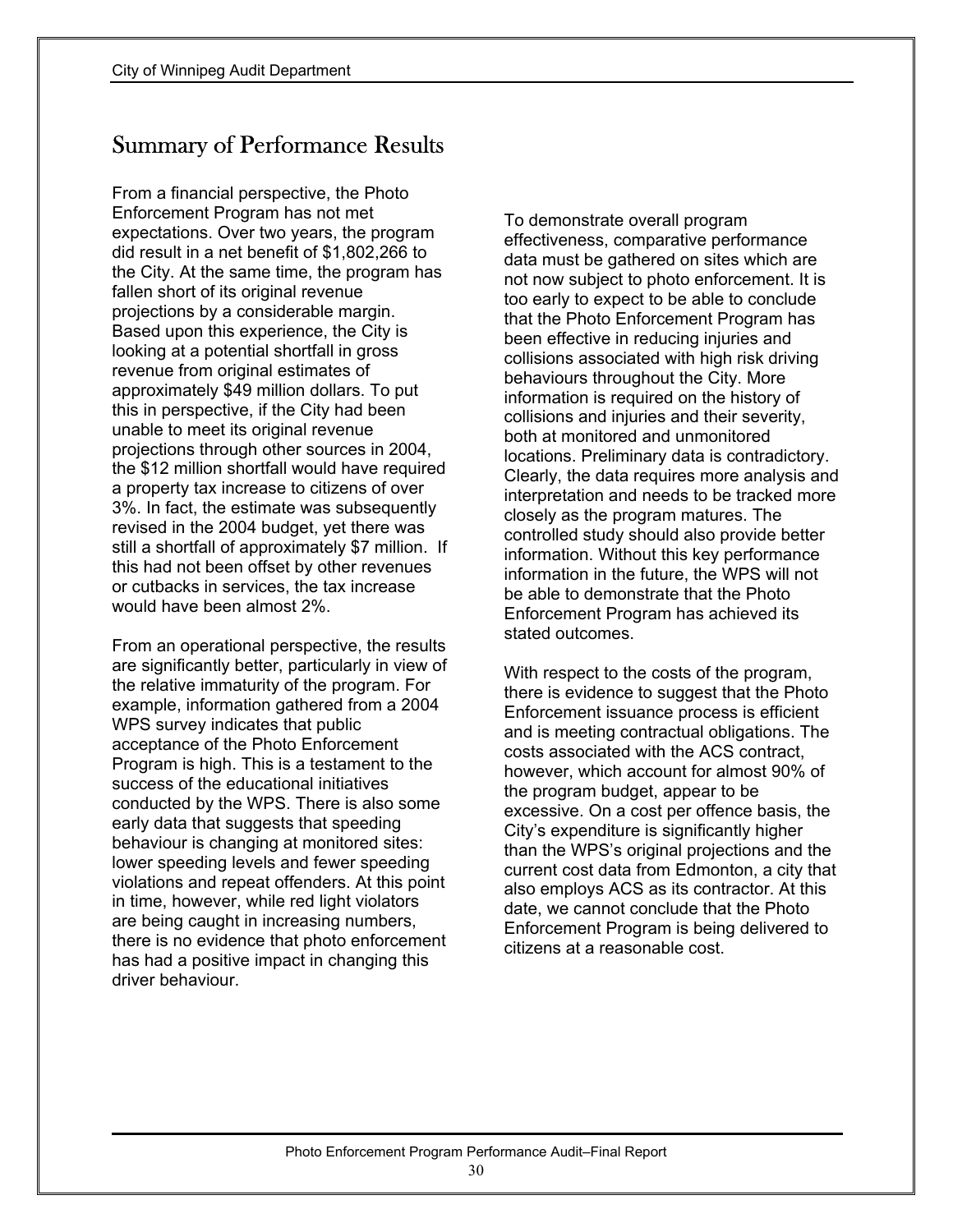## Summary of Performance Results

From a financial perspective, the Photo Enforcement Program has not met expectations. Over two years, the program did result in a net benefit of $1,802,266 to the City. At the same time, the program has fallen short of its original revenue projections by a considerable margin. Based upon this experience, the City is looking at a potential shortfall in gross revenue from original estimates of approximately $49 million dollars. To put this in perspective, if the City had been unable to meet its original revenue projections through other sources in 2004, the $12 million shortfall would have required a property tax increase to citizens of over 3%. In fact, the estimate was subsequently revised in the 2004 budget, yet there was still a shortfall of approximately $7 million. If this had not been offset by other revenues or cutbacks in services, the tax increase would have been almost 2%.

From an operational perspective, the results are significantly better, particularly in view of the relative immaturity of the program. For example, information gathered from a 2004 WPS survey indicates that public acceptance of the Photo Enforcement Program is high. This is a testament to the success of the educational initiatives conducted by the WPS. There is also some early data that suggests that speeding behaviour is changing at monitored sites: lower speeding levels and fewer speeding violations and repeat offenders. At this point in time, however, while red light violators are being caught in increasing numbers, there is no evidence that photo enforcement has had a positive impact in changing this driver behaviour.

To demonstrate overall program effectiveness, comparative performance data must be gathered on sites which are not now subject to photo enforcement. It is too early to expect to be able to conclude that the Photo Enforcement Program has been effective in reducing injuries and collisions associated with high risk driving behaviours throughout the City. More information is required on the history of collisions and injuries and their severity, both at monitored and unmonitored locations. Preliminary data is contradictory. Clearly, the data requires more analysis and interpretation and needs to be tracked more closely as the program matures. The controlled study should also provide better information. Without this key performance information in the future, the WPS will not be able to demonstrate that the Photo Enforcement Program has achieved its stated outcomes.

With respect to the costs of the program, there is evidence to suggest that the Photo Enforcement issuance process is efficient and is meeting contractual obligations. The costs associated with the ACS contract, however, which account for almost 90% of the program budget, appear to be excessive. On a cost per offence basis, the City's expenditure is significantly higher than the WPS's original projections and the current cost data from Edmonton, a city that also employs ACS as its contractor. At this date, we cannot conclude that the Photo Enforcement Program is being delivered to citizens at a reasonable cost.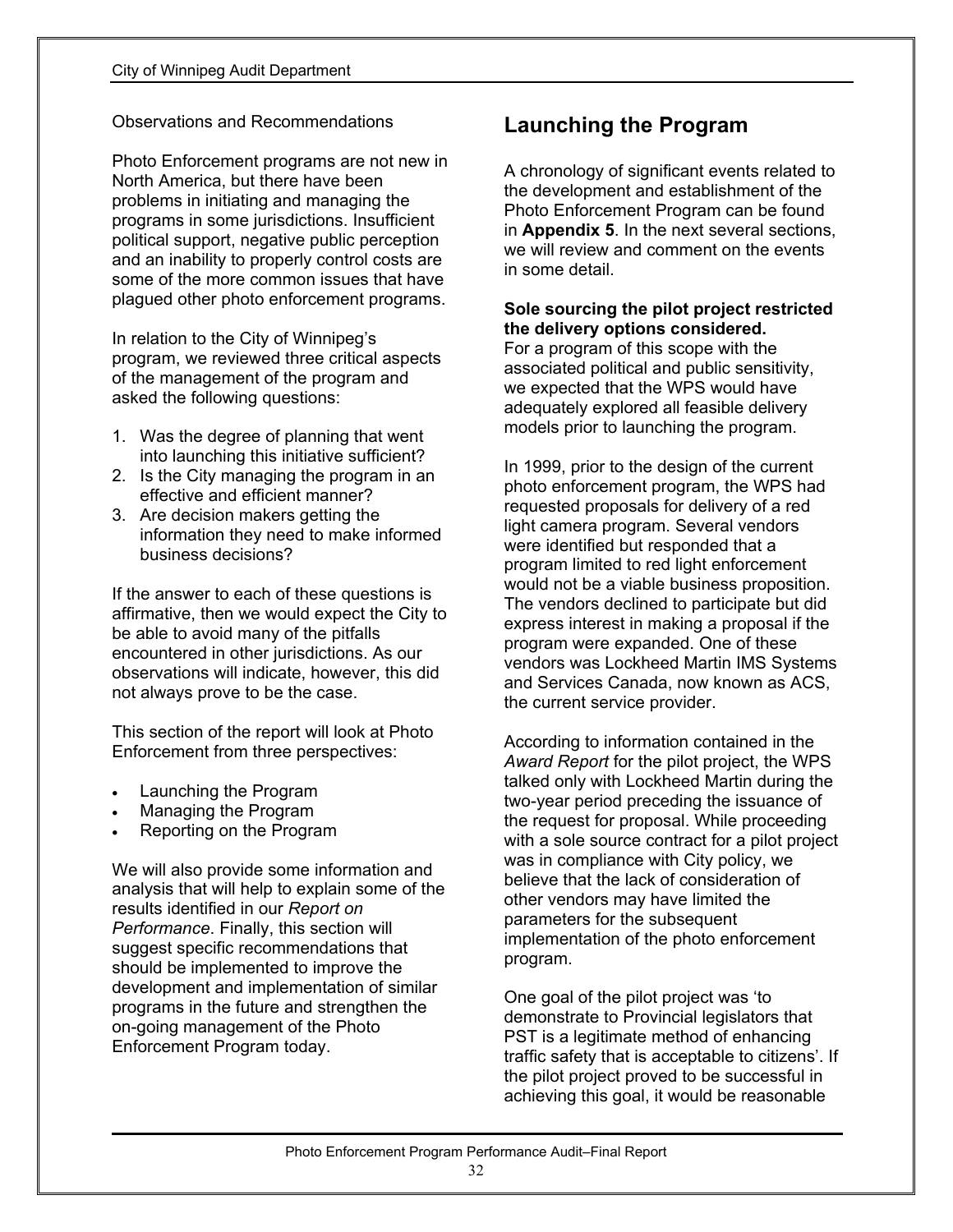Observations and Recommendations

Photo Enforcement programs are not new in North America, but there have been problems in initiating and managing the programs in some jurisdictions. Insufficient political support, negative public perception and an inability to properly control costs are some of the more common issues that have plagued other photo enforcement programs.

In relation to the City of Winnipeg's program, we reviewed three critical aspects of the management of the program and asked the following questions:

1. Was the degree of planning that went into launching this initiative sufficient?
2. Is the City managing the program in an effective and efficient manner?
3. Are decision makers getting the information they need to make informed business decisions?

If the answer to each of these questions is affirmative, then we would expect the City to be able to avoid many of the pitfalls encountered in other jurisdictions. As our observations will indicate, however, this did not always prove to be the case.

This section of the report will look at Photo Enforcement from three perspectives:

- Launching the Program
- Managing the Program
- Reporting on the Program

We will also provide some information and analysis that will help to explain some of the results identified in our *Report on Performance*. Finally, this section will suggest specific recommendations that should be implemented to improve the development and implementation of similar programs in the future and strengthen the on-going management of the Photo Enforcement Program today.

## Launching the Program

A chronology of significant events related to the development and establishment of the Photo Enforcement Program can be found in **Appendix 5**. In the next several sections, we will review and comment on the events in some detail.

**Sole sourcing the pilot project restricted the delivery options considered.**
For a program of this scope with the associated political and public sensitivity, we expected that the WPS would have adequately explored all feasible delivery models prior to launching the program.

In 1999, prior to the design of the current photo enforcement program, the WPS had requested proposals for delivery of a red light camera program. Several vendors were identified but responded that a program limited to red light enforcement would not be a viable business proposition. The vendors declined to participate but did express interest in making a proposal if the program were expanded. One of these vendors was Lockheed Martin IMS Systems and Services Canada, now known as ACS, the current service provider.

According to information contained in the *Award Report* for the pilot project, the WPS talked only with Lockheed Martin during the two-year period preceding the issuance of the request for proposal. While proceeding with a sole source contract for a pilot project was in compliance with City policy, we believe that the lack of consideration of other vendors may have limited the parameters for the subsequent implementation of the photo enforcement program.

One goal of the pilot project was 'to demonstrate to Provincial legislators that PST is a legitimate method of enhancing traffic safety that is acceptable to citizens'. If the pilot project proved to be successful in achieving this goal, it would be reasonable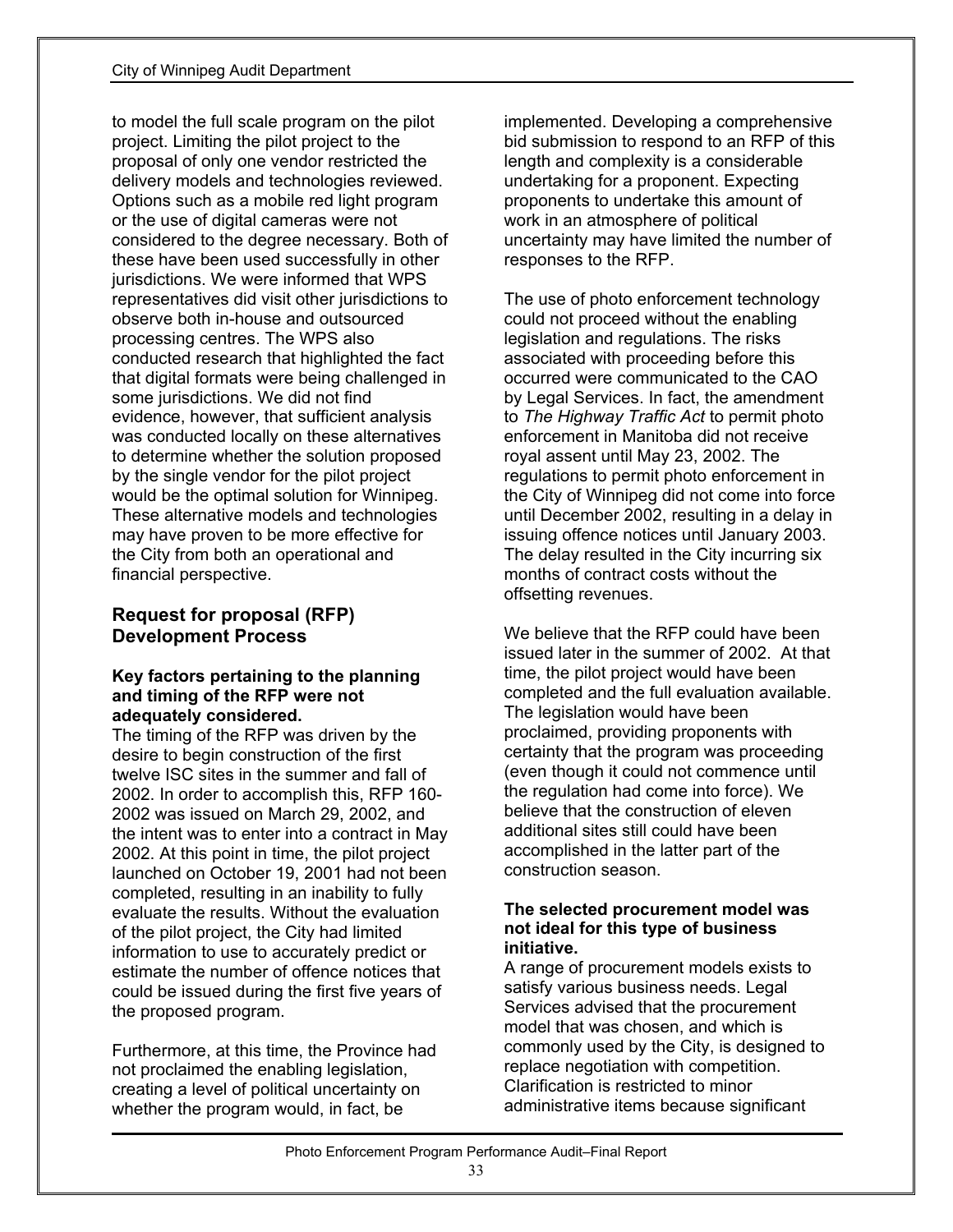to model the full scale program on the pilot project. Limiting the pilot project to the proposal of only one vendor restricted the delivery models and technologies reviewed. Options such as a mobile red light program or the use of digital cameras were not considered to the degree necessary. Both of these have been used successfully in other jurisdictions. We were informed that WPS representatives did visit other jurisdictions to observe both in-house and outsourced processing centres. The WPS also conducted research that highlighted the fact that digital formats were being challenged in some jurisdictions. We did not find evidence, however, that sufficient analysis was conducted locally on these alternatives to determine whether the solution proposed by the single vendor for the pilot project would be the optimal solution for Winnipeg. These alternative models and technologies may have proven to be more effective for the City from both an operational and financial perspective.

## Request for proposal (RFP) Development Process

**Key factors pertaining to the planning and timing of the RFP were not adequately considered.**

The timing of the RFP was driven by the desire to begin construction of the first twelve ISC sites in the summer and fall of 2002. In order to accomplish this, RFP 160-2002 was issued on March 29, 2002, and the intent was to enter into a contract in May 2002. At this point in time, the pilot project launched on October 19, 2001 had not been completed, resulting in an inability to fully evaluate the results. Without the evaluation of the pilot project, the City had limited information to use to accurately predict or estimate the number of offence notices that could be issued during the first five years of the proposed program.

Furthermore, at this time, the Province had not proclaimed the enabling legislation, creating a level of political uncertainty on whether the program would, in fact, be implemented. Developing a comprehensive bid submission to respond to an RFP of this length and complexity is a considerable undertaking for a proponent. Expecting proponents to undertake this amount of work in an atmosphere of political uncertainty may have limited the number of responses to the RFP.

The use of photo enforcement technology could not proceed without the enabling legislation and regulations. The risks associated with proceeding before this occurred were communicated to the CAO by Legal Services. In fact, the amendment to *The Highway Traffic Act* to permit photo enforcement in Manitoba did not receive royal assent until May 23, 2002. The regulations to permit photo enforcement in the City of Winnipeg did not come into force until December 2002, resulting in a delay in issuing offence notices until January 2003. The delay resulted in the City incurring six months of contract costs without the offsetting revenues.

We believe that the RFP could have been issued later in the summer of 2002. At that time, the pilot project would have been completed and the full evaluation available. The legislation would have been proclaimed, providing proponents with certainty that the program was proceeding (even though it could not commence until the regulation had come into force). We believe that the construction of eleven additional sites still could have been accomplished in the latter part of the construction season.

**The selected procurement model was not ideal for this type of business initiative.**

A range of procurement models exists to satisfy various business needs. Legal Services advised that the procurement model that was chosen, and which is commonly used by the City, is designed to replace negotiation with competition. Clarification is restricted to minor administrative items because significant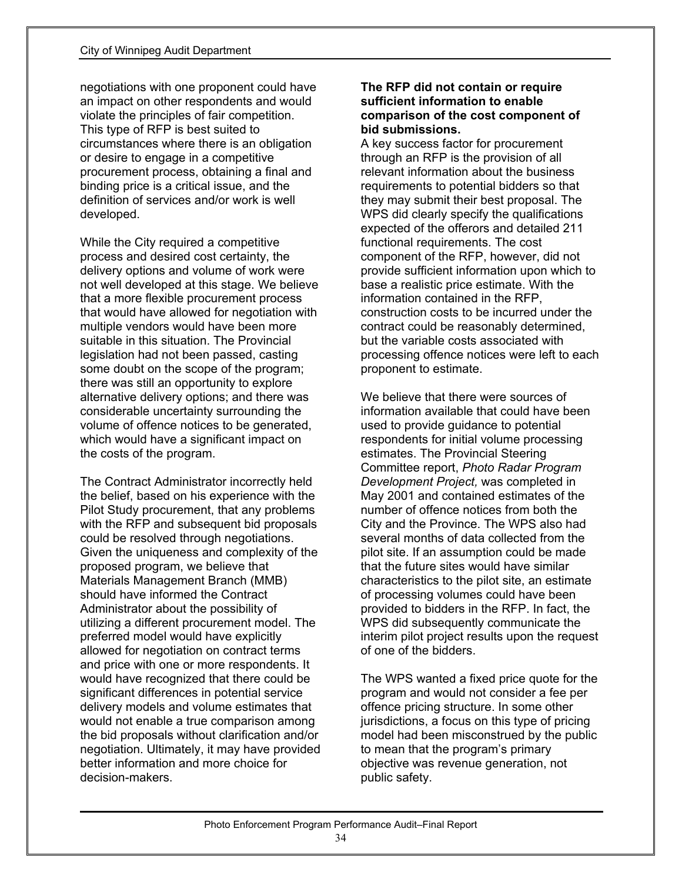negotiations with one proponent could have an impact on other respondents and would violate the principles of fair competition. This type of RFP is best suited to circumstances where there is an obligation or desire to engage in a competitive procurement process, obtaining a final and binding price is a critical issue, and the definition of services and/or work is well developed.

While the City required a competitive process and desired cost certainty, the delivery options and volume of work were not well developed at this stage. We believe that a more flexible procurement process that would have allowed for negotiation with multiple vendors would have been more suitable in this situation. The Provincial legislation had not been passed, casting some doubt on the scope of the program; there was still an opportunity to explore alternative delivery options; and there was considerable uncertainty surrounding the volume of offence notices to be generated, which would have a significant impact on the costs of the program.

The Contract Administrator incorrectly held the belief, based on his experience with the Pilot Study procurement, that any problems with the RFP and subsequent bid proposals could be resolved through negotiations. Given the uniqueness and complexity of the proposed program, we believe that Materials Management Branch (MMB) should have informed the Contract Administrator about the possibility of utilizing a different procurement model. The preferred model would have explicitly allowed for negotiation on contract terms and price with one or more respondents. It would have recognized that there could be significant differences in potential service delivery models and volume estimates that would not enable a true comparison among the bid proposals without clarification and/or negotiation. Ultimately, it may have provided better information and more choice for decision-makers.

**The RFP did not contain or require sufficient information to enable comparison of the cost component of bid submissions.**

A key success factor for procurement through an RFP is the provision of all relevant information about the business requirements to potential bidders so that they may submit their best proposal. The WPS did clearly specify the qualifications expected of the offerors and detailed 211 functional requirements. The cost component of the RFP, however, did not provide sufficient information upon which to base a realistic price estimate. With the information contained in the RFP, construction costs to be incurred under the contract could be reasonably determined, but the variable costs associated with processing offence notices were left to each proponent to estimate.

We believe that there were sources of information available that could have been used to provide guidance to potential respondents for initial volume processing estimates. The Provincial Steering Committee report, *Photo Radar Program Development Project,* was completed in May 2001 and contained estimates of the number of offence notices from both the City and the Province. The WPS also had several months of data collected from the pilot site. If an assumption could be made that the future sites would have similar characteristics to the pilot site, an estimate of processing volumes could have been provided to bidders in the RFP. In fact, the WPS did subsequently communicate the interim pilot project results upon the request of one of the bidders.

The WPS wanted a fixed price quote for the program and would not consider a fee per offence pricing structure. In some other jurisdictions, a focus on this type of pricing model had been misconstrued by the public to mean that the program's primary objective was revenue generation, not public safety.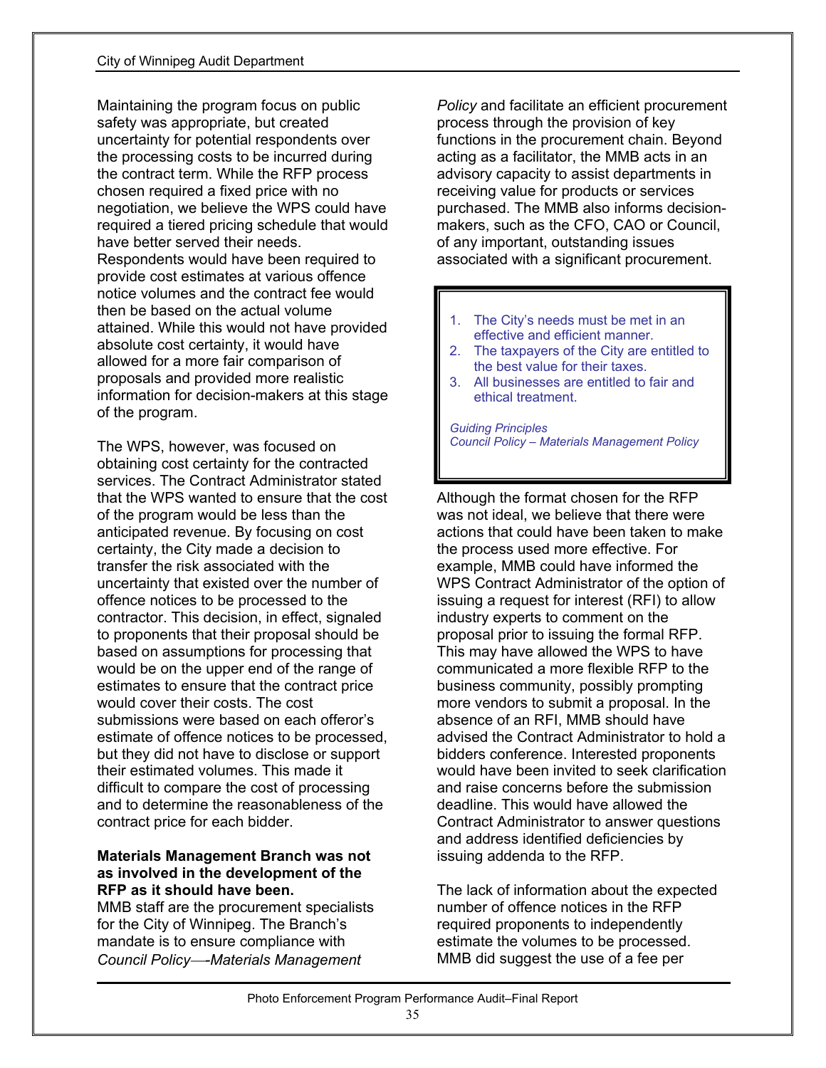Maintaining the program focus on public safety was appropriate, but created uncertainty for potential respondents over the processing costs to be incurred during the contract term. While the RFP process chosen required a fixed price with no negotiation, we believe the WPS could have required a tiered pricing schedule that would have better served their needs. Respondents would have been required to provide cost estimates at various offence notice volumes and the contract fee would then be based on the actual volume attained. While this would not have provided absolute cost certainty, it would have allowed for a more fair comparison of proposals and provided more realistic information for decision-makers at this stage of the program.

The WPS, however, was focused on obtaining cost certainty for the contracted services. The Contract Administrator stated that the WPS wanted to ensure that the cost of the program would be less than the anticipated revenue. By focusing on cost certainty, the City made a decision to transfer the risk associated with the uncertainty that existed over the number of offence notices to be processed to the contractor. This decision, in effect, signaled to proponents that their proposal should be based on assumptions for processing that would be on the upper end of the range of estimates to ensure that the contract price would cover their costs. The cost submissions were based on each offeror's estimate of offence notices to be processed, but they did not have to disclose or support their estimated volumes. This made it difficult to compare the cost of processing and to determine the reasonableness of the contract price for each bidder.

**Materials Management Branch was not as involved in the development of the RFP as it should have been.**

MMB staff are the procurement specialists for the City of Winnipeg. The Branch's mandate is to ensure compliance with *Council Policy—-Materials Management Policy* and facilitate an efficient procurement process through the provision of key functions in the procurement chain. Beyond acting as a facilitator, the MMB acts in an advisory capacity to assist departments in receiving value for products or services purchased. The MMB also informs decision-makers, such as the CFO, CAO or Council, of any important, outstanding issues associated with a significant procurement.

> 1. The City's needs must be met in an effective and efficient manner.
> 2. The taxpayers of the City are entitled to the best value for their taxes.
> 3. All businesses are entitled to fair and ethical treatment.
>
> *Guiding Principles*
> *Council Policy – Materials Management Policy*

Although the format chosen for the RFP was not ideal, we believe that there were actions that could have been taken to make the process used more effective. For example, MMB could have informed the WPS Contract Administrator of the option of issuing a request for interest (RFI) to allow industry experts to comment on the proposal prior to issuing the formal RFP. This may have allowed the WPS to have communicated a more flexible RFP to the business community, possibly prompting more vendors to submit a proposal. In the absence of an RFI, MMB should have advised the Contract Administrator to hold a bidders conference. Interested proponents would have been invited to seek clarification and raise concerns before the submission deadline. This would have allowed the Contract Administrator to answer questions and address identified deficiencies by issuing addenda to the RFP.

The lack of information about the expected number of offence notices in the RFP required proponents to independently estimate the volumes to be processed. MMB did suggest the use of a fee per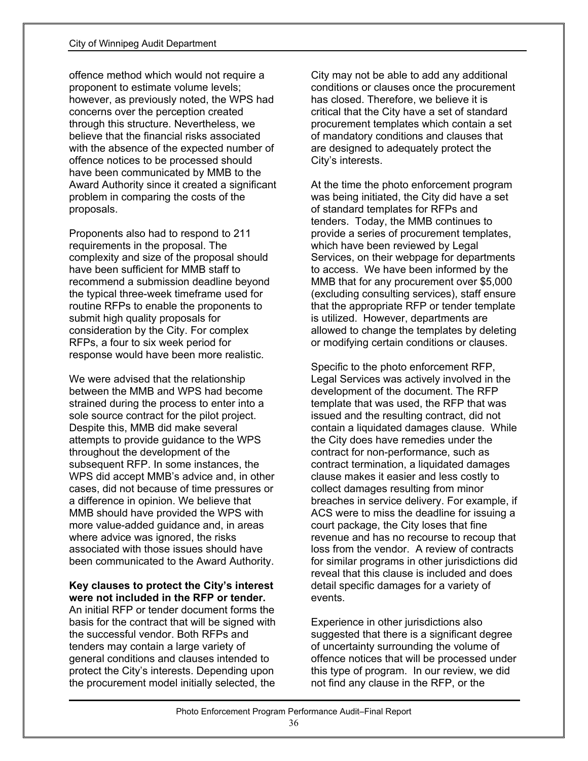offence method which would not require a proponent to estimate volume levels; however, as previously noted, the WPS had concerns over the perception created through this structure. Nevertheless, we believe that the financial risks associated with the absence of the expected number of offence notices to be processed should have been communicated by MMB to the Award Authority since it created a significant problem in comparing the costs of the proposals.

Proponents also had to respond to 211 requirements in the proposal. The complexity and size of the proposal should have been sufficient for MMB staff to recommend a submission deadline beyond the typical three-week timeframe used for routine RFPs to enable the proponents to submit high quality proposals for consideration by the City. For complex RFPs, a four to six week period for response would have been more realistic.

We were advised that the relationship between the MMB and WPS had become strained during the process to enter into a sole source contract for the pilot project. Despite this, MMB did make several attempts to provide guidance to the WPS throughout the development of the subsequent RFP. In some instances, the WPS did accept MMB's advice and, in other cases, did not because of time pressures or a difference in opinion. We believe that MMB should have provided the WPS with more value-added guidance and, in areas where advice was ignored, the risks associated with those issues should have been communicated to the Award Authority.

**Key clauses to protect the City's interest were not included in the RFP or tender.** An initial RFP or tender document forms the basis for the contract that will be signed with the successful vendor. Both RFPs and tenders may contain a large variety of general conditions and clauses intended to protect the City's interests. Depending upon the procurement model initially selected, the City may not be able to add any additional conditions or clauses once the procurement has closed. Therefore, we believe it is critical that the City have a set of standard procurement templates which contain a set of mandatory conditions and clauses that are designed to adequately protect the City's interests.

At the time the photo enforcement program was being initiated, the City did have a set of standard templates for RFPs and tenders. Today, the MMB continues to provide a series of procurement templates, which have been reviewed by Legal Services, on their webpage for departments to access. We have been informed by the MMB that for any procurement over $5,000 (excluding consulting services), staff ensure that the appropriate RFP or tender template is utilized. However, departments are allowed to change the templates by deleting or modifying certain conditions or clauses.

Specific to the photo enforcement RFP, Legal Services was actively involved in the development of the document. The RFP template that was used, the RFP that was issued and the resulting contract, did not contain a liquidated damages clause. While the City does have remedies under the contract for non-performance, such as contract termination, a liquidated damages clause makes it easier and less costly to collect damages resulting from minor breaches in service delivery. For example, if ACS were to miss the deadline for issuing a court package, the City loses that fine revenue and has no recourse to recoup that loss from the vendor. A review of contracts for similar programs in other jurisdictions did reveal that this clause is included and does detail specific damages for a variety of events.

Experience in other jurisdictions also suggested that there is a significant degree of uncertainty surrounding the volume of offence notices that will be processed under this type of program. In our review, we did not find any clause in the RFP, or the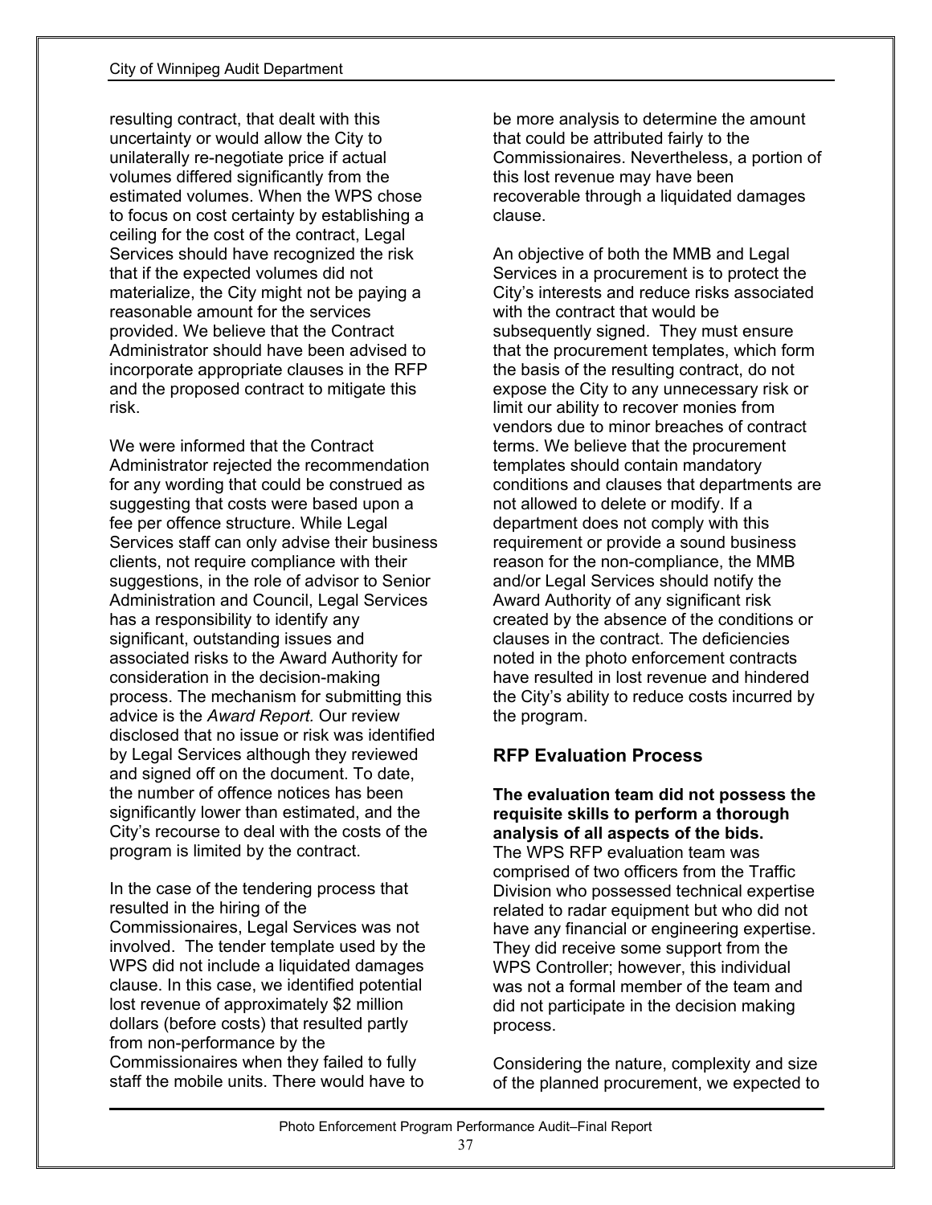resulting contract, that dealt with this uncertainty or would allow the City to unilaterally re-negotiate price if actual volumes differed significantly from the estimated volumes. When the WPS chose to focus on cost certainty by establishing a ceiling for the cost of the contract, Legal Services should have recognized the risk that if the expected volumes did not materialize, the City might not be paying a reasonable amount for the services provided. We believe that the Contract Administrator should have been advised to incorporate appropriate clauses in the RFP and the proposed contract to mitigate this risk.

We were informed that the Contract Administrator rejected the recommendation for any wording that could be construed as suggesting that costs were based upon a fee per offence structure. While Legal Services staff can only advise their business clients, not require compliance with their suggestions, in the role of advisor to Senior Administration and Council, Legal Services has a responsibility to identify any significant, outstanding issues and associated risks to the Award Authority for consideration in the decision-making process. The mechanism for submitting this advice is the *Award Report.* Our review disclosed that no issue or risk was identified by Legal Services although they reviewed and signed off on the document. To date, the number of offence notices has been significantly lower than estimated, and the City's recourse to deal with the costs of the program is limited by the contract.

In the case of the tendering process that resulted in the hiring of the Commissionaires, Legal Services was not involved. The tender template used by the WPS did not include a liquidated damages clause. In this case, we identified potential lost revenue of approximately $2 million dollars (before costs) that resulted partly from non-performance by the Commissionaires when they failed to fully staff the mobile units. There would have to be more analysis to determine the amount that could be attributed fairly to the Commissionaires. Nevertheless, a portion of this lost revenue may have been recoverable through a liquidated damages clause.

An objective of both the MMB and Legal Services in a procurement is to protect the City's interests and reduce risks associated with the contract that would be subsequently signed. They must ensure that the procurement templates, which form the basis of the resulting contract, do not expose the City to any unnecessary risk or limit our ability to recover monies from vendors due to minor breaches of contract terms. We believe that the procurement templates should contain mandatory conditions and clauses that departments are not allowed to delete or modify. If a department does not comply with this requirement or provide a sound business reason for the non-compliance, the MMB and/or Legal Services should notify the Award Authority of any significant risk created by the absence of the conditions or clauses in the contract. The deficiencies noted in the photo enforcement contracts have resulted in lost revenue and hindered the City's ability to reduce costs incurred by the program.

## RFP Evaluation Process

**The evaluation team did not possess the requisite skills to perform a thorough analysis of all aspects of the bids.**
The WPS RFP evaluation team was comprised of two officers from the Traffic Division who possessed technical expertise related to radar equipment but who did not have any financial or engineering expertise. They did receive some support from the WPS Controller; however, this individual was not a formal member of the team and did not participate in the decision making process.

Considering the nature, complexity and size of the planned procurement, we expected to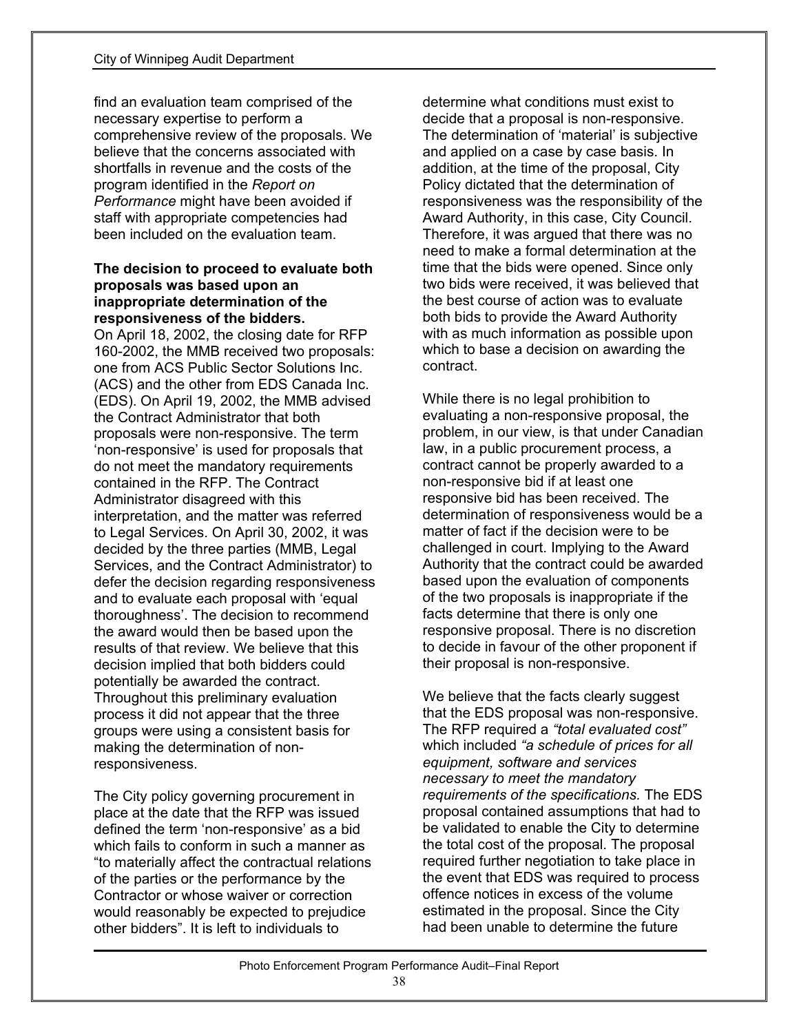find an evaluation team comprised of the necessary expertise to perform a comprehensive review of the proposals. We believe that the concerns associated with shortfalls in revenue and the costs of the program identified in the *Report on Performance* might have been avoided if staff with appropriate competencies had been included on the evaluation team.

**The decision to proceed to evaluate both proposals was based upon an inappropriate determination of the responsiveness of the bidders.**

On April 18, 2002, the closing date for RFP 160-2002, the MMB received two proposals: one from ACS Public Sector Solutions Inc. (ACS) and the other from EDS Canada Inc. (EDS). On April 19, 2002, the MMB advised the Contract Administrator that both proposals were non-responsive. The term 'non-responsive' is used for proposals that do not meet the mandatory requirements contained in the RFP. The Contract Administrator disagreed with this interpretation, and the matter was referred to Legal Services. On April 30, 2002, it was decided by the three parties (MMB, Legal Services, and the Contract Administrator) to defer the decision regarding responsiveness and to evaluate each proposal with 'equal thoroughness'. The decision to recommend the award would then be based upon the results of that review. We believe that this decision implied that both bidders could potentially be awarded the contract. Throughout this preliminary evaluation process it did not appear that the three groups were using a consistent basis for making the determination of non-responsiveness.

The City policy governing procurement in place at the date that the RFP was issued defined the term 'non-responsive' as a bid which fails to conform in such a manner as "to materially affect the contractual relations of the parties or the performance by the Contractor or whose waiver or correction would reasonably be expected to prejudice other bidders". It is left to individuals to determine what conditions must exist to decide that a proposal is non-responsive. The determination of 'material' is subjective and applied on a case by case basis. In addition, at the time of the proposal, City Policy dictated that the determination of responsiveness was the responsibility of the Award Authority, in this case, City Council. Therefore, it was argued that there was no need to make a formal determination at the time that the bids were opened. Since only two bids were received, it was believed that the best course of action was to evaluate both bids to provide the Award Authority with as much information as possible upon which to base a decision on awarding the contract.

While there is no legal prohibition to evaluating a non-responsive proposal, the problem, in our view, is that under Canadian law, in a public procurement process, a contract cannot be properly awarded to a non-responsive bid if at least one responsive bid has been received. The determination of responsiveness would be a matter of fact if the decision were to be challenged in court. Implying to the Award Authority that the contract could be awarded based upon the evaluation of components of the two proposals is inappropriate if the facts determine that there is only one responsive proposal. There is no discretion to decide in favour of the other proponent if their proposal is non-responsive.

We believe that the facts clearly suggest that the EDS proposal was non-responsive. The RFP required a *"total evaluated cost"* which included *"a schedule of prices for all equipment, software and services necessary to meet the mandatory requirements of the specifications.* The EDS proposal contained assumptions that had to be validated to enable the City to determine the total cost of the proposal. The proposal required further negotiation to take place in the event that EDS was required to process offence notices in excess of the volume estimated in the proposal. Since the City had been unable to determine the future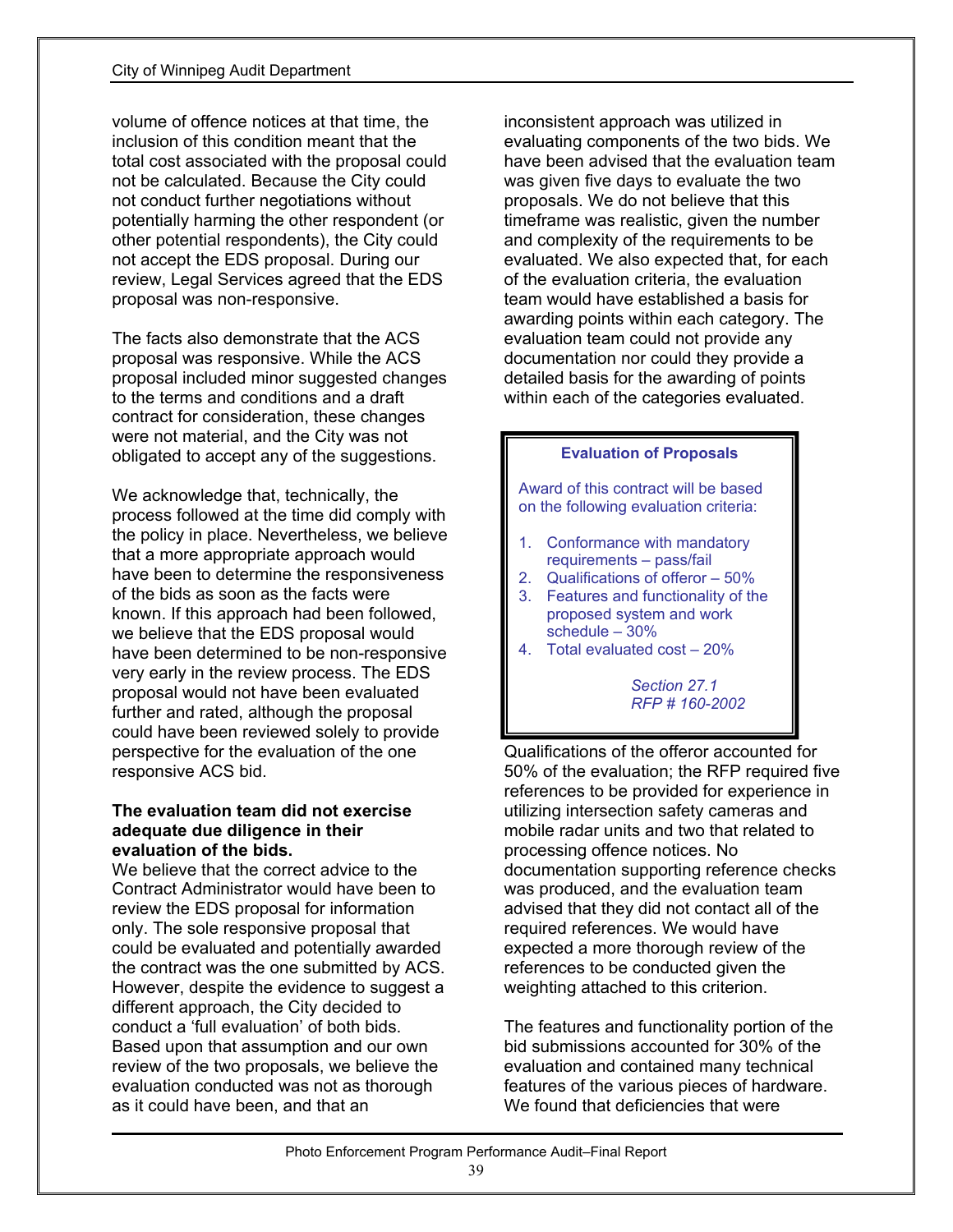volume of offence notices at that time, the inclusion of this condition meant that the total cost associated with the proposal could not be calculated. Because the City could not conduct further negotiations without potentially harming the other respondent (or other potential respondents), the City could not accept the EDS proposal. During our review, Legal Services agreed that the EDS proposal was non-responsive.

The facts also demonstrate that the ACS proposal was responsive. While the ACS proposal included minor suggested changes to the terms and conditions and a draft contract for consideration, these changes were not material, and the City was not obligated to accept any of the suggestions.

We acknowledge that, technically, the process followed at the time did comply with the policy in place. Nevertheless, we believe that a more appropriate approach would have been to determine the responsiveness of the bids as soon as the facts were known. If this approach had been followed, we believe that the EDS proposal would have been determined to be non-responsive very early in the review process. The EDS proposal would not have been evaluated further and rated, although the proposal could have been reviewed solely to provide perspective for the evaluation of the one responsive ACS bid.

**The evaluation team did not exercise adequate due diligence in their evaluation of the bids.**

We believe that the correct advice to the Contract Administrator would have been to review the EDS proposal for information only. The sole responsive proposal that could be evaluated and potentially awarded the contract was the one submitted by ACS. However, despite the evidence to suggest a different approach, the City decided to conduct a 'full evaluation' of both bids. Based upon that assumption and our own review of the two proposals, we believe the evaluation conducted was not as thorough as it could have been, and that an inconsistent approach was utilized in evaluating components of the two bids. We have been advised that the evaluation team was given five days to evaluate the two proposals. We do not believe that this timeframe was realistic, given the number and complexity of the requirements to be evaluated. We also expected that, for each of the evaluation criteria, the evaluation team would have established a basis for awarding points within each category. The evaluation team could not provide any documentation nor could they provide a detailed basis for the awarding of points within each of the categories evaluated.

> **Evaluation of Proposals**
>
> Award of this contract will be based on the following evaluation criteria:
>
> 1. Conformance with mandatory requirements – pass/fail
> 2. Qualifications of offeror – 50%
> 3. Features and functionality of the proposed system and work schedule – 30%
> 4. Total evaluated cost – 20%
>
> *Section 27.1*
> *RFP # 160-2002*

Qualifications of the offeror accounted for 50% of the evaluation; the RFP required five references to be provided for experience in utilizing intersection safety cameras and mobile radar units and two that related to processing offence notices. No documentation supporting reference checks was produced, and the evaluation team advised that they did not contact all of the required references. We would have expected a more thorough review of the references to be conducted given the weighting attached to this criterion.

The features and functionality portion of the bid submissions accounted for 30% of the evaluation and contained many technical features of the various pieces of hardware. We found that deficiencies that were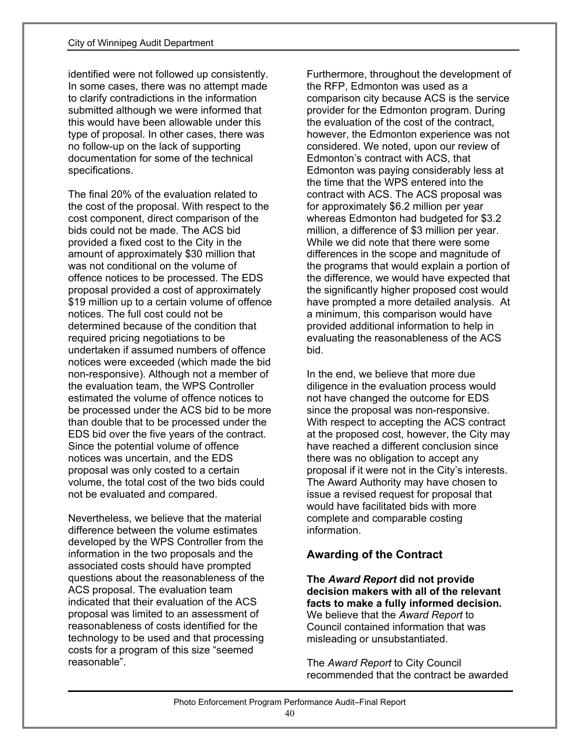identified were not followed up consistently. In some cases, there was no attempt made to clarify contradictions in the information submitted although we were informed that this would have been allowable under this type of proposal. In other cases, there was no follow-up on the lack of supporting documentation for some of the technical specifications.

The final 20% of the evaluation related to the cost of the proposal. With respect to the cost component, direct comparison of the bids could not be made. The ACS bid provided a fixed cost to the City in the amount of approximately $30 million that was not conditional on the volume of offence notices to be processed. The EDS proposal provided a cost of approximately $19 million up to a certain volume of offence notices. The full cost could not be determined because of the condition that required pricing negotiations to be undertaken if assumed numbers of offence notices were exceeded (which made the bid non-responsive). Although not a member of the evaluation team, the WPS Controller estimated the volume of offence notices to be processed under the ACS bid to be more than double that to be processed under the EDS bid over the five years of the contract. Since the potential volume of offence notices was uncertain, and the EDS proposal was only costed to a certain volume, the total cost of the two bids could not be evaluated and compared.

Nevertheless, we believe that the material difference between the volume estimates developed by the WPS Controller from the information in the two proposals and the associated costs should have prompted questions about the reasonableness of the ACS proposal. The evaluation team indicated that their evaluation of the ACS proposal was limited to an assessment of reasonableness of costs identified for the technology to be used and that processing costs for a program of this size "seemed reasonable".

Furthermore, throughout the development of the RFP, Edmonton was used as a comparison city because ACS is the service provider for the Edmonton program. During the evaluation of the cost of the contract, however, the Edmonton experience was not considered. We noted, upon our review of Edmonton's contract with ACS, that Edmonton was paying considerably less at the time that the WPS entered into the contract with ACS. The ACS proposal was for approximately $6.2 million per year whereas Edmonton had budgeted for $3.2 million, a difference of $3 million per year. While we did note that there were some differences in the scope and magnitude of the programs that would explain a portion of the difference, we would have expected that the significantly higher proposed cost would have prompted a more detailed analysis. At a minimum, this comparison would have provided additional information to help in evaluating the reasonableness of the ACS bid.

In the end, we believe that more due diligence in the evaluation process would not have changed the outcome for EDS since the proposal was non-responsive. With respect to accepting the ACS contract at the proposed cost, however, the City may have reached a different conclusion since there was no obligation to accept any proposal if it were not in the City's interests. The Award Authority may have chosen to issue a revised request for proposal that would have facilitated bids with more complete and comparable costing information.

## Awarding of the Contract

**The *Award Report* did not provide decision makers with all of the relevant facts to make a fully informed decision.** We believe that the *Award Report* to Council contained information that was misleading or unsubstantiated.

The *Award Report* to City Council recommended that the contract be awarded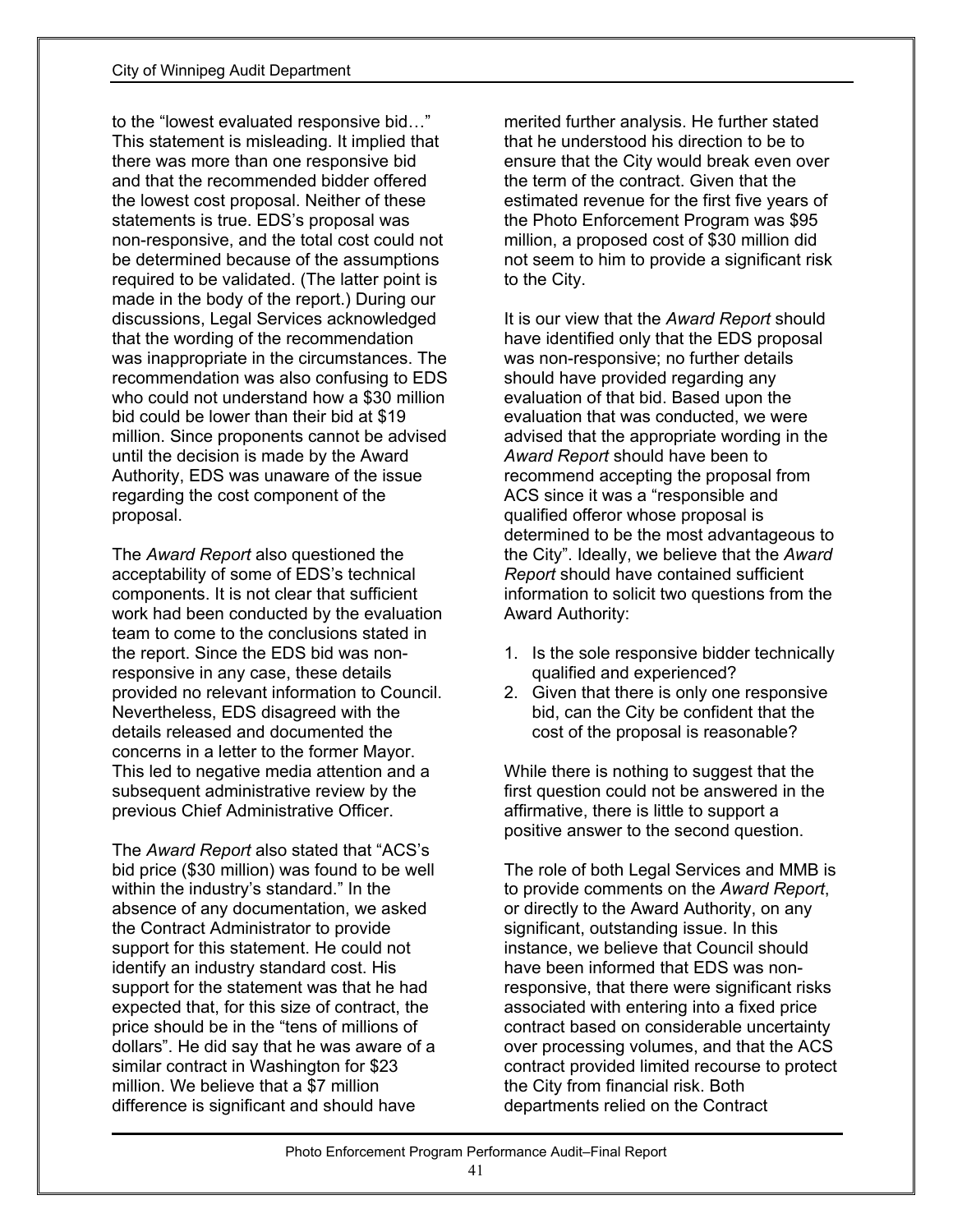to the "lowest evaluated responsive bid…" This statement is misleading. It implied that there was more than one responsive bid and that the recommended bidder offered the lowest cost proposal. Neither of these statements is true. EDS's proposal was non-responsive, and the total cost could not be determined because of the assumptions required to be validated. (The latter point is made in the body of the report.) During our discussions, Legal Services acknowledged that the wording of the recommendation was inappropriate in the circumstances. The recommendation was also confusing to EDS who could not understand how a $30 million bid could be lower than their bid at $19 million. Since proponents cannot be advised until the decision is made by the Award Authority, EDS was unaware of the issue regarding the cost component of the proposal.

The *Award Report* also questioned the acceptability of some of EDS's technical components. It is not clear that sufficient work had been conducted by the evaluation team to come to the conclusions stated in the report. Since the EDS bid was non-responsive in any case, these details provided no relevant information to Council. Nevertheless, EDS disagreed with the details released and documented the concerns in a letter to the former Mayor. This led to negative media attention and a subsequent administrative review by the previous Chief Administrative Officer.

The *Award Report* also stated that "ACS's bid price ($30 million) was found to be well within the industry's standard." In the absence of any documentation, we asked the Contract Administrator to provide support for this statement. He could not identify an industry standard cost. His support for the statement was that he had expected that, for this size of contract, the price should be in the "tens of millions of dollars". He did say that he was aware of a similar contract in Washington for $23 million. We believe that a $7 million difference is significant and should have merited further analysis. He further stated that he understood his direction to be to ensure that the City would break even over the term of the contract. Given that the estimated revenue for the first five years of the Photo Enforcement Program was $95 million, a proposed cost of $30 million did not seem to him to provide a significant risk to the City.

It is our view that the *Award Report* should have identified only that the EDS proposal was non-responsive; no further details should have provided regarding any evaluation of that bid. Based upon the evaluation that was conducted, we were advised that the appropriate wording in the *Award Report* should have been to recommend accepting the proposal from ACS since it was a "responsible and qualified offeror whose proposal is determined to be the most advantageous to the City". Ideally, we believe that the *Award Report* should have contained sufficient information to solicit two questions from the Award Authority:

1. Is the sole responsive bidder technically qualified and experienced?
2. Given that there is only one responsive bid, can the City be confident that the cost of the proposal is reasonable?

While there is nothing to suggest that the first question could not be answered in the affirmative, there is little to support a positive answer to the second question.

The role of both Legal Services and MMB is to provide comments on the *Award Report*, or directly to the Award Authority, on any significant, outstanding issue. In this instance, we believe that Council should have been informed that EDS was non-responsive, that there were significant risks associated with entering into a fixed price contract based on considerable uncertainty over processing volumes, and that the ACS contract provided limited recourse to protect the City from financial risk. Both departments relied on the Contract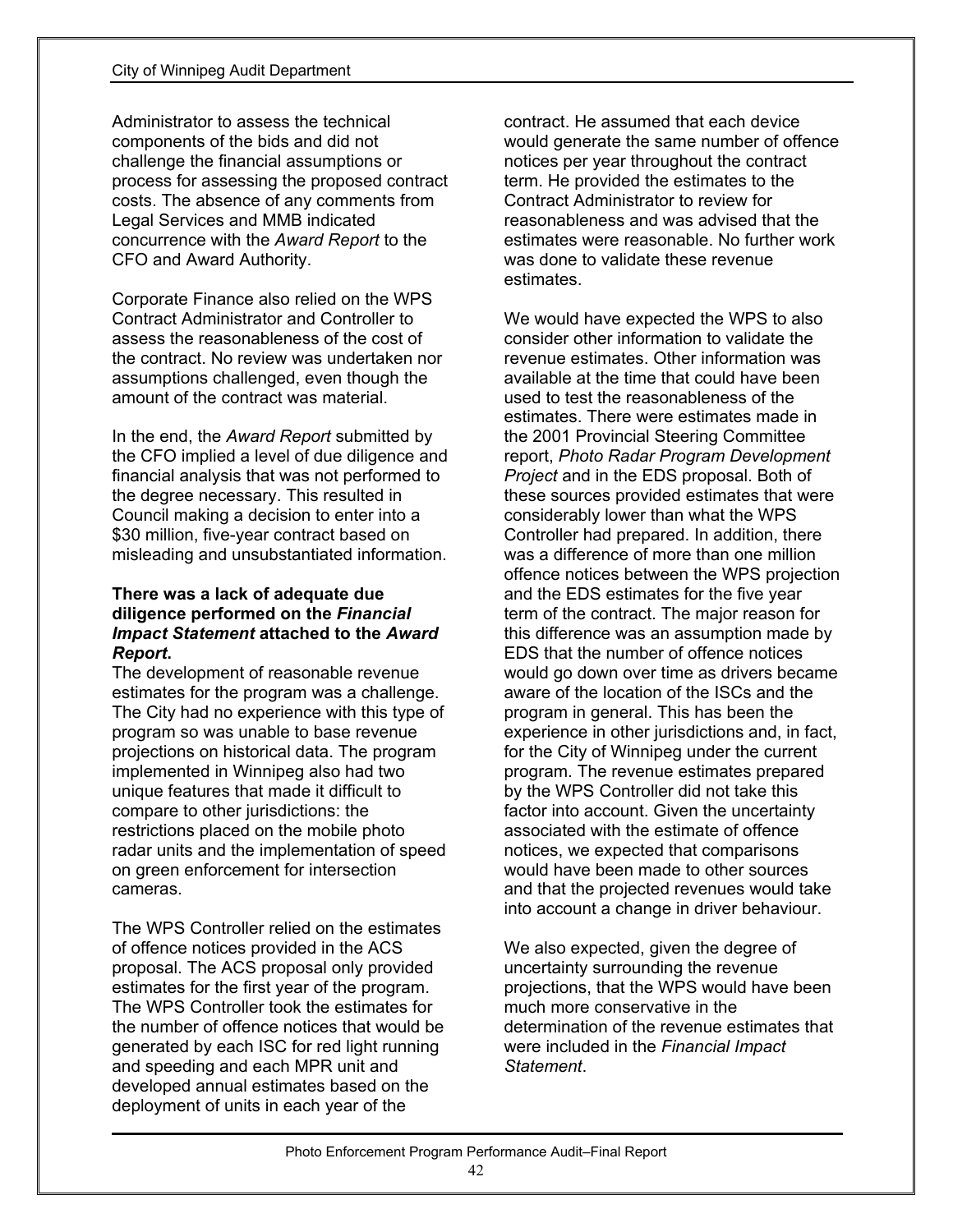Administrator to assess the technical components of the bids and did not challenge the financial assumptions or process for assessing the proposed contract costs. The absence of any comments from Legal Services and MMB indicated concurrence with the *Award Report* to the CFO and Award Authority.

Corporate Finance also relied on the WPS Contract Administrator and Controller to assess the reasonableness of the cost of the contract. No review was undertaken nor assumptions challenged, even though the amount of the contract was material.

In the end, the *Award Report* submitted by the CFO implied a level of due diligence and financial analysis that was not performed to the degree necessary. This resulted in Council making a decision to enter into a $30 million, five-year contract based on misleading and unsubstantiated information.

**There was a lack of adequate due diligence performed on the *Financial Impact Statement* attached to the *Award Report*.**

The development of reasonable revenue estimates for the program was a challenge. The City had no experience with this type of program so was unable to base revenue projections on historical data. The program implemented in Winnipeg also had two unique features that made it difficult to compare to other jurisdictions: the restrictions placed on the mobile photo radar units and the implementation of speed on green enforcement for intersection cameras.

The WPS Controller relied on the estimates of offence notices provided in the ACS proposal. The ACS proposal only provided estimates for the first year of the program. The WPS Controller took the estimates for the number of offence notices that would be generated by each ISC for red light running and speeding and each MPR unit and developed annual estimates based on the deployment of units in each year of the contract. He assumed that each device would generate the same number of offence notices per year throughout the contract term. He provided the estimates to the Contract Administrator to review for reasonableness and was advised that the estimates were reasonable. No further work was done to validate these revenue estimates.

We would have expected the WPS to also consider other information to validate the revenue estimates. Other information was available at the time that could have been used to test the reasonableness of the estimates. There were estimates made in the 2001 Provincial Steering Committee report, *Photo Radar Program Development Project* and in the EDS proposal. Both of these sources provided estimates that were considerably lower than what the WPS Controller had prepared. In addition, there was a difference of more than one million offence notices between the WPS projection and the EDS estimates for the five year term of the contract. The major reason for this difference was an assumption made by EDS that the number of offence notices would go down over time as drivers became aware of the location of the ISCs and the program in general. This has been the experience in other jurisdictions and, in fact, for the City of Winnipeg under the current program. The revenue estimates prepared by the WPS Controller did not take this factor into account. Given the uncertainty associated with the estimate of offence notices, we expected that comparisons would have been made to other sources and that the projected revenues would take into account a change in driver behaviour.

We also expected, given the degree of uncertainty surrounding the revenue projections, that the WPS would have been much more conservative in the determination of the revenue estimates that were included in the *Financial Impact Statement*.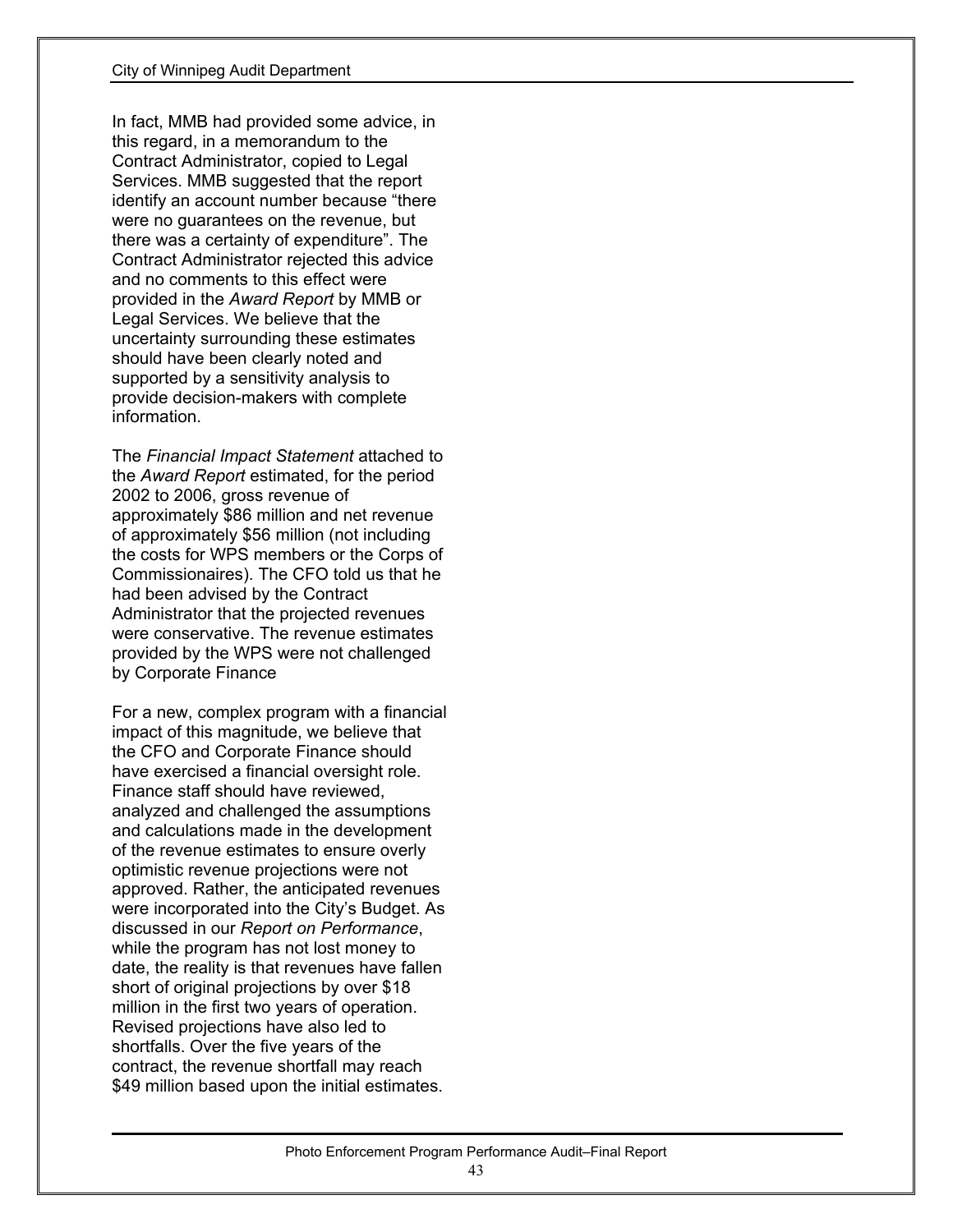In fact, MMB had provided some advice, in this regard, in a memorandum to the Contract Administrator, copied to Legal Services. MMB suggested that the report identify an account number because "there were no guarantees on the revenue, but there was a certainty of expenditure". The Contract Administrator rejected this advice and no comments to this effect were provided in the *Award Report* by MMB or Legal Services. We believe that the uncertainty surrounding these estimates should have been clearly noted and supported by a sensitivity analysis to provide decision-makers with complete information.

The *Financial Impact Statement* attached to the *Award Report* estimated, for the period 2002 to 2006, gross revenue of approximately $86 million and net revenue of approximately $56 million (not including the costs for WPS members or the Corps of Commissionaires). The CFO told us that he had been advised by the Contract Administrator that the projected revenues were conservative. The revenue estimates provided by the WPS were not challenged by Corporate Finance

For a new, complex program with a financial impact of this magnitude, we believe that the CFO and Corporate Finance should have exercised a financial oversight role. Finance staff should have reviewed, analyzed and challenged the assumptions and calculations made in the development of the revenue estimates to ensure overly optimistic revenue projections were not approved. Rather, the anticipated revenues were incorporated into the City's Budget. As discussed in our *Report on Performance*, while the program has not lost money to date, the reality is that revenues have fallen short of original projections by over $18 million in the first two years of operation. Revised projections have also led to shortfalls. Over the five years of the contract, the revenue shortfall may reach $49 million based upon the initial estimates.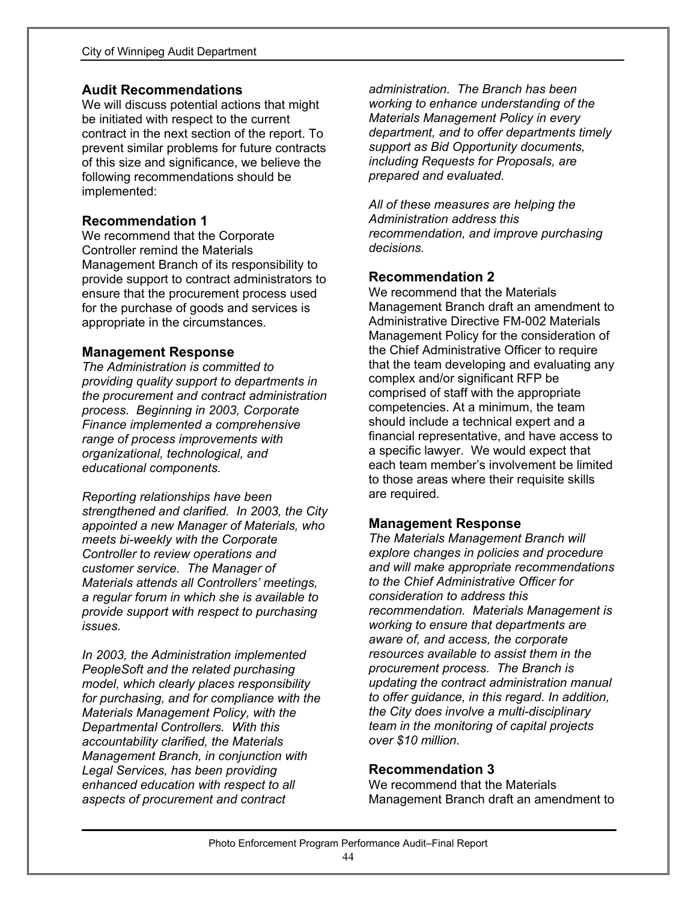## Audit Recommendations

We will discuss potential actions that might be initiated with respect to the current contract in the next section of the report. To prevent similar problems for future contracts of this size and significance, we believe the following recommendations should be implemented:

### Recommendation 1

We recommend that the Corporate Controller remind the Materials Management Branch of its responsibility to provide support to contract administrators to ensure that the procurement process used for the purchase of goods and services is appropriate in the circumstances.

### Management Response

*The Administration is committed to providing quality support to departments in the procurement and contract administration process. Beginning in 2003, Corporate Finance implemented a comprehensive range of process improvements with organizational, technological, and educational components.*

*Reporting relationships have been strengthened and clarified. In 2003, the City appointed a new Manager of Materials, who meets bi-weekly with the Corporate Controller to review operations and customer service. The Manager of Materials attends all Controllers' meetings, a regular forum in which she is available to provide support with respect to purchasing issues.*

*In 2003, the Administration implemented PeopleSoft and the related purchasing model, which clearly places responsibility for purchasing, and for compliance with the Materials Management Policy, with the Departmental Controllers. With this accountability clarified, the Materials Management Branch, in conjunction with Legal Services, has been providing enhanced education with respect to all aspects of procurement and contract administration. The Branch has been working to enhance understanding of the Materials Management Policy in every department, and to offer departments timely support as Bid Opportunity documents, including Requests for Proposals, are prepared and evaluated.*

*All of these measures are helping the Administration address this recommendation, and improve purchasing decisions.*

### Recommendation 2

We recommend that the Materials Management Branch draft an amendment to Administrative Directive FM-002 Materials Management Policy for the consideration of the Chief Administrative Officer to require that the team developing and evaluating any complex and/or significant RFP be comprised of staff with the appropriate competencies. At a minimum, the team should include a technical expert and a financial representative, and have access to a specific lawyer. We would expect that each team member's involvement be limited to those areas where their requisite skills are required.

### Management Response

*The Materials Management Branch will explore changes in policies and procedure and will make appropriate recommendations to the Chief Administrative Officer for consideration to address this recommendation. Materials Management is working to ensure that departments are aware of, and access, the corporate resources available to assist them in the procurement process. The Branch is updating the contract administration manual to offer guidance, in this regard. In addition, the City does involve a multi-disciplinary team in the monitoring of capital projects over $10 million.*

### Recommendation 3

We recommend that the Materials Management Branch draft an amendment to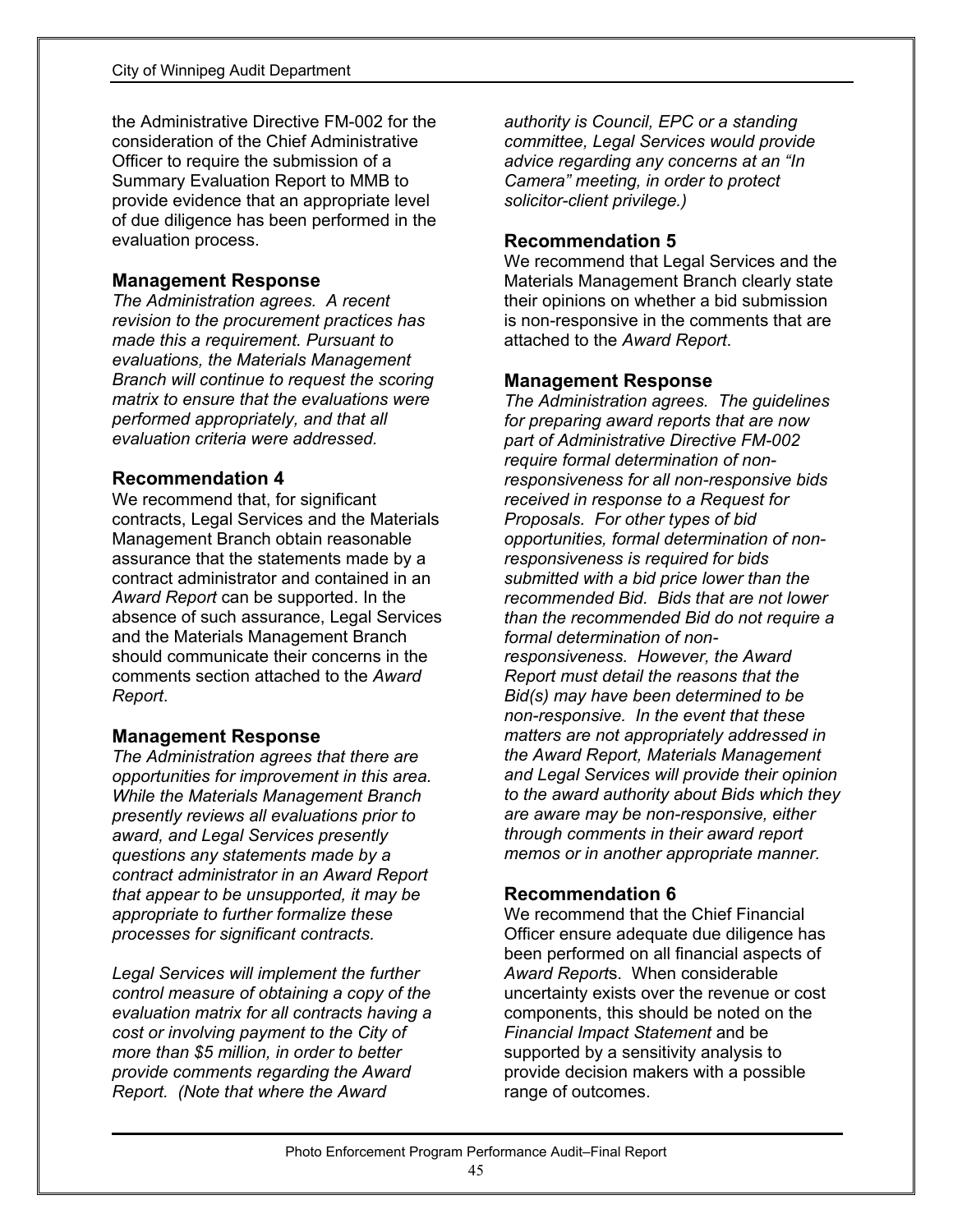the Administrative Directive FM-002 for the consideration of the Chief Administrative Officer to require the submission of a Summary Evaluation Report to MMB to provide evidence that an appropriate level of due diligence has been performed in the evaluation process.

### Management Response

*The Administration agrees. A recent revision to the procurement practices has made this a requirement. Pursuant to evaluations, the Materials Management Branch will continue to request the scoring matrix to ensure that the evaluations were performed appropriately, and that all evaluation criteria were addressed.*

### Recommendation 4

We recommend that, for significant contracts, Legal Services and the Materials Management Branch obtain reasonable assurance that the statements made by a contract administrator and contained in an *Award Report* can be supported. In the absence of such assurance, Legal Services and the Materials Management Branch should communicate their concerns in the comments section attached to the *Award Report*.

### Management Response

*The Administration agrees that there are opportunities for improvement in this area. While the Materials Management Branch presently reviews all evaluations prior to award, and Legal Services presently questions any statements made by a contract administrator in an Award Report that appear to be unsupported, it may be appropriate to further formalize these processes for significant contracts.*

*Legal Services will implement the further control measure of obtaining a copy of the evaluation matrix for all contracts having a cost or involving payment to the City of more than $5 million, in order to better provide comments regarding the Award Report. (Note that where the Award authority is Council, EPC or a standing committee, Legal Services would provide advice regarding any concerns at an "In Camera" meeting, in order to protect solicitor-client privilege.)*

### Recommendation 5

We recommend that Legal Services and the Materials Management Branch clearly state their opinions on whether a bid submission is non-responsive in the comments that are attached to the *Award Report*.

### Management Response

*The Administration agrees. The guidelines for preparing award reports that are now part of Administrative Directive FM-002 require formal determination of non-responsiveness for all non-responsive bids received in response to a Request for Proposals. For other types of bid opportunities, formal determination of non-responsiveness is required for bids submitted with a bid price lower than the recommended Bid. Bids that are not lower than the recommended Bid do not require a formal determination of non-responsiveness. However, the Award Report must detail the reasons that the Bid(s) may have been determined to be non-responsive. In the event that these matters are not appropriately addressed in the Award Report, Materials Management and Legal Services will provide their opinion to the award authority about Bids which they are aware may be non-responsive, either through comments in their award report memos or in another appropriate manner.*

### Recommendation 6

We recommend that the Chief Financial Officer ensure adequate due diligence has been performed on all financial aspects of *Award Report*s. When considerable uncertainty exists over the revenue or cost components, this should be noted on the *Financial Impact Statement* and be supported by a sensitivity analysis to provide decision makers with a possible range of outcomes.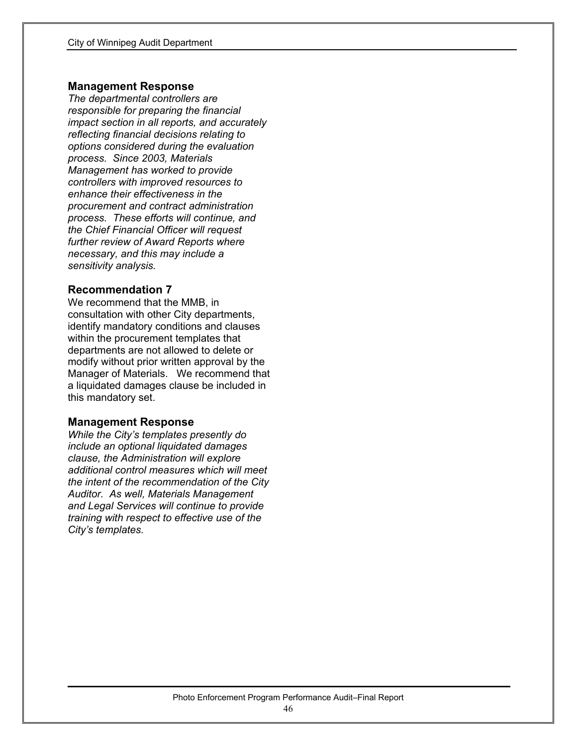### Management Response

*The departmental controllers are responsible for preparing the financial impact section in all reports, and accurately reflecting financial decisions relating to options considered during the evaluation process. Since 2003, Materials Management has worked to provide controllers with improved resources to enhance their effectiveness in the procurement and contract administration process. These efforts will continue, and the Chief Financial Officer will request further review of Award Reports where necessary, and this may include a sensitivity analysis.*

### Recommendation 7

We recommend that the MMB, in consultation with other City departments, identify mandatory conditions and clauses within the procurement templates that departments are not allowed to delete or modify without prior written approval by the Manager of Materials. We recommend that a liquidated damages clause be included in this mandatory set.

### Management Response

*While the City's templates presently do include an optional liquidated damages clause, the Administration will explore additional control measures which will meet the intent of the recommendation of the City Auditor. As well, Materials Management and Legal Services will continue to provide training with respect to effective use of the City's templates.*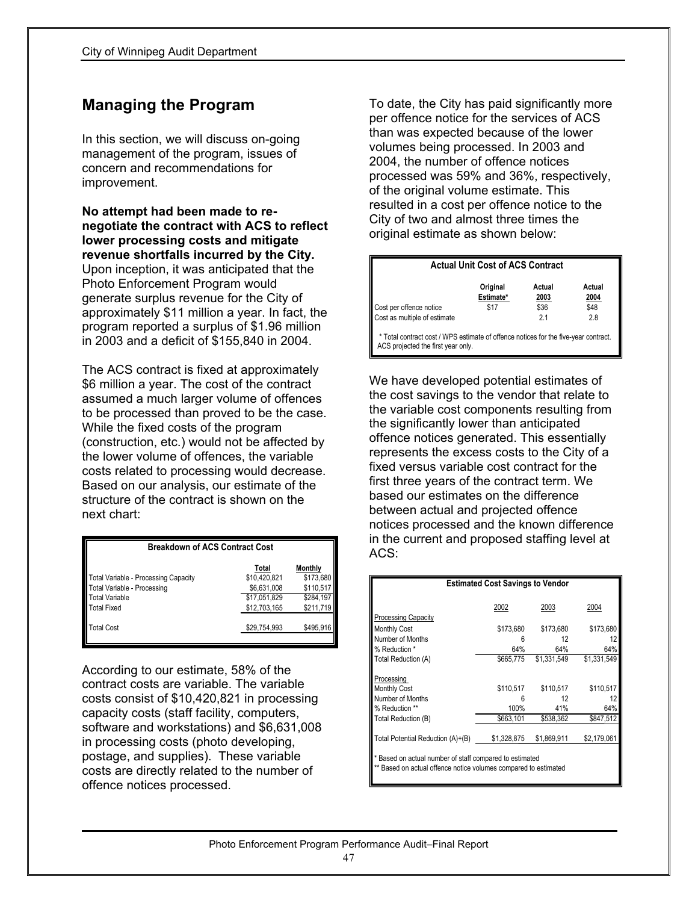## Managing the Program

In this section, we will discuss on-going management of the program, issues of concern and recommendations for improvement.

**No attempt had been made to re-negotiate the contract with ACS to reflect lower processing costs and mitigate revenue shortfalls incurred by the City.** Upon inception, it was anticipated that the Photo Enforcement Program would generate surplus revenue for the City of approximately $11 million a year. In fact, the program reported a surplus of $1.96 million in 2003 and a deficit of $155,840 in 2004.

The ACS contract is fixed at approximately $6 million a year. The cost of the contract assumed a much larger volume of offences to be processed than proved to be the case. While the fixed costs of the program (construction, etc.) would not be affected by the lower volume of offences, the variable costs related to processing would decrease. Based on our analysis, our estimate of the structure of the contract is shown on the next chart:

**Breakdown of ACS Contract Cost**

| | Total | Monthly |
|---|---|---|
| Total Variable - Processing Capacity | $10,420,821 | $173,680 |
| Total Variable - Processing | $6,631,008 | $110,517 |
| Total Variable | $17,051,829 | $284,197 |
| Total Fixed | $12,703,165 | $211,719 |
| Total Cost | $29,754,993 | $495,916 |

According to our estimate, 58% of the contract costs are variable. The variable costs consist of $10,420,821 in processing capacity costs (staff facility, computers, software and workstations) and $6,631,008 in processing costs (photo developing, postage, and supplies). These variable costs are directly related to the number of offence notices processed.

To date, the City has paid significantly more per offence notice for the services of ACS than was expected because of the lower volumes being processed. In 2003 and 2004, the number of offence notices processed was 59% and 36%, respectively, of the original volume estimate. This resulted in a cost per offence notice to the City of two and almost three times the original estimate as shown below:

**Actual Unit Cost of ACS Contract**

| | Original Estimate* | Actual 2003 | Actual 2004 |
|---|---|---|---|
| Cost per offence notice | $17 | $36 | $48 |
| Cost as multiple of estimate | | 2.1 | 2.8 |

\* Total contract cost / WPS estimate of offence notices for the five-year contract. ACS projected the first year only.

We have developed potential estimates of the cost savings to the vendor that relate to the variable cost components resulting from the significantly lower than anticipated offence notices generated. This essentially represents the excess costs to the City of a fixed versus variable cost contract for the first three years of the contract term. We based our estimates on the difference between actual and projected offence notices processed and the known difference in the current and proposed staffing level at ACS:

**Estimated Cost Savings to Vendor**

| | 2002 | 2003 | 2004 |
|---|---|---|---|
| Processing Capacity | | | |
| Monthly Cost | $173,680 | $173,680 | $173,680 |
| Number of Months | 6 | 12 | 12 |
| % Reduction * | 64% | 64% | 64% |
| Total Reduction (A) | $665,775 | $1,331,549 | $1,331,549 |
| Processing | | | |
| Monthly Cost | $110,517 | $110,517 | $110,517 |
| Number of Months | 6 | 12 | 12 |
| % Reduction ** | 100% | 41% | 64% |
| Total Reduction (B) | $663,101 | $538,362 | $847,512 |
| Total Potential Reduction (A)+(B) | $1,328,875 | $1,869,911 | $2,179,061 |

\* Based on actual number of staff compared to estimated
\*\* Based on actual offence notice volumes compared to estimated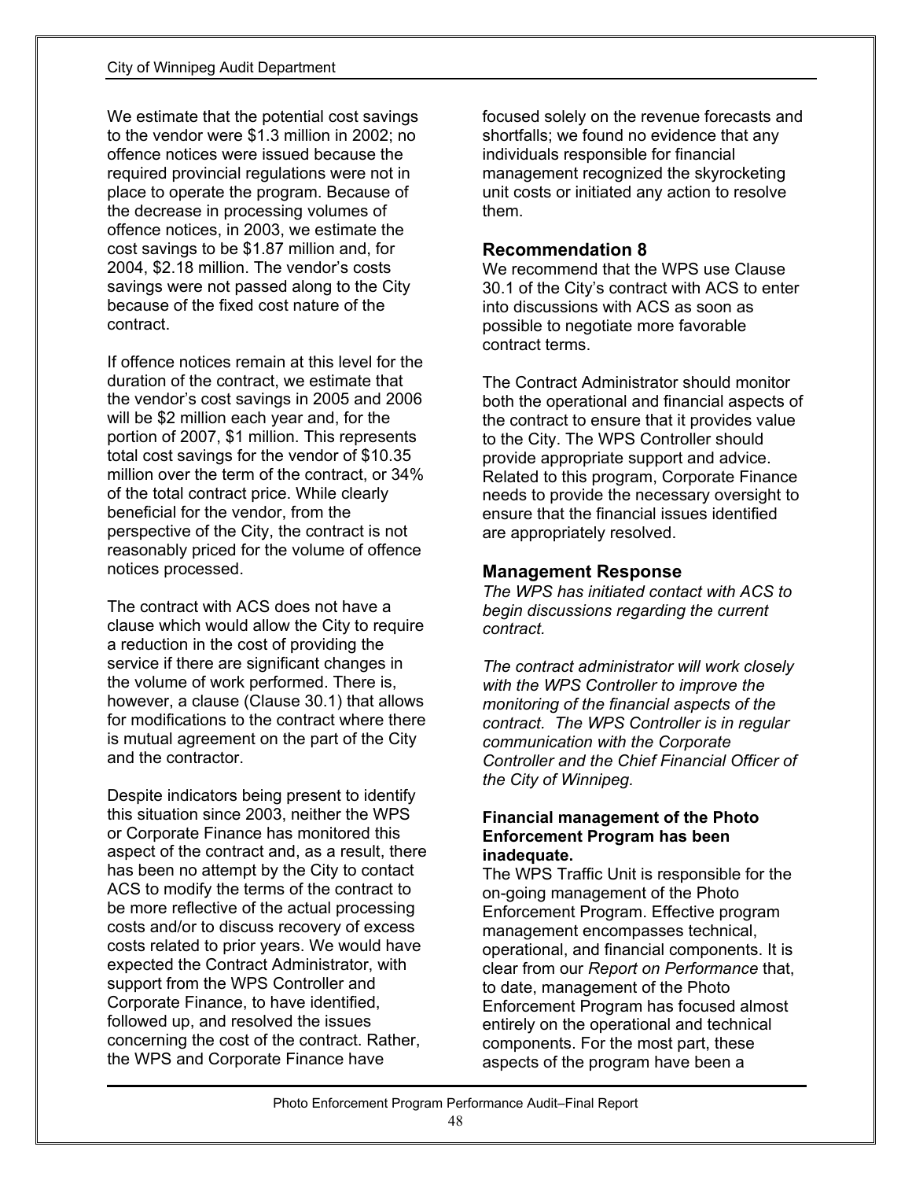We estimate that the potential cost savings to the vendor were $1.3 million in 2002; no offence notices were issued because the required provincial regulations were not in place to operate the program. Because of the decrease in processing volumes of offence notices, in 2003, we estimate the cost savings to be $1.87 million and, for 2004, $2.18 million. The vendor's costs savings were not passed along to the City because of the fixed cost nature of the contract.

If offence notices remain at this level for the duration of the contract, we estimate that the vendor's cost savings in 2005 and 2006 will be $2 million each year and, for the portion of 2007, $1 million. This represents total cost savings for the vendor of $10.35 million over the term of the contract, or 34% of the total contract price. While clearly beneficial for the vendor, from the perspective of the City, the contract is not reasonably priced for the volume of offence notices processed.

The contract with ACS does not have a clause which would allow the City to require a reduction in the cost of providing the service if there are significant changes in the volume of work performed. There is, however, a clause (Clause 30.1) that allows for modifications to the contract where there is mutual agreement on the part of the City and the contractor.

Despite indicators being present to identify this situation since 2003, neither the WPS or Corporate Finance has monitored this aspect of the contract and, as a result, there has been no attempt by the City to contact ACS to modify the terms of the contract to be more reflective of the actual processing costs and/or to discuss recovery of excess costs related to prior years. We would have expected the Contract Administrator, with support from the WPS Controller and Corporate Finance, to have identified, followed up, and resolved the issues concerning the cost of the contract. Rather, the WPS and Corporate Finance have focused solely on the revenue forecasts and shortfalls; we found no evidence that any individuals responsible for financial management recognized the skyrocketing unit costs or initiated any action to resolve them.

### Recommendation 8

We recommend that the WPS use Clause 30.1 of the City's contract with ACS to enter into discussions with ACS as soon as possible to negotiate more favorable contract terms.

The Contract Administrator should monitor both the operational and financial aspects of the contract to ensure that it provides value to the City. The WPS Controller should provide appropriate support and advice. Related to this program, Corporate Finance needs to provide the necessary oversight to ensure that the financial issues identified are appropriately resolved.

### Management Response

*The WPS has initiated contact with ACS to begin discussions regarding the current contract.*

*The contract administrator will work closely with the WPS Controller to improve the monitoring of the financial aspects of the contract. The WPS Controller is in regular communication with the Corporate Controller and the Chief Financial Officer of the City of Winnipeg.*

**Financial management of the Photo Enforcement Program has been inadequate.**

The WPS Traffic Unit is responsible for the on-going management of the Photo Enforcement Program. Effective program management encompasses technical, operational, and financial components. It is clear from our *Report on Performance* that, to date, management of the Photo Enforcement Program has focused almost entirely on the operational and technical components. For the most part, these aspects of the program have been a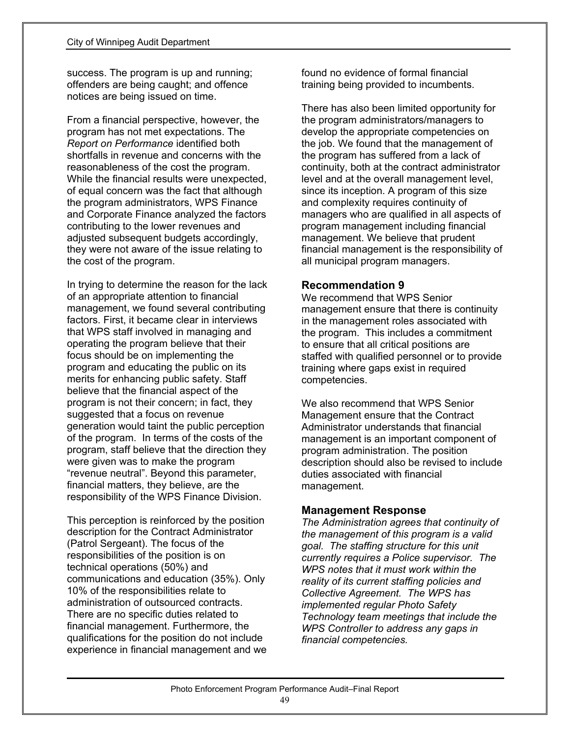success. The program is up and running; offenders are being caught; and offence notices are being issued on time.

From a financial perspective, however, the program has not met expectations. The *Report on Performance* identified both shortfalls in revenue and concerns with the reasonableness of the cost the program. While the financial results were unexpected, of equal concern was the fact that although the program administrators, WPS Finance and Corporate Finance analyzed the factors contributing to the lower revenues and adjusted subsequent budgets accordingly, they were not aware of the issue relating to the cost of the program.

In trying to determine the reason for the lack of an appropriate attention to financial management, we found several contributing factors. First, it became clear in interviews that WPS staff involved in managing and operating the program believe that their focus should be on implementing the program and educating the public on its merits for enhancing public safety. Staff believe that the financial aspect of the program is not their concern; in fact, they suggested that a focus on revenue generation would taint the public perception of the program. In terms of the costs of the program, staff believe that the direction they were given was to make the program "revenue neutral". Beyond this parameter, financial matters, they believe, are the responsibility of the WPS Finance Division.

This perception is reinforced by the position description for the Contract Administrator (Patrol Sergeant). The focus of the responsibilities of the position is on technical operations (50%) and communications and education (35%). Only 10% of the responsibilities relate to administration of outsourced contracts. There are no specific duties related to financial management. Furthermore, the qualifications for the position do not include experience in financial management and we found no evidence of formal financial training being provided to incumbents.

There has also been limited opportunity for the program administrators/managers to develop the appropriate competencies on the job. We found that the management of the program has suffered from a lack of continuity, both at the contract administrator level and at the overall management level, since its inception. A program of this size and complexity requires continuity of managers who are qualified in all aspects of program management including financial management. We believe that prudent financial management is the responsibility of all municipal program managers.

### Recommendation 9

We recommend that WPS Senior management ensure that there is continuity in the management roles associated with the program. This includes a commitment to ensure that all critical positions are staffed with qualified personnel or to provide training where gaps exist in required competencies.

We also recommend that WPS Senior Management ensure that the Contract Administrator understands that financial management is an important component of program administration. The position description should also be revised to include duties associated with financial management.

### Management Response

*The Administration agrees that continuity of the management of this program is a valid goal. The staffing structure for this unit currently requires a Police supervisor. The WPS notes that it must work within the reality of its current staffing policies and Collective Agreement. The WPS has implemented regular Photo Safety Technology team meetings that include the WPS Controller to address any gaps in financial competencies.*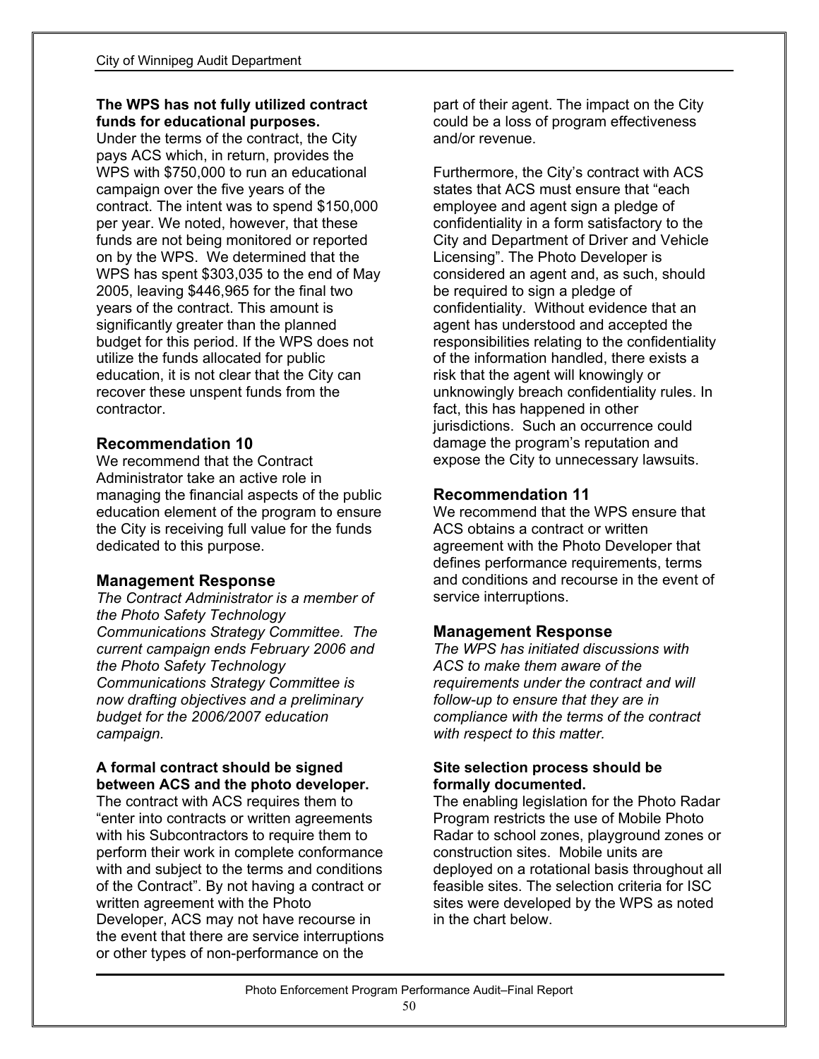**The WPS has not fully utilized contract funds for educational purposes.**

Under the terms of the contract, the City pays ACS which, in return, provides the WPS with $750,000 to run an educational campaign over the five years of the contract. The intent was to spend $150,000 per year. We noted, however, that these funds are not being monitored or reported on by the WPS. We determined that the WPS has spent $303,035 to the end of May 2005, leaving $446,965 for the final two years of the contract. This amount is significantly greater than the planned budget for this period. If the WPS does not utilize the funds allocated for public education, it is not clear that the City can recover these unspent funds from the contractor.

## Recommendation 10

We recommend that the Contract Administrator take an active role in managing the financial aspects of the public education element of the program to ensure the City is receiving full value for the funds dedicated to this purpose.

## Management Response

*The Contract Administrator is a member of the Photo Safety Technology Communications Strategy Committee. The current campaign ends February 2006 and the Photo Safety Technology Communications Strategy Committee is now drafting objectives and a preliminary budget for the 2006/2007 education campaign.*

**A formal contract should be signed between ACS and the photo developer.**

The contract with ACS requires them to "enter into contracts or written agreements with his Subcontractors to require them to perform their work in complete conformance with and subject to the terms and conditions of the Contract". By not having a contract or written agreement with the Photo Developer, ACS may not have recourse in the event that there are service interruptions or other types of non-performance on the part of their agent. The impact on the City could be a loss of program effectiveness and/or revenue.

Furthermore, the City's contract with ACS states that ACS must ensure that "each employee and agent sign a pledge of confidentiality in a form satisfactory to the City and Department of Driver and Vehicle Licensing". The Photo Developer is considered an agent and, as such, should be required to sign a pledge of confidentiality. Without evidence that an agent has understood and accepted the responsibilities relating to the confidentiality of the information handled, there exists a risk that the agent will knowingly or unknowingly breach confidentiality rules. In fact, this has happened in other jurisdictions. Such an occurrence could damage the program's reputation and expose the City to unnecessary lawsuits.

## Recommendation 11

We recommend that the WPS ensure that ACS obtains a contract or written agreement with the Photo Developer that defines performance requirements, terms and conditions and recourse in the event of service interruptions.

## Management Response

*The WPS has initiated discussions with ACS to make them aware of the requirements under the contract and will follow-up to ensure that they are in compliance with the terms of the contract with respect to this matter.*

**Site selection process should be formally documented.**

The enabling legislation for the Photo Radar Program restricts the use of Mobile Photo Radar to school zones, playground zones or construction sites. Mobile units are deployed on a rotational basis throughout all feasible sites. The selection criteria for ISC sites were developed by the WPS as noted in the chart below.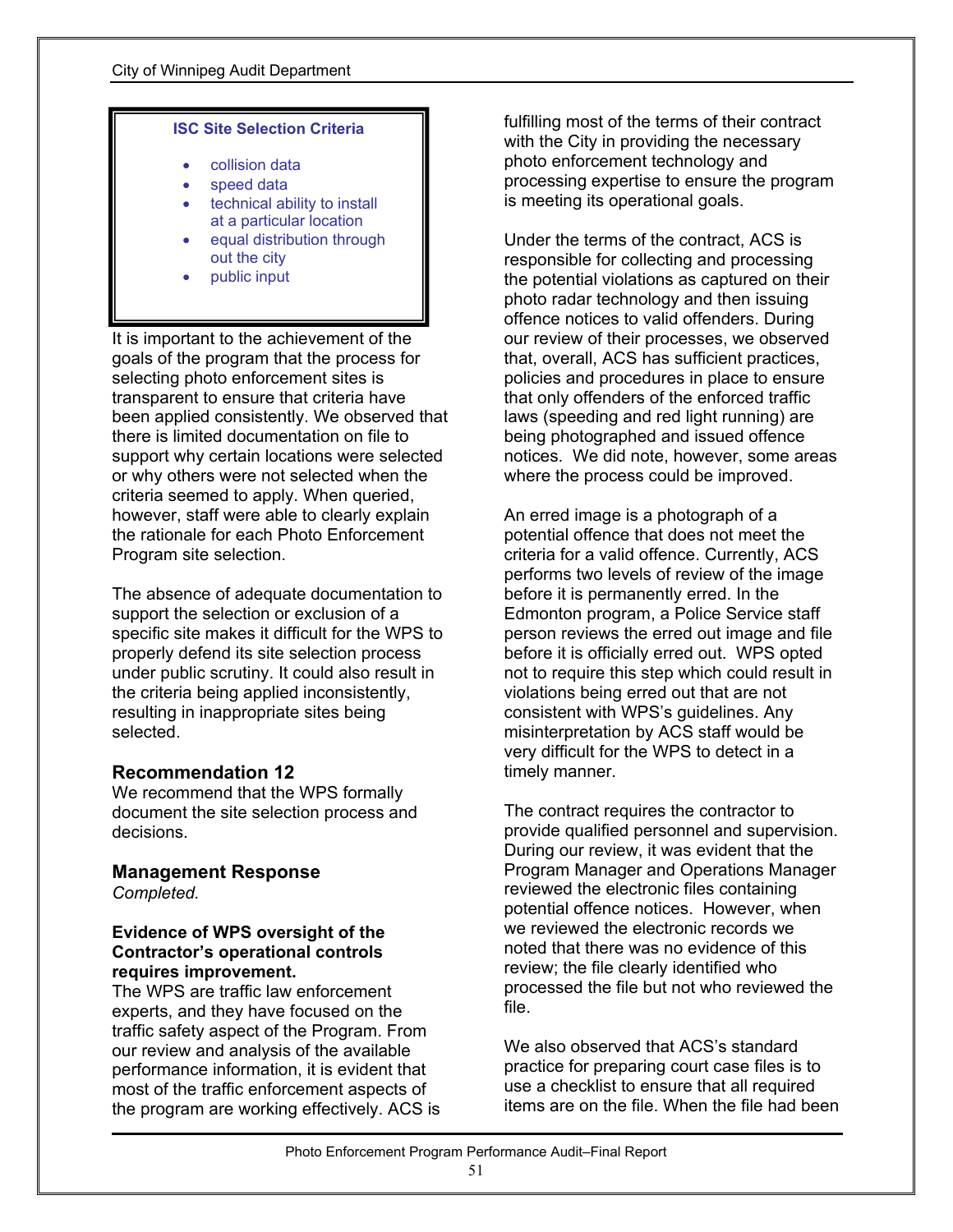**ISC Site Selection Criteria**

- collision data
- speed data
- technical ability to install at a particular location
- equal distribution through out the city
- public input

It is important to the achievement of the goals of the program that the process for selecting photo enforcement sites is transparent to ensure that criteria have been applied consistently. We observed that there is limited documentation on file to support why certain locations were selected or why others were not selected when the criteria seemed to apply. When queried, however, staff were able to clearly explain the rationale for each Photo Enforcement Program site selection.

The absence of adequate documentation to support the selection or exclusion of a specific site makes it difficult for the WPS to properly defend its site selection process under public scrutiny. It could also result in the criteria being applied inconsistently, resulting in inappropriate sites being selected.

### Recommendation 12

We recommend that the WPS formally document the site selection process and decisions.

### Management Response

*Completed.*

**Evidence of WPS oversight of the Contractor's operational controls requires improvement.**

The WPS are traffic law enforcement experts, and they have focused on the traffic safety aspect of the Program. From our review and analysis of the available performance information, it is evident that most of the traffic enforcement aspects of the program are working effectively. ACS is fulfilling most of the terms of their contract with the City in providing the necessary photo enforcement technology and processing expertise to ensure the program is meeting its operational goals.

Under the terms of the contract, ACS is responsible for collecting and processing the potential violations as captured on their photo radar technology and then issuing offence notices to valid offenders. During our review of their processes, we observed that, overall, ACS has sufficient practices, policies and procedures in place to ensure that only offenders of the enforced traffic laws (speeding and red light running) are being photographed and issued offence notices. We did note, however, some areas where the process could be improved.

An erred image is a photograph of a potential offence that does not meet the criteria for a valid offence. Currently, ACS performs two levels of review of the image before it is permanently erred. In the Edmonton program, a Police Service staff person reviews the erred out image and file before it is officially erred out. WPS opted not to require this step which could result in violations being erred out that are not consistent with WPS's guidelines. Any misinterpretation by ACS staff would be very difficult for the WPS to detect in a timely manner.

The contract requires the contractor to provide qualified personnel and supervision. During our review, it was evident that the Program Manager and Operations Manager reviewed the electronic files containing potential offence notices. However, when we reviewed the electronic records we noted that there was no evidence of this review; the file clearly identified who processed the file but not who reviewed the file.

We also observed that ACS's standard practice for preparing court case files is to use a checklist to ensure that all required items are on the file. When the file had been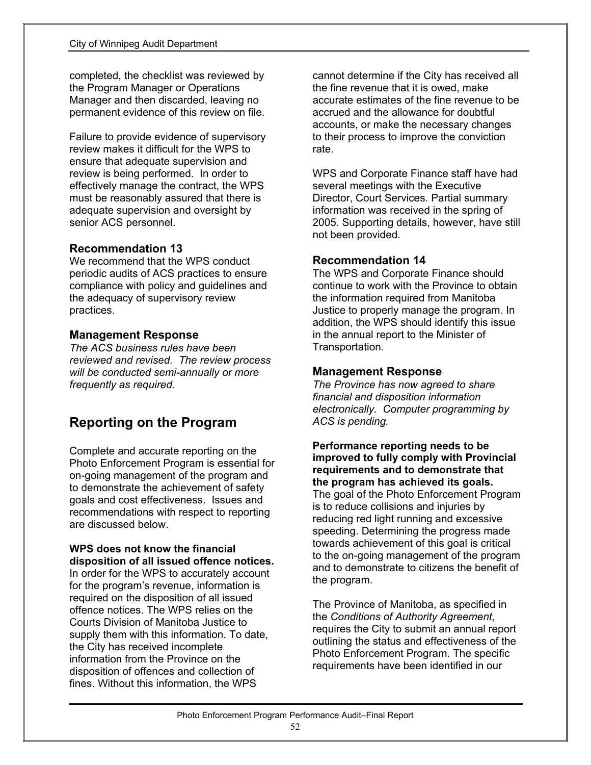completed, the checklist was reviewed by the Program Manager or Operations Manager and then discarded, leaving no permanent evidence of this review on file.

Failure to provide evidence of supervisory review makes it difficult for the WPS to ensure that adequate supervision and review is being performed. In order to effectively manage the contract, the WPS must be reasonably assured that there is adequate supervision and oversight by senior ACS personnel.

### Recommendation 13

We recommend that the WPS conduct periodic audits of ACS practices to ensure compliance with policy and guidelines and the adequacy of supervisory review practices.

### Management Response

*The ACS business rules have been reviewed and revised. The review process will be conducted semi-annually or more frequently as required.*

## Reporting on the Program

Complete and accurate reporting on the Photo Enforcement Program is essential for on-going management of the program and to demonstrate the achievement of safety goals and cost effectiveness. Issues and recommendations with respect to reporting are discussed below.

**WPS does not know the financial disposition of all issued offence notices.** In order for the WPS to accurately account for the program's revenue, information is required on the disposition of all issued offence notices. The WPS relies on the Courts Division of Manitoba Justice to supply them with this information. To date, the City has received incomplete information from the Province on the disposition of offences and collection of fines. Without this information, the WPS cannot determine if the City has received all the fine revenue that it is owed, make accurate estimates of the fine revenue to be accrued and the allowance for doubtful accounts, or make the necessary changes to their process to improve the conviction rate.

WPS and Corporate Finance staff have had several meetings with the Executive Director, Court Services. Partial summary information was received in the spring of 2005. Supporting details, however, have still not been provided.

### Recommendation 14

The WPS and Corporate Finance should continue to work with the Province to obtain the information required from Manitoba Justice to properly manage the program. In addition, the WPS should identify this issue in the annual report to the Minister of Transportation.

### Management Response

*The Province has now agreed to share financial and disposition information electronically. Computer programming by ACS is pending.*

**Performance reporting needs to be improved to fully comply with Provincial requirements and to demonstrate that the program has achieved its goals.** The goal of the Photo Enforcement Program is to reduce collisions and injuries by reducing red light running and excessive speeding. Determining the progress made towards achievement of this goal is critical to the on-going management of the program and to demonstrate to citizens the benefit of the program.

The Province of Manitoba, as specified in the *Conditions of Authority Agreement*, requires the City to submit an annual report outlining the status and effectiveness of the Photo Enforcement Program. The specific requirements have been identified in our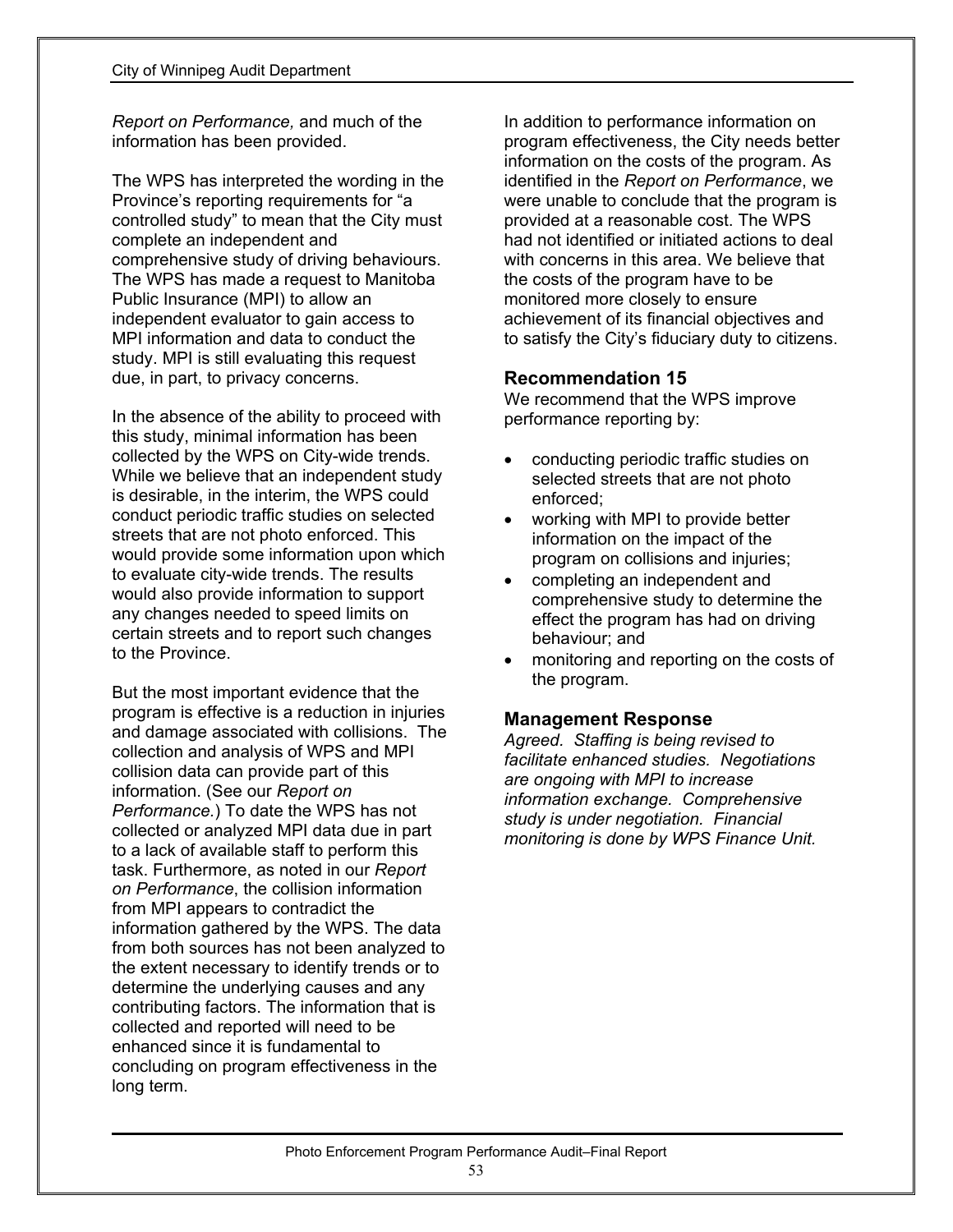*Report on Performance,* and much of the information has been provided.

The WPS has interpreted the wording in the Province's reporting requirements for "a controlled study" to mean that the City must complete an independent and comprehensive study of driving behaviours. The WPS has made a request to Manitoba Public Insurance (MPI) to allow an independent evaluator to gain access to MPI information and data to conduct the study. MPI is still evaluating this request due, in part, to privacy concerns.

In the absence of the ability to proceed with this study, minimal information has been collected by the WPS on City-wide trends. While we believe that an independent study is desirable, in the interim, the WPS could conduct periodic traffic studies on selected streets that are not photo enforced. This would provide some information upon which to evaluate city-wide trends. The results would also provide information to support any changes needed to speed limits on certain streets and to report such changes to the Province.

But the most important evidence that the program is effective is a reduction in injuries and damage associated with collisions. The collection and analysis of WPS and MPI collision data can provide part of this information. (See our *Report on Performance.*) To date the WPS has not collected or analyzed MPI data due in part to a lack of available staff to perform this task. Furthermore, as noted in our *Report on Performance*, the collision information from MPI appears to contradict the information gathered by the WPS. The data from both sources has not been analyzed to the extent necessary to identify trends or to determine the underlying causes and any contributing factors. The information that is collected and reported will need to be enhanced since it is fundamental to concluding on program effectiveness in the long term.

In addition to performance information on program effectiveness, the City needs better information on the costs of the program. As identified in the *Report on Performance*, we were unable to conclude that the program is provided at a reasonable cost. The WPS had not identified or initiated actions to deal with concerns in this area. We believe that the costs of the program have to be monitored more closely to ensure achievement of its financial objectives and to satisfy the City's fiduciary duty to citizens.

### Recommendation 15

We recommend that the WPS improve performance reporting by:

- conducting periodic traffic studies on selected streets that are not photo enforced;
- working with MPI to provide better information on the impact of the program on collisions and injuries;
- completing an independent and comprehensive study to determine the effect the program has had on driving behaviour; and
- monitoring and reporting on the costs of the program.

### Management Response

*Agreed. Staffing is being revised to facilitate enhanced studies. Negotiations are ongoing with MPI to increase information exchange. Comprehensive study is under negotiation. Financial monitoring is done by WPS Finance Unit.*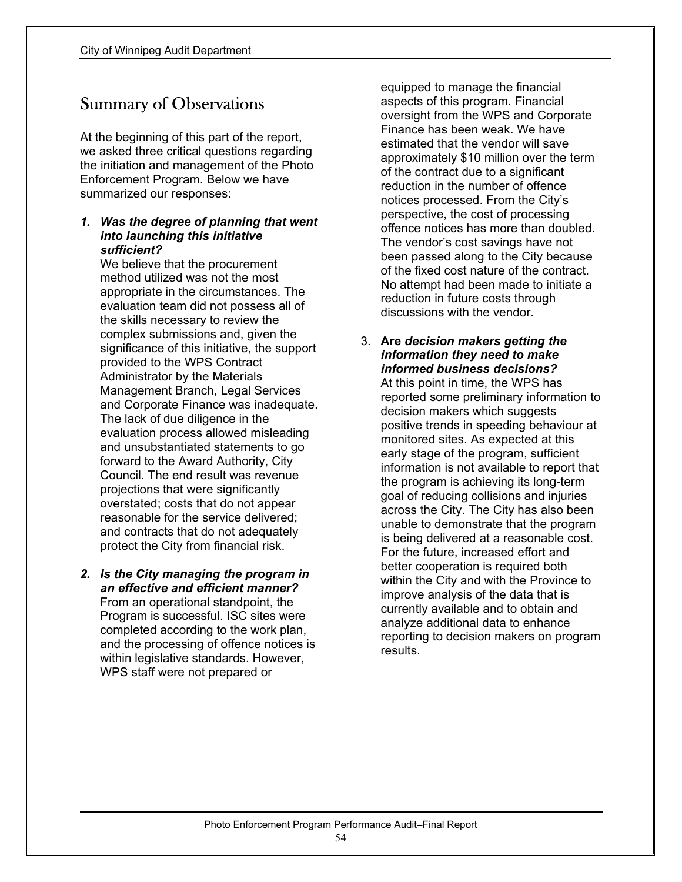## Summary of Observations

At the beginning of this part of the report, we asked three critical questions regarding the initiation and management of the Photo Enforcement Program. Below we have summarized our responses:

1. ***Was the degree of planning that went into launching this initiative sufficient?***
   We believe that the procurement method utilized was not the most appropriate in the circumstances. The evaluation team did not possess all of the skills necessary to review the complex submissions and, given the significance of this initiative, the support provided to the WPS Contract Administrator by the Materials Management Branch, Legal Services and Corporate Finance was inadequate. The lack of due diligence in the evaluation process allowed misleading and unsubstantiated statements to go forward to the Award Authority, City Council. The end result was revenue projections that were significantly overstated; costs that do not appear reasonable for the service delivered; and contracts that do not adequately protect the City from financial risk.

2. ***Is the City managing the program in an effective and efficient manner?***
   From an operational standpoint, the Program is successful. ISC sites were completed according to the work plan, and the processing of offence notices is within legislative standards. However, WPS staff were not prepared or equipped to manage the financial aspects of this program. Financial oversight from the WPS and Corporate Finance has been weak. We have estimated that the vendor will save approximately $10 million over the term of the contract due to a significant reduction in the number of offence notices processed. From the City's perspective, the cost of processing offence notices has more than doubled. The vendor's cost savings have not been passed along to the City because of the fixed cost nature of the contract. No attempt had been made to initiate a reduction in future costs through discussions with the vendor.

3. **Are *decision makers getting the information they need to make informed business decisions?***
   At this point in time, the WPS has reported some preliminary information to decision makers which suggests positive trends in speeding behaviour at monitored sites. As expected at this early stage of the program, sufficient information is not available to report that the program is achieving its long-term goal of reducing collisions and injuries across the City. The City has also been unable to demonstrate that the program is being delivered at a reasonable cost. For the future, increased effort and better cooperation is required both within the City and with the Province to improve analysis of the data that is currently available and to obtain and analyze additional data to enhance reporting to decision makers on program results.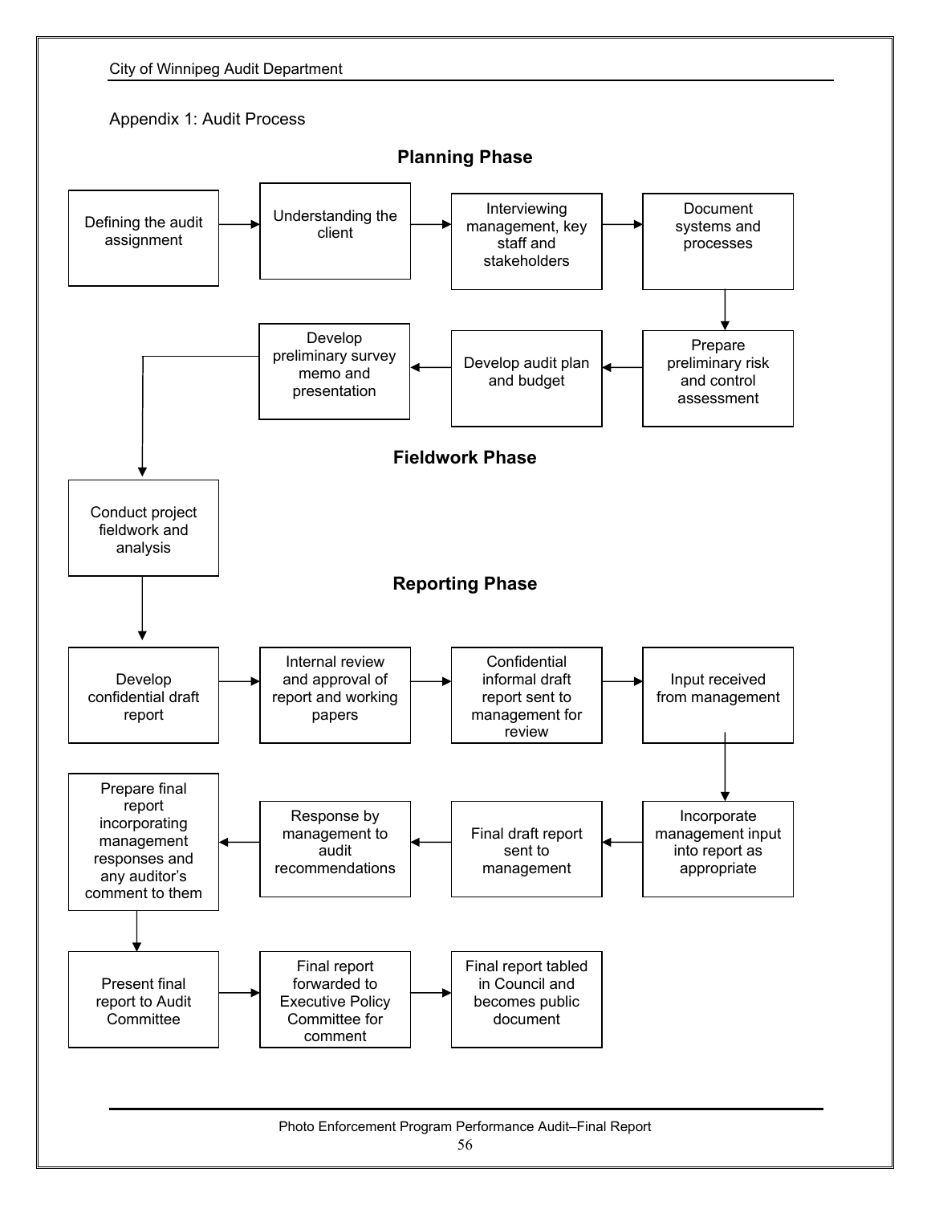Appendix 1: Audit Process

## Planning Phase

1. Defining the audit assignment
2. Understanding the client
3. Interviewing management, key staff and stakeholders
4. Document systems and processes
5. Prepare preliminary risk and control assessment
6. Develop audit plan and budget
7. Develop preliminary survey memo and presentation

## Fieldwork Phase

8. Conduct project fieldwork and analysis

## Reporting Phase

9. Develop confidential draft report
10. Internal review and approval of report and working papers
11. Confidential informal draft report sent to management for review
12. Input received from management
13. Incorporate management input into report as appropriate
14. Final draft report sent to management
15. Response by management to audit recommendations
16. Prepare final report incorporating management responses and any auditor's comment to them
17. Present final report to Audit Committee
18. Final report forwarded to Executive Policy Committee for comment
19. Final report tabled in Council and becomes public document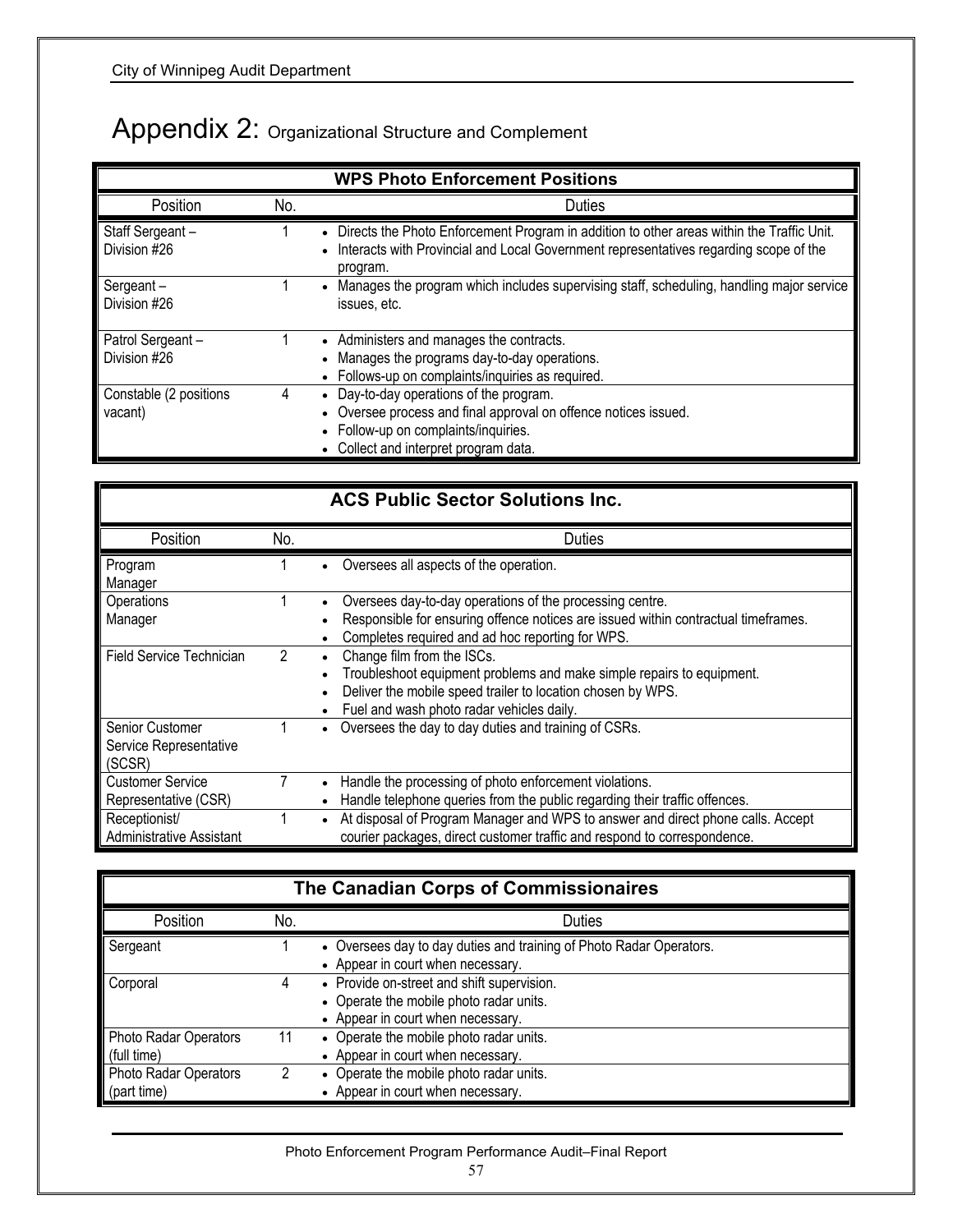# Appendix 2: Organizational Structure and Complement

| WPS Photo Enforcement Positions | | |
|---|---|---|
| Position | No. | Duties |
| Staff Sergeant – Division #26 | 1 | • Directs the Photo Enforcement Program in addition to other areas within the Traffic Unit.<br>• Interacts with Provincial and Local Government representatives regarding scope of the program. |
| Sergeant – Division #26 | 1 | • Manages the program which includes supervising staff, scheduling, handling major service issues, etc. |
| Patrol Sergeant – Division #26 | 1 | • Administers and manages the contracts.<br>• Manages the programs day-to-day operations.<br>• Follows-up on complaints/inquiries as required. |
| Constable (2 positions vacant) | 4 | • Day-to-day operations of the program.<br>• Oversee process and final approval on offence notices issued.<br>• Follow-up on complaints/inquiries.<br>• Collect and interpret program data. |

| ACS Public Sector Solutions Inc. | | |
|---|---|---|
| Position | No. | Duties |
| Program Manager | 1 | • Oversees all aspects of the operation. |
| Operations Manager | 1 | • Oversees day-to-day operations of the processing centre.<br>• Responsible for ensuring offence notices are issued within contractual timeframes.<br>• Completes required and ad hoc reporting for WPS. |
| Field Service Technician | 2 | • Change film from the ISCs.<br>• Troubleshoot equipment problems and make simple repairs to equipment.<br>• Deliver the mobile speed trailer to location chosen by WPS.<br>• Fuel and wash photo radar vehicles daily. |
| Senior Customer Service Representative (SCSR) | 1 | • Oversees the day to day duties and training of CSRs. |
| Customer Service Representative (CSR) | 7 | • Handle the processing of photo enforcement violations.<br>• Handle telephone queries from the public regarding their traffic offences. |
| Receptionist/ Administrative Assistant | 1 | • At disposal of Program Manager and WPS to answer and direct phone calls. Accept courier packages, direct customer traffic and respond to correspondence. |

| The Canadian Corps of Commissionaires | | |
|---|---|---|
| Position | No. | Duties |
| Sergeant | 1 | • Oversees day to day duties and training of Photo Radar Operators.<br>• Appear in court when necessary. |
| Corporal | 4 | • Provide on-street and shift supervision.<br>• Operate the mobile photo radar units.<br>• Appear in court when necessary. |
| Photo Radar Operators (full time) | 11 | • Operate the mobile photo radar units.<br>• Appear in court when necessary. |
| Photo Radar Operators (part time) | 2 | • Operate the mobile photo radar units.<br>• Appear in court when necessary. |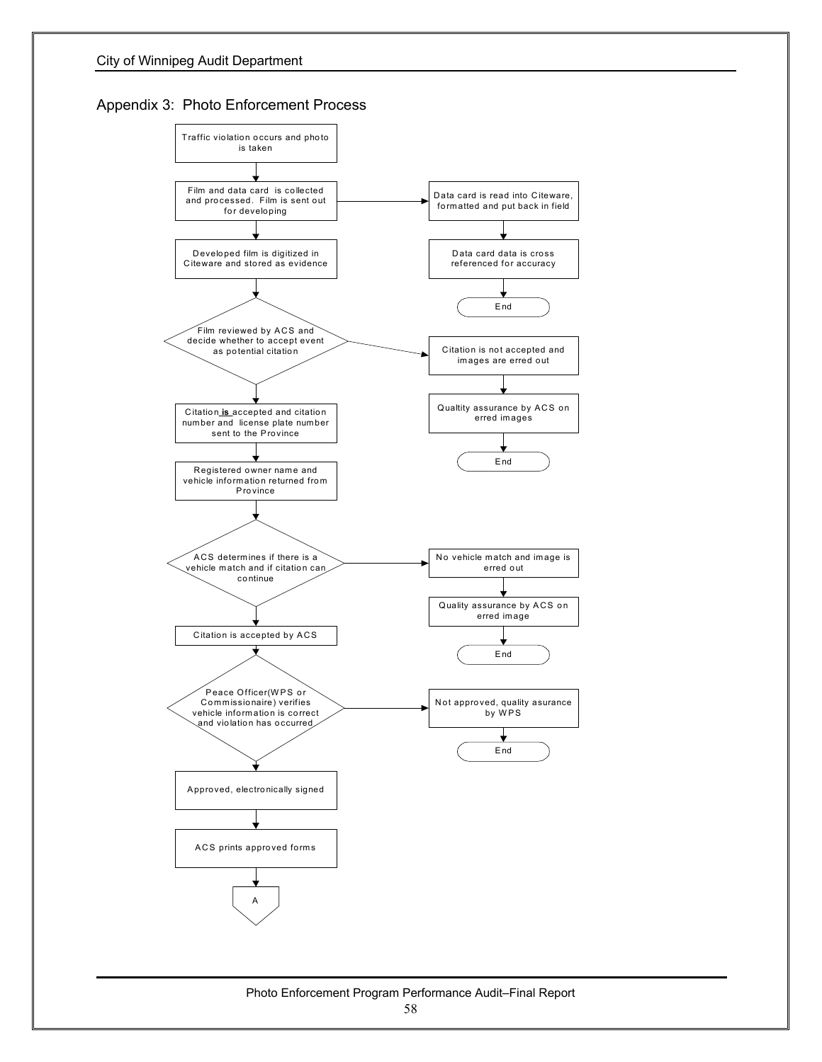## Appendix 3: Photo Enforcement Process

Traffic violation occurs and photo is taken

Film and data card is collected and processed. Film is sent out for developing

Data card is read into Citeware, formatted and put back in field

Data card data is cross referenced for accuracy

End

Developed film is digitized in Citeware and stored as evidence

Film reviewed by ACS and decide whether to accept event as potential citation

Citation is not accepted and images are erred out

Qualtity assurance by ACS on erred images

End

Citation **is** accepted and citation number and license plate number sent to the Province

Registered owner name and vehicle information returned from Province

ACS determines if there is a vehicle match and if citation can continue

No vehicle match and image is erred out

Quality assurance by ACS on erred image

End

Citation is accepted by ACS

Peace Officer(WPS or Commissionaire) verifies vehicle information is correct and violation has occurred

Not approved, quality asurance by WPS

End

Approved, electronically signed

ACS prints approved forms

A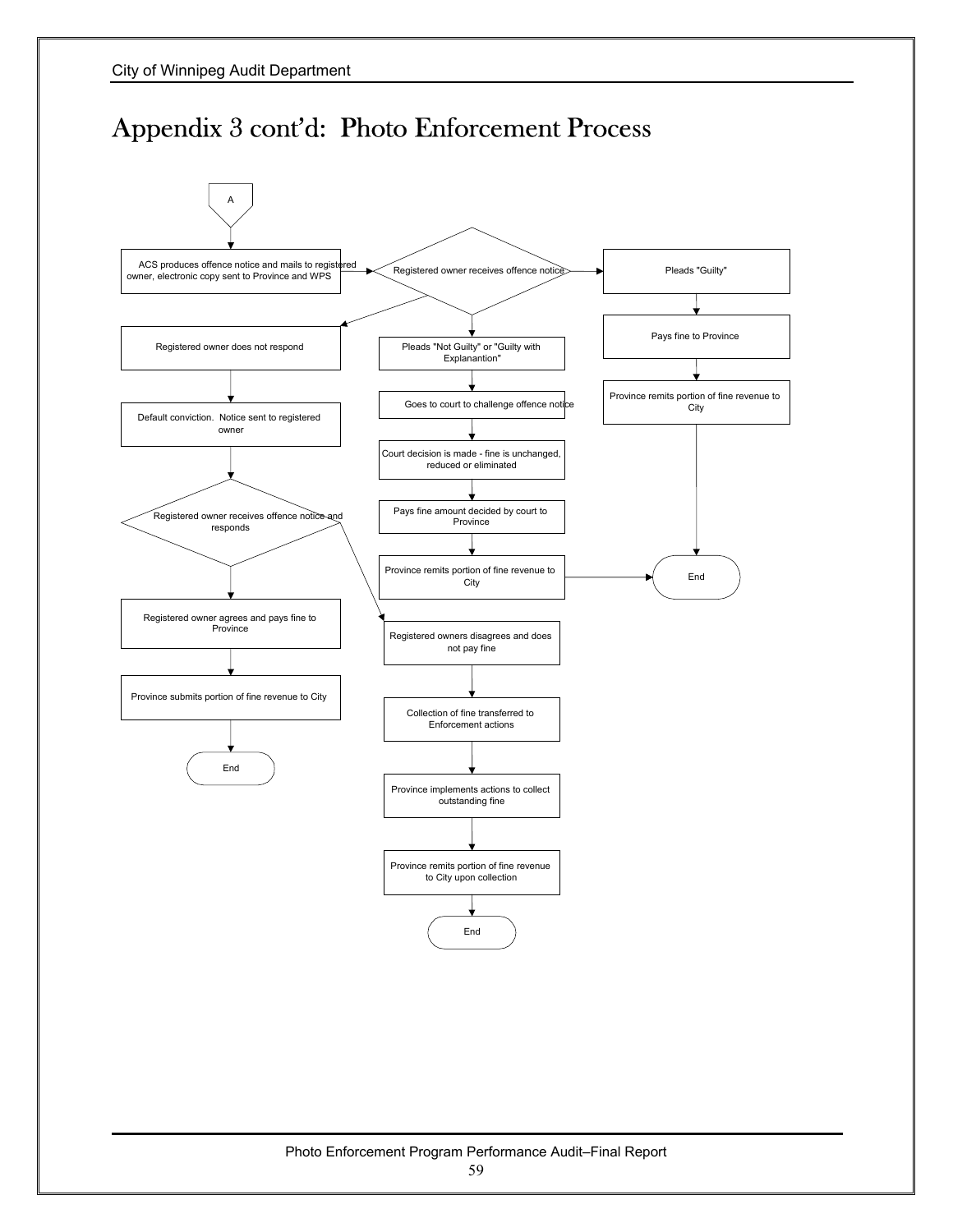# Appendix 3 cont'd: Photo Enforcement Process

A

ACS produces offence notice and mails to registered owner, electronic copy sent to Province and WPS

Registered owner receives offence notice

Pleads "Guilty"

Pays fine to Province

Province remits portion of fine revenue to City

Registered owner does not respond

Pleads "Not Guilty" or "Guilty with Explanantion"

Goes to court to challenge offence notice

Default conviction. Notice sent to registered owner

Court decision is made - fine is unchanged, reduced or eliminated

Registered owner receives offence notice and responds

Pays fine amount decided by court to Province

Province remits portion of fine revenue to City

End

Registered owner agrees and pays fine to Province

Registered owners disagrees and does not pay fine

Province submits portion of fine revenue to City

Collection of fine transferred to Enforcement actions

End

Province implements actions to collect outstanding fine

Province remits portion of fine revenue to City upon collection

End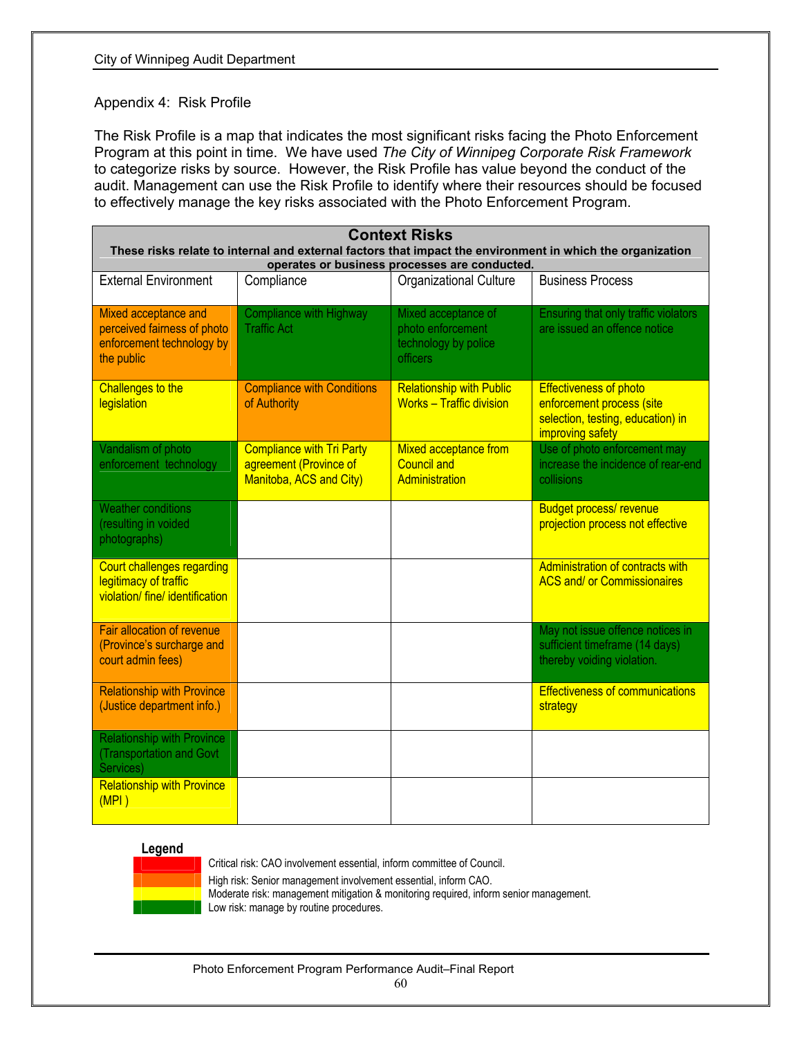Appendix 4: Risk Profile

The Risk Profile is a map that indicates the most significant risks facing the Photo Enforcement Program at this point in time. We have used *The City of Winnipeg Corporate Risk Framework* to categorize risks by source. However, the Risk Profile has value beyond the conduct of the audit. Management can use the Risk Profile to identify where their resources should be focused to effectively manage the key risks associated with the Photo Enforcement Program.

| **Context Risks** — These risks relate to internal and external factors that impact the environment in which the organization operates or business processes are conducted. | | | |
|---|---|---|---|
| External Environment | Compliance | Organizational Culture | Business Process |
| Mixed acceptance and perceived fairness of photo enforcement technology by the public (High) | Compliance with Highway Traffic Act (Low) | Mixed acceptance of photo enforcement technology by police officers (Low) | Ensuring that only traffic violators are issued an offence notice (Low) |
| Challenges to the legislation (Moderate) | Compliance with Conditions of Authority (High) | Relationship with Public Works – Traffic division (Moderate) | Effectiveness of photo enforcement process (site selection, testing, education) in improving safety (Moderate) |
| Vandalism of photo enforcement technology (Low) | Compliance with Tri Party agreement (Province of Manitoba, ACS and City) (Moderate) | Mixed acceptance from Council and Administration (Moderate) | Use of photo enforcement may increase the incidence of rear-end collisions (Low) |
| Weather conditions (resulting in voided photographs) (Low) | | | Budget process/ revenue projection process not effective (Moderate) |
| Court challenges regarding legitimacy of traffic violation/ fine/ identification (Moderate) | | | Administration of contracts with ACS and/ or Commissionaires (Moderate) |
| Fair allocation of revenue (Province's surcharge and court admin fees) (High) | | | May not issue offence notices in sufficient timeframe (14 days) thereby voiding violation. (Low) |
| Relationship with Province (Justice department info.) (High) | | | Effectiveness of communications strategy (Moderate) |
| Relationship with Province (Transportation and Govt Services) (Low) | | | |
| Relationship with Province (MPI ) (Moderate) | | | |

**Legend**

- Critical risk (red): CAO involvement essential, inform committee of Council.
- High risk (orange): Senior management involvement essential, inform CAO.
- Moderate risk (yellow): management mitigation & monitoring required, inform senior management.
- Low risk (green): manage by routine procedures.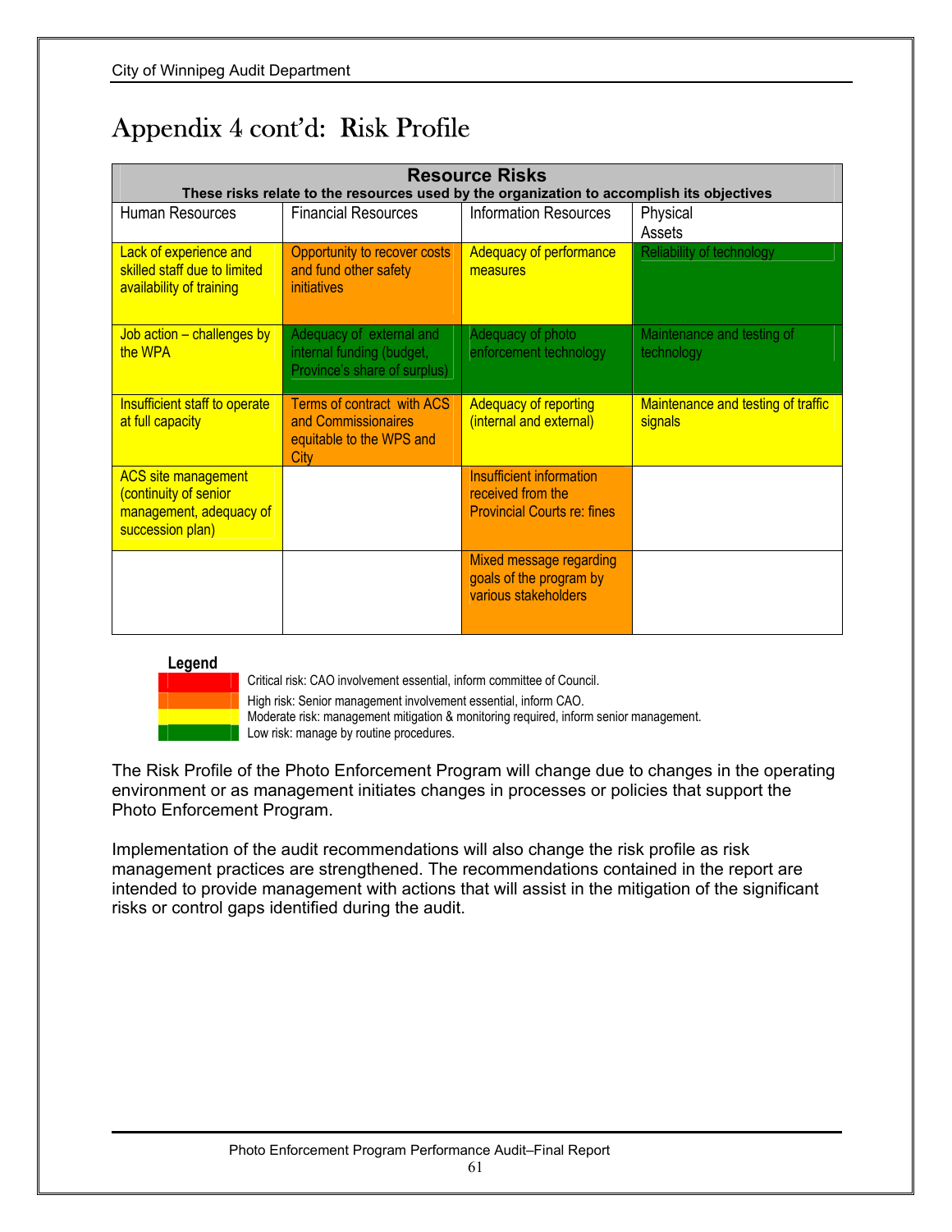# Appendix 4 cont'd: Risk Profile

| Resource Risks<br>These risks relate to the resources used by the organization to accomplish its objectives | | | |
|---|---|---|---|
| Human Resources | Financial Resources | Information Resources | Physical Assets |
| Lack of experience and skilled staff due to limited availability of training | Opportunity to recover costs and fund other safety initiatives | Adequacy of performance measures | Reliability of technology |
| Job action – challenges by the WPA | Adequacy of external and internal funding (budget, Province's share of surplus) | Adequacy of photo enforcement technology | Maintenance and testing of technology |
| Insufficient staff to operate at full capacity | Terms of contract with ACS and Commissionaires equitable to the WPS and City | Adequacy of reporting (internal and external) | Maintenance and testing of traffic signals |
| ACS site management (continuity of senior management, adequacy of succession plan) | | Insufficient information received from the Provincial Courts re: fines | |
| | | Mixed message regarding goals of the program by various stakeholders | |

**Legend**

- Critical risk: CAO involvement essential, inform committee of Council.
- High risk: Senior management involvement essential, inform CAO.
- Moderate risk: management mitigation & monitoring required, inform senior management.
- Low risk: manage by routine procedures.

The Risk Profile of the Photo Enforcement Program will change due to changes in the operating environment or as management initiates changes in processes or policies that support the Photo Enforcement Program.

Implementation of the audit recommendations will also change the risk profile as risk management practices are strengthened. The recommendations contained in the report are intended to provide management with actions that will assist in the mitigation of the significant risks or control gaps identified during the audit.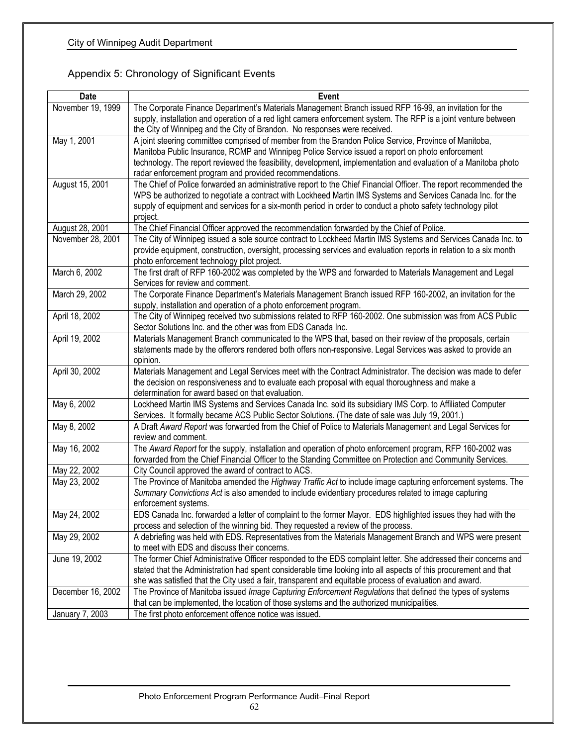## Appendix 5: Chronology of Significant Events

| Date | Event |
|---|---|
| November 19, 1999 | The Corporate Finance Department's Materials Management Branch issued RFP 16-99, an invitation for the supply, installation and operation of a red light camera enforcement system. The RFP is a joint venture between the City of Winnipeg and the City of Brandon. No responses were received. |
| May 1, 2001 | A joint steering committee comprised of member from the Brandon Police Service, Province of Manitoba, Manitoba Public Insurance, RCMP and Winnipeg Police Service issued a report on photo enforcement technology. The report reviewed the feasibility, development, implementation and evaluation of a Manitoba photo radar enforcement program and provided recommendations. |
| August 15, 2001 | The Chief of Police forwarded an administrative report to the Chief Financial Officer. The report recommended the WPS be authorized to negotiate a contract with Lockheed Martin IMS Systems and Services Canada Inc. for the supply of equipment and services for a six-month period in order to conduct a photo safety technology pilot project. |
| August 28, 2001 | The Chief Financial Officer approved the recommendation forwarded by the Chief of Police. |
| November 28, 2001 | The City of Winnipeg issued a sole source contract to Lockheed Martin IMS Systems and Services Canada Inc. to provide equipment, construction, oversight, processing services and evaluation reports in relation to a six month photo enforcement technology pilot project. |
| March 6, 2002 | The first draft of RFP 160-2002 was completed by the WPS and forwarded to Materials Management and Legal Services for review and comment. |
| March 29, 2002 | The Corporate Finance Department's Materials Management Branch issued RFP 160-2002, an invitation for the supply, installation and operation of a photo enforcement program. |
| April 18, 2002 | The City of Winnipeg received two submissions related to RFP 160-2002. One submission was from ACS Public Sector Solutions Inc. and the other was from EDS Canada Inc. |
| April 19, 2002 | Materials Management Branch communicated to the WPS that, based on their review of the proposals, certain statements made by the offerors rendered both offers non-responsive. Legal Services was asked to provide an opinion. |
| April 30, 2002 | Materials Management and Legal Services meet with the Contract Administrator. The decision was made to defer the decision on responsiveness and to evaluate each proposal with equal thoroughness and make a determination for award based on that evaluation. |
| May 6, 2002 | Lockheed Martin IMS Systems and Services Canada Inc. sold its subsidiary IMS Corp. to Affiliated Computer Services. It formally became ACS Public Sector Solutions. (The date of sale was July 19, 2001.) |
| May 8, 2002 | A Draft *Award Report* was forwarded from the Chief of Police to Materials Management and Legal Services for review and comment. |
| May 16, 2002 | The *Award Report* for the supply, installation and operation of photo enforcement program, RFP 160-2002 was forwarded from the Chief Financial Officer to the Standing Committee on Protection and Community Services. |
| May 22, 2002 | City Council approved the award of contract to ACS. |
| May 23, 2002 | The Province of Manitoba amended the *Highway Traffic Act* to include image capturing enforcement systems. The *Summary Convictions Act* is also amended to include evidentiary procedures related to image capturing enforcement systems. |
| May 24, 2002 | EDS Canada Inc. forwarded a letter of complaint to the former Mayor. EDS highlighted issues they had with the process and selection of the winning bid. They requested a review of the process. |
| May 29, 2002 | A debriefing was held with EDS. Representatives from the Materials Management Branch and WPS were present to meet with EDS and discuss their concerns. |
| June 19, 2002 | The former Chief Administrative Officer responded to the EDS complaint letter. She addressed their concerns and stated that the Administration had spent considerable time looking into all aspects of this procurement and that she was satisfied that the City used a fair, transparent and equitable process of evaluation and award. |
| December 16, 2002 | The Province of Manitoba issued *Image Capturing Enforcement Regulations* that defined the types of systems that can be implemented, the location of those systems and the authorized municipalities. |
| January 7, 2003 | The first photo enforcement offence notice was issued. |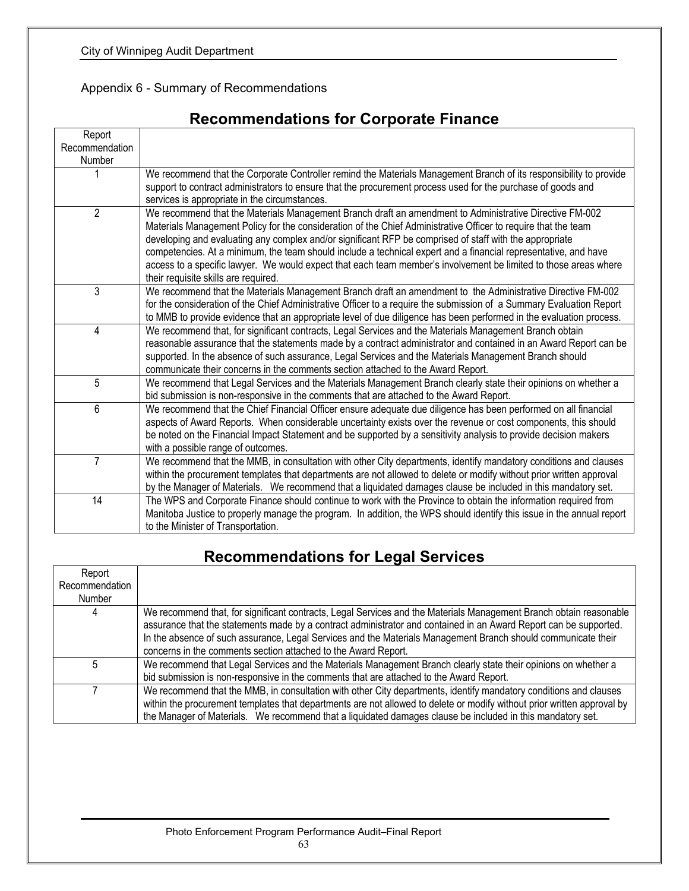Appendix 6 - Summary of Recommendations

## Recommendations for Corporate Finance

| Report Recommendation Number | |
|---|---|
| 1 | We recommend that the Corporate Controller remind the Materials Management Branch of its responsibility to provide support to contract administrators to ensure that the procurement process used for the purchase of goods and services is appropriate in the circumstances. |
| 2 | We recommend that the Materials Management Branch draft an amendment to Administrative Directive FM-002 Materials Management Policy for the consideration of the Chief Administrative Officer to require that the team developing and evaluating any complex and/or significant RFP be comprised of staff with the appropriate competencies. At a minimum, the team should include a technical expert and a financial representative, and have access to a specific lawyer. We would expect that each team member's involvement be limited to those areas where their requisite skills are required. |
| 3 | We recommend that the Materials Management Branch draft an amendment to the Administrative Directive FM-002 for the consideration of the Chief Administrative Officer to a require the submission of a Summary Evaluation Report to MMB to provide evidence that an appropriate level of due diligence has been performed in the evaluation process. |
| 4 | We recommend that, for significant contracts, Legal Services and the Materials Management Branch obtain reasonable assurance that the statements made by a contract administrator and contained in an Award Report can be supported. In the absence of such assurance, Legal Services and the Materials Management Branch should communicate their concerns in the comments section attached to the Award Report. |
| 5 | We recommend that Legal Services and the Materials Management Branch clearly state their opinions on whether a bid submission is non-responsive in the comments that are attached to the Award Report. |
| 6 | We recommend that the Chief Financial Officer ensure adequate due diligence has been performed on all financial aspects of Award Reports. When considerable uncertainty exists over the revenue or cost components, this should be noted on the Financial Impact Statement and be supported by a sensitivity analysis to provide decision makers with a possible range of outcomes. |
| 7 | We recommend that the MMB, in consultation with other City departments, identify mandatory conditions and clauses within the procurement templates that departments are not allowed to delete or modify without prior written approval by the Manager of Materials. We recommend that a liquidated damages clause be included in this mandatory set. |
| 14 | The WPS and Corporate Finance should continue to work with the Province to obtain the information required from Manitoba Justice to properly manage the program. In addition, the WPS should identify this issue in the annual report to the Minister of Transportation. |

## Recommendations for Legal Services

| Report Recommendation Number | |
|---|---|
| 4 | We recommend that, for significant contracts, Legal Services and the Materials Management Branch obtain reasonable assurance that the statements made by a contract administrator and contained in an Award Report can be supported. In the absence of such assurance, Legal Services and the Materials Management Branch should communicate their concerns in the comments section attached to the Award Report. |
| 5 | We recommend that Legal Services and the Materials Management Branch clearly state their opinions on whether a bid submission is non-responsive in the comments that are attached to the Award Report. |
| 7 | We recommend that the MMB, in consultation with other City departments, identify mandatory conditions and clauses within the procurement templates that departments are not allowed to delete or modify without prior written approval by the Manager of Materials. We recommend that a liquidated damages clause be included in this mandatory set. |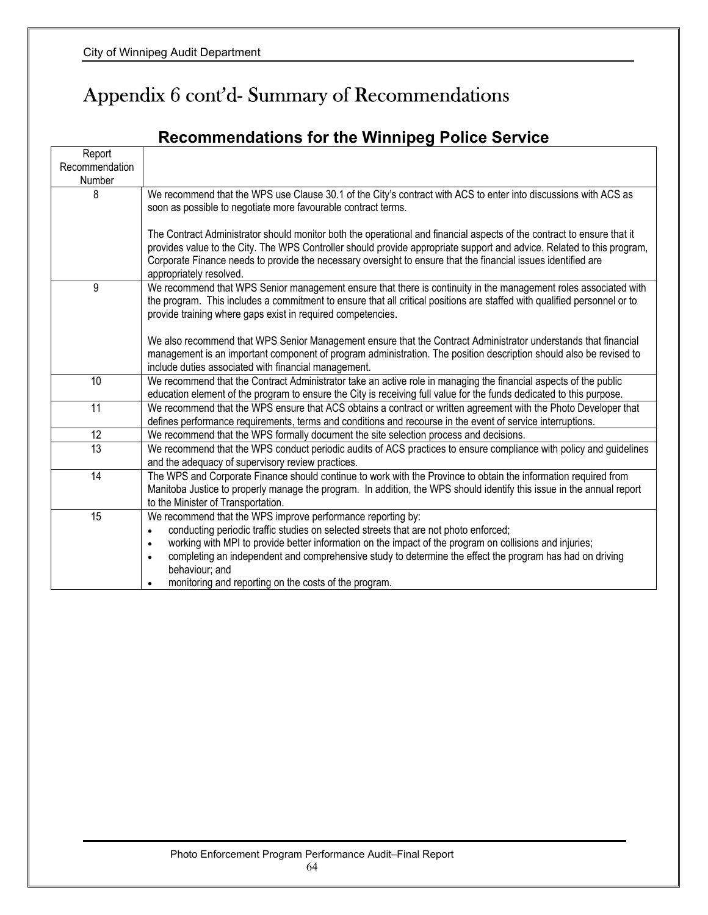# Appendix 6 cont'd- Summary of Recommendations

## Recommendations for the Winnipeg Police Service

| Report Recommendation Number | |
|---|---|
| 8 | We recommend that the WPS use Clause 30.1 of the City's contract with ACS to enter into discussions with ACS as soon as possible to negotiate more favourable contract terms.<br><br>The Contract Administrator should monitor both the operational and financial aspects of the contract to ensure that it provides value to the City. The WPS Controller should provide appropriate support and advice. Related to this program, Corporate Finance needs to provide the necessary oversight to ensure that the financial issues identified are appropriately resolved. |
| 9 | We recommend that WPS Senior management ensure that there is continuity in the management roles associated with the program. This includes a commitment to ensure that all critical positions are staffed with qualified personnel or to provide training where gaps exist in required competencies.<br><br>We also recommend that WPS Senior Management ensure that the Contract Administrator understands that financial management is an important component of program administration. The position description should also be revised to include duties associated with financial management. |
| 10 | We recommend that the Contract Administrator take an active role in managing the financial aspects of the public education element of the program to ensure the City is receiving full value for the funds dedicated to this purpose. |
| 11 | We recommend that the WPS ensure that ACS obtains a contract or written agreement with the Photo Developer that defines performance requirements, terms and conditions and recourse in the event of service interruptions. |
| 12 | We recommend that the WPS formally document the site selection process and decisions. |
| 13 | We recommend that the WPS conduct periodic audits of ACS practices to ensure compliance with policy and guidelines and the adequacy of supervisory review practices. |
| 14 | The WPS and Corporate Finance should continue to work with the Province to obtain the information required from Manitoba Justice to properly manage the program. In addition, the WPS should identify this issue in the annual report to the Minister of Transportation. |
| 15 | We recommend that the WPS improve performance reporting by:<br>• conducting periodic traffic studies on selected streets that are not photo enforced;<br>• working with MPI to provide better information on the impact of the program on collisions and injuries;<br>• completing an independent and comprehensive study to determine the effect the program has had on driving behaviour; and<br>• monitoring and reporting on the costs of the program. |